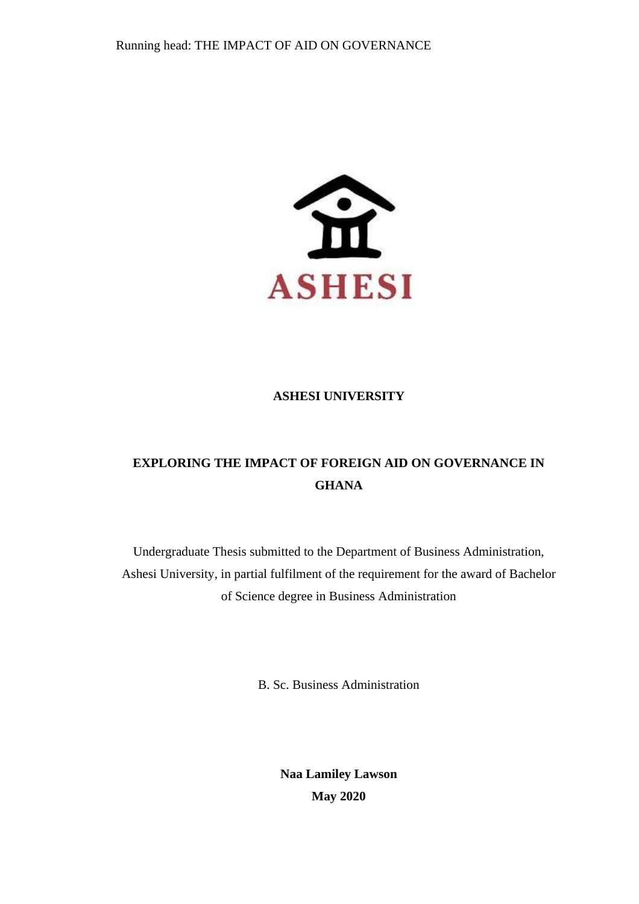**ASHESI**

**ASHESI UNIVERSITY**

# EXPLORING THE IMPACT OF FOREIGN AID ON GOVERNANCE IN GHANA

Undergraduate Thesis submitted to the Department of Business Administration, Ashesi University, in partial fulfilment of the requirement for the award of Bachelor of Science degree in Business Administration

B. Sc. Business Administration

**Naa Lamiley Lawson**

**May 2020**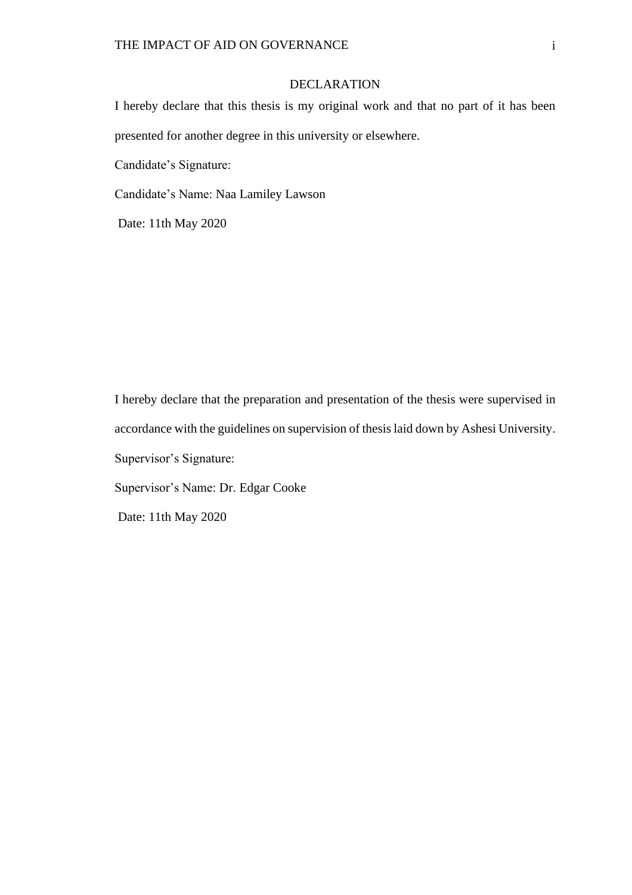## DECLARATION

I hereby declare that this thesis is my original work and that no part of it has been presented for another degree in this university or elsewhere.

Candidate's Signature:

Candidate's Name: Naa Lamiley Lawson

Date: 11th May 2020

I hereby declare that the preparation and presentation of the thesis were supervised in accordance with the guidelines on supervision of thesis laid down by Ashesi University.

Supervisor's Signature:

Supervisor's Name: Dr. Edgar Cooke

Date: 11th May 2020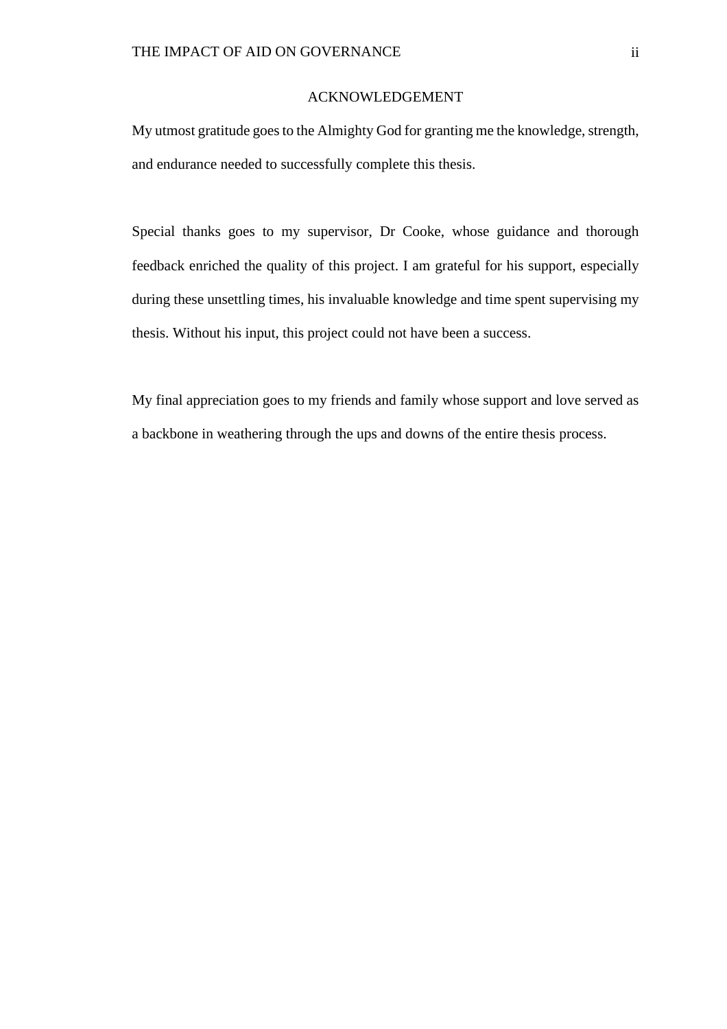# ACKNOWLEDGEMENT

My utmost gratitude goes to the Almighty God for granting me the knowledge, strength, and endurance needed to successfully complete this thesis.

Special thanks goes to my supervisor, Dr Cooke, whose guidance and thorough feedback enriched the quality of this project. I am grateful for his support, especially during these unsettling times, his invaluable knowledge and time spent supervising my thesis. Without his input, this project could not have been a success.

My final appreciation goes to my friends and family whose support and love served as a backbone in weathering through the ups and downs of the entire thesis process.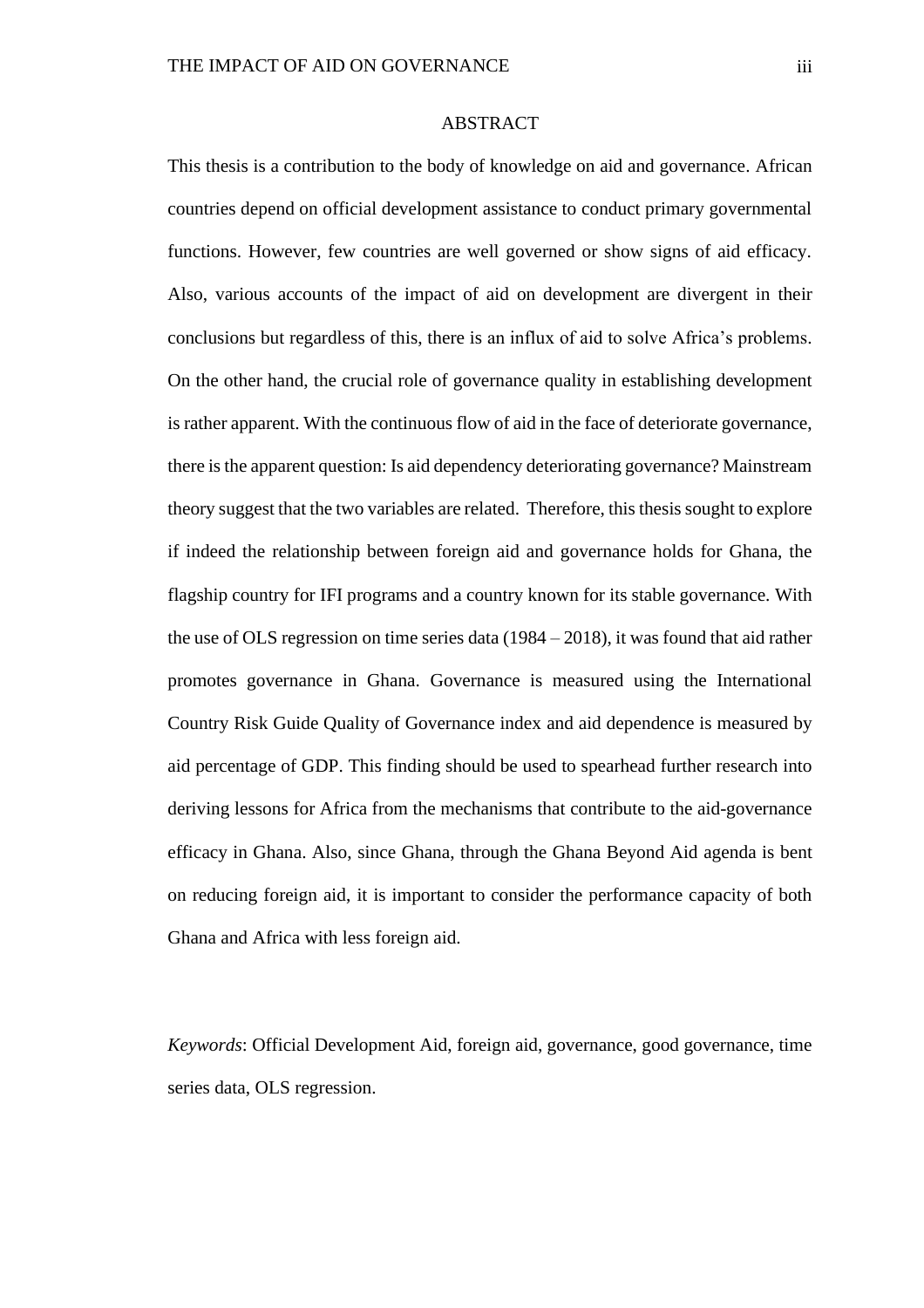# ABSTRACT

This thesis is a contribution to the body of knowledge on aid and governance. African countries depend on official development assistance to conduct primary governmental functions. However, few countries are well governed or show signs of aid efficacy. Also, various accounts of the impact of aid on development are divergent in their conclusions but regardless of this, there is an influx of aid to solve Africa's problems. On the other hand, the crucial role of governance quality in establishing development is rather apparent. With the continuous flow of aid in the face of deteriorate governance, there is the apparent question: Is aid dependency deteriorating governance? Mainstream theory suggest that the two variables are related. Therefore, this thesis sought to explore if indeed the relationship between foreign aid and governance holds for Ghana, the flagship country for IFI programs and a country known for its stable governance. With the use of OLS regression on time series data (1984 – 2018), it was found that aid rather promotes governance in Ghana. Governance is measured using the International Country Risk Guide Quality of Governance index and aid dependence is measured by aid percentage of GDP. This finding should be used to spearhead further research into deriving lessons for Africa from the mechanisms that contribute to the aid-governance efficacy in Ghana. Also, since Ghana, through the Ghana Beyond Aid agenda is bent on reducing foreign aid, it is important to consider the performance capacity of both Ghana and Africa with less foreign aid.

*Keywords*: Official Development Aid, foreign aid, governance, good governance, time series data, OLS regression.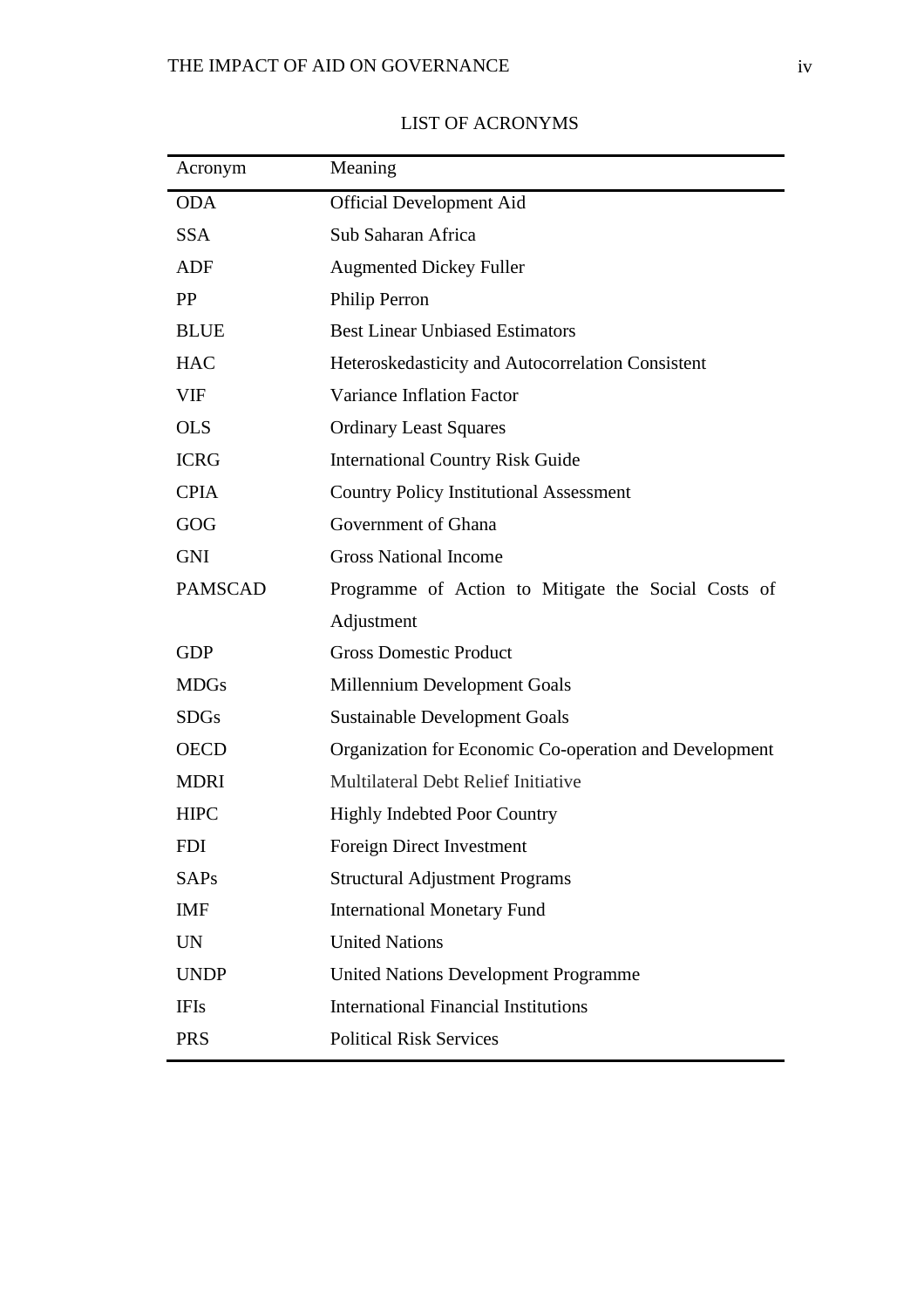# LIST OF ACRONYMS

| Acronym | Meaning |
|---|---|
| ODA | Official Development Aid |
| SSA | Sub Saharan Africa |
| ADF | Augmented Dickey Fuller |
| PP | Philip Perron |
| BLUE | Best Linear Unbiased Estimators |
| HAC | Heteroskedasticity and Autocorrelation Consistent |
| VIF | Variance Inflation Factor |
| OLS | Ordinary Least Squares |
| ICRG | International Country Risk Guide |
| CPIA | Country Policy Institutional Assessment |
| GOG | Government of Ghana |
| GNI | Gross National Income |
| PAMSCAD | Programme of Action to Mitigate the Social Costs of Adjustment |
| GDP | Gross Domestic Product |
| MDGs | Millennium Development Goals |
| SDGs | Sustainable Development Goals |
| OECD | Organization for Economic Co-operation and Development |
| MDRI | Multilateral Debt Relief Initiative |
| HIPC | Highly Indebted Poor Country |
| FDI | Foreign Direct Investment |
| SAPs | Structural Adjustment Programs |
| IMF | International Monetary Fund |
| UN | United Nations |
| UNDP | United Nations Development Programme |
| IFIs | International Financial Institutions |
| PRS | Political Risk Services |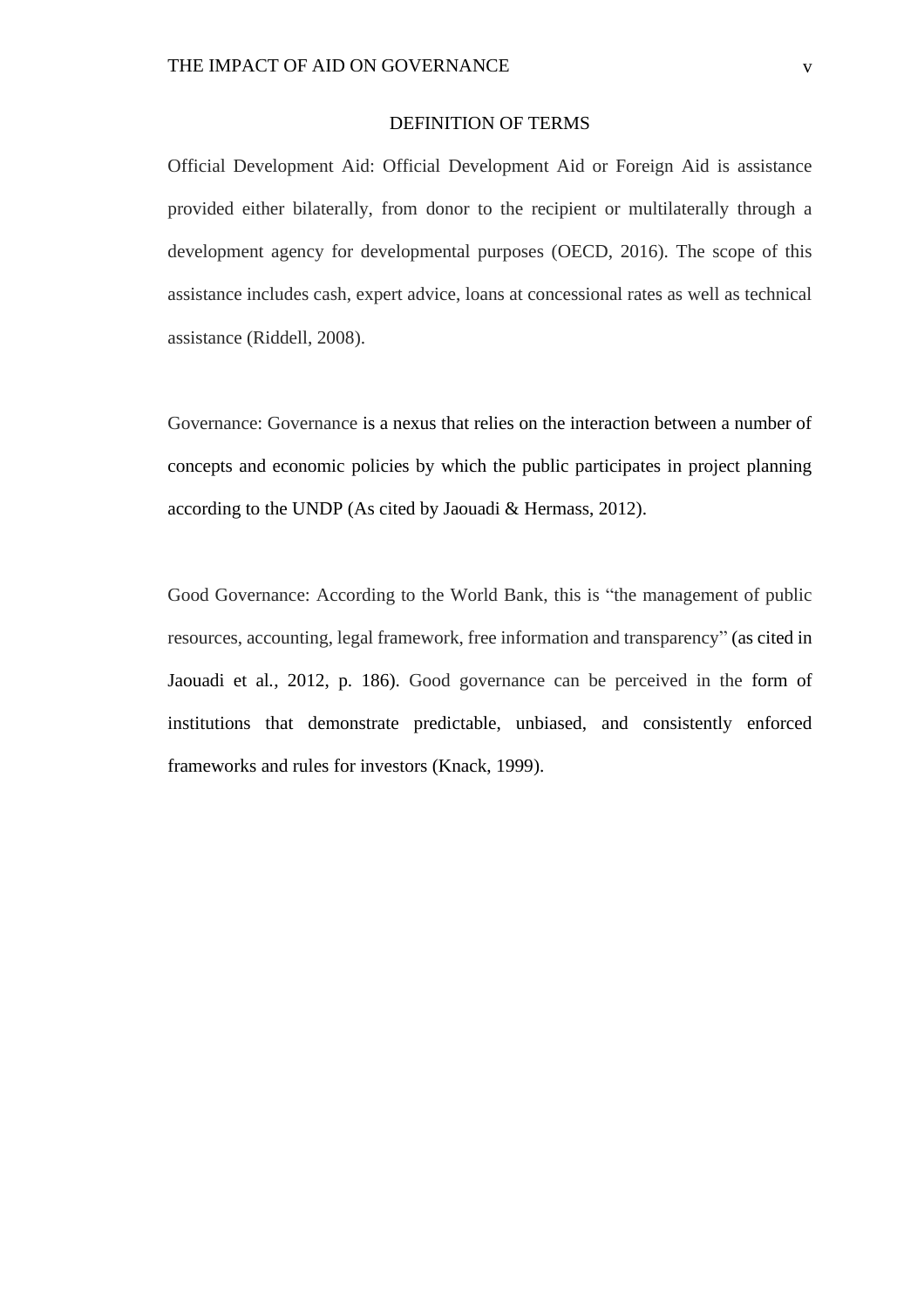## DEFINITION OF TERMS

Official Development Aid: Official Development Aid or Foreign Aid is assistance provided either bilaterally, from donor to the recipient or multilaterally through a development agency for developmental purposes (OECD, 2016). The scope of this assistance includes cash, expert advice, loans at concessional rates as well as technical assistance (Riddell, 2008).

Governance: Governance is a nexus that relies on the interaction between a number of concepts and economic policies by which the public participates in project planning according to the UNDP (As cited by Jaouadi & Hermass, 2012).

Good Governance: According to the World Bank, this is "the management of public resources, accounting, legal framework, free information and transparency" (as cited in Jaouadi et al., 2012, p. 186). Good governance can be perceived in the form of institutions that demonstrate predictable, unbiased, and consistently enforced frameworks and rules for investors (Knack, 1999).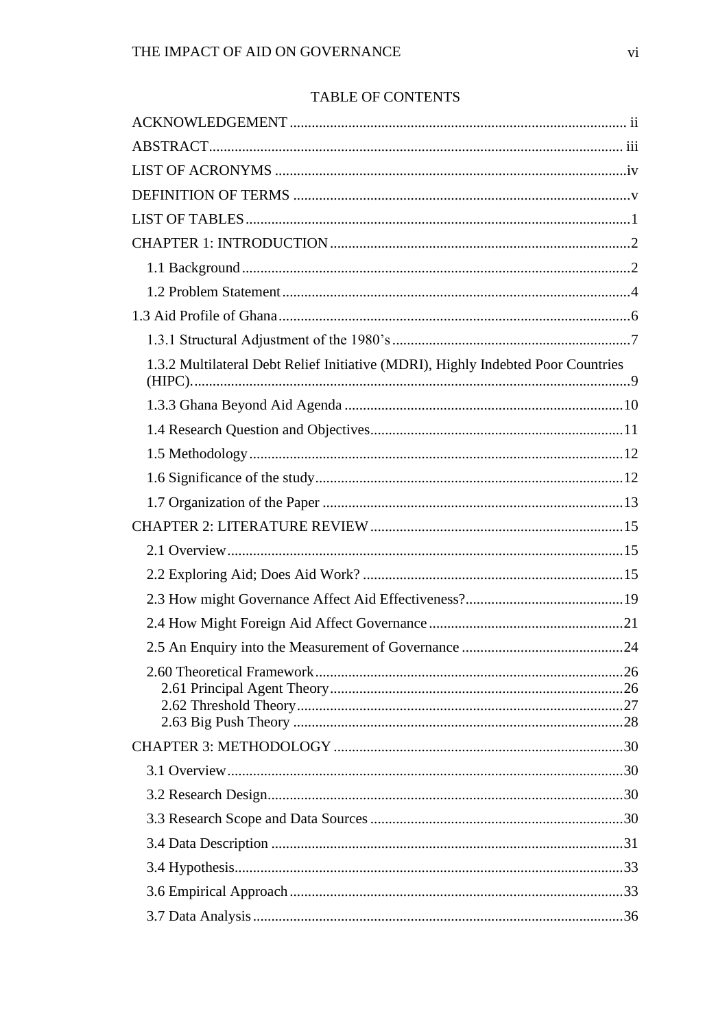## TABLE OF CONTENTS

ACKNOWLEDGEMENT ..... ii

ABSTRACT ..... iii

LIST OF ACRONYMS ..... iv

DEFINITION OF TERMS ..... v

LIST OF TABLES ..... 1

CHAPTER 1: INTRODUCTION ..... 2

- 1.1 Background ..... 2
- 1.2 Problem Statement ..... 4

1.3 Aid Profile of Ghana ..... 6

- 1.3.1 Structural Adjustment of the 1980's ..... 7
- 1.3.2 Multilateral Debt Relief Initiative (MDRI), Highly Indebted Poor Countries (HIPC). ..... 9
- 1.3.3 Ghana Beyond Aid Agenda ..... 10
- 1.4 Research Question and Objectives ..... 11
- 1.5 Methodology ..... 12
- 1.6 Significance of the study ..... 12
- 1.7 Organization of the Paper ..... 13

CHAPTER 2: LITERATURE REVIEW ..... 15

- 2.1 Overview ..... 15
- 2.2 Exploring Aid; Does Aid Work? ..... 15
- 2.3 How might Governance Affect Aid Effectiveness? ..... 19
- 2.4 How Might Foreign Aid Affect Governance ..... 21
- 2.5 An Enquiry into the Measurement of Governance ..... 24
- 2.60 Theoretical Framework ..... 26
  - 2.61 Principal Agent Theory ..... 26
  - 2.62 Threshold Theory ..... 27
  - 2.63 Big Push Theory ..... 28

CHAPTER 3: METHODOLOGY ..... 30

- 3.1 Overview ..... 30
- 3.2 Research Design ..... 30
- 3.3 Research Scope and Data Sources ..... 30
- 3.4 Data Description ..... 31
- 3.4 Hypothesis ..... 33
- 3.6 Empirical Approach ..... 33
- 3.7 Data Analysis ..... 36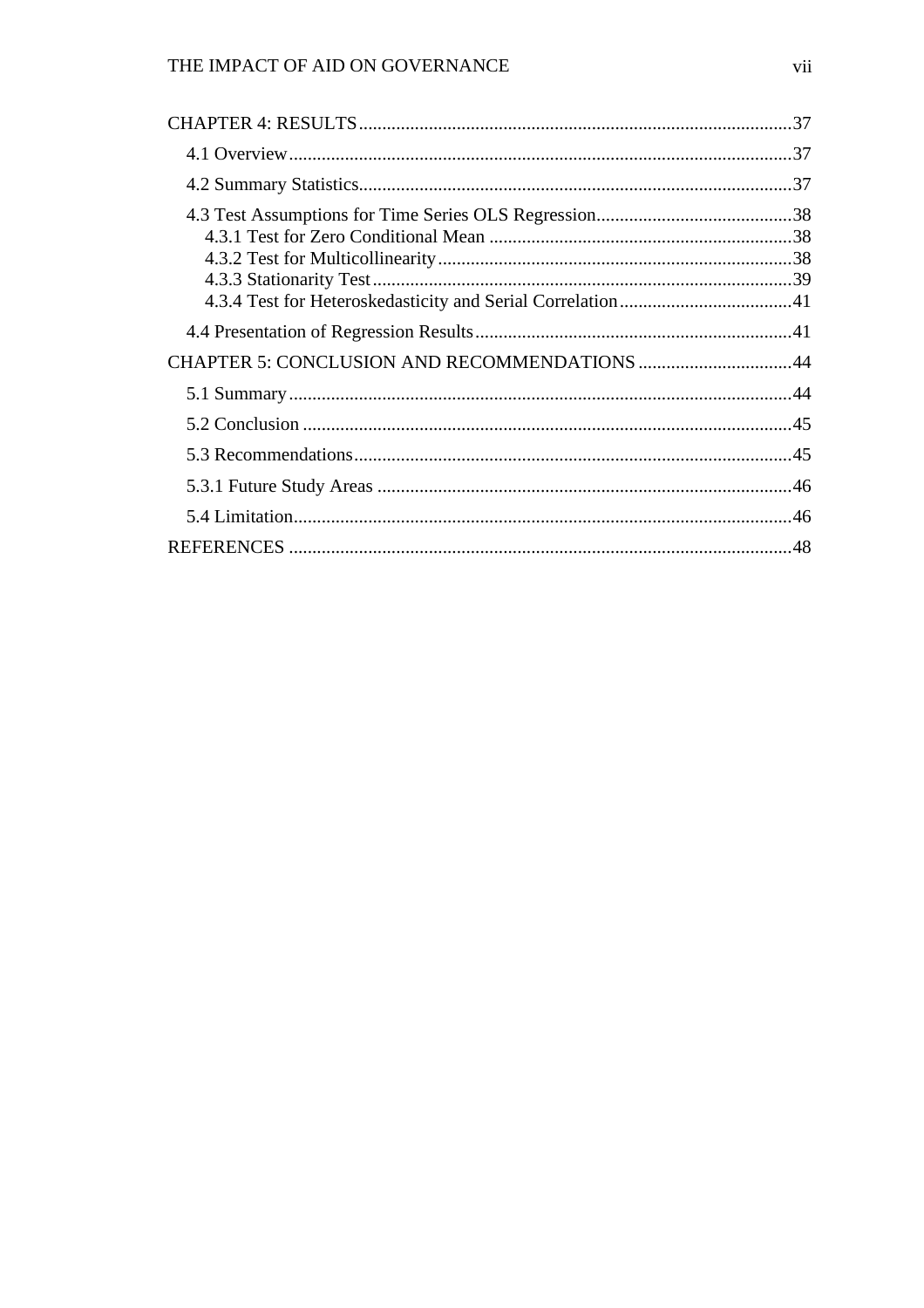CHAPTER 4: RESULTS ....................................................................................... 37

- 4.1 Overview ........................................................................................... 37
- 4.2 Summary Statistics ............................................................................. 37
- 4.3 Test Assumptions for Time Series OLS Regression .......................................... 38
  - 4.3.1 Test for Zero Conditional Mean ................................................................. 38
  - 4.3.2 Test for Multicollinearity ........................................................................... 38
  - 4.3.3 Stationarity Test ........................................................................................ 39
  - 4.3.4 Test for Heteroskedasticity and Serial Correlation ..................................... 41
- 4.4 Presentation of Regression Results .................................................................. 41

CHAPTER 5: CONCLUSION AND RECOMMENDATIONS ................................ 44

- 5.1 Summary ............................................................................................ 44
- 5.2 Conclusion ......................................................................................... 45
- 5.3 Recommendations ............................................................................... 45
- 5.3.1 Future Study Areas ........................................................................... 46
- 5.4 Limitation ........................................................................................... 46

REFERENCES ........................................................................................... 48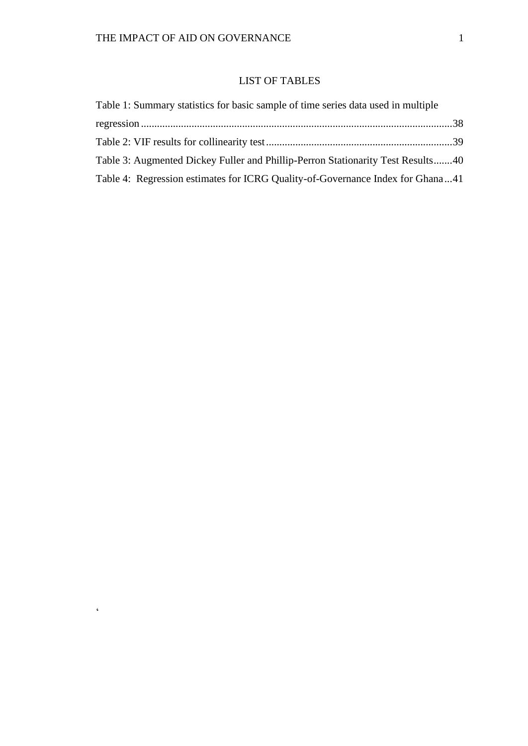## LIST OF TABLES

Table 1: Summary statistics for basic sample of time series data used in multiple regression....................................................................................................................38

Table 2: VIF results for collinearity test......................................................................39

Table 3: Augmented Dickey Fuller and Phillip-Perron Stationarity Test Results.......40

Table 4: Regression estimates for ICRG Quality-of-Governance Index for Ghana...41

‘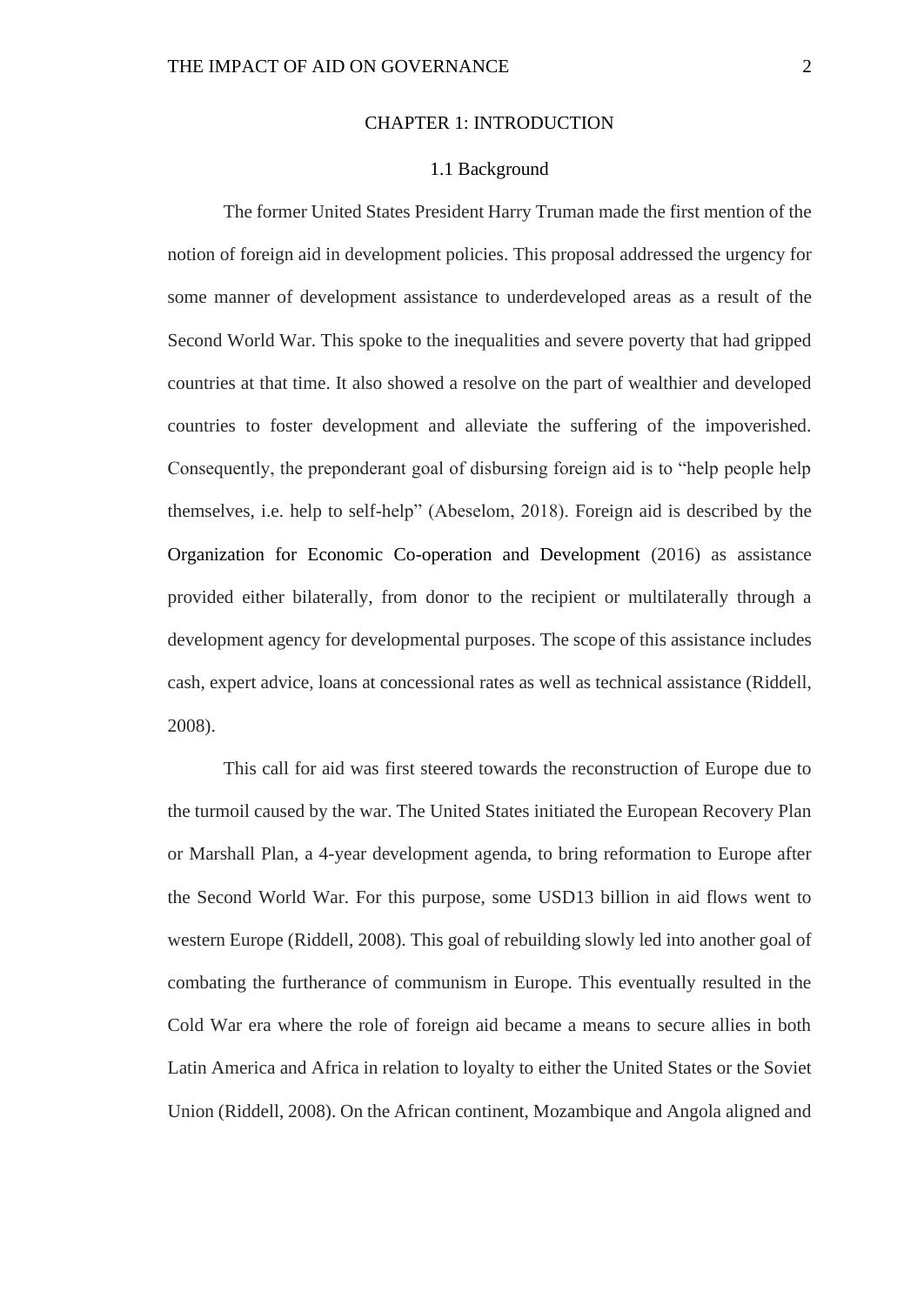# CHAPTER 1: INTRODUCTION

## 1.1 Background

The former United States President Harry Truman made the first mention of the notion of foreign aid in development policies. This proposal addressed the urgency for some manner of development assistance to underdeveloped areas as a result of the Second World War. This spoke to the inequalities and severe poverty that had gripped countries at that time. It also showed a resolve on the part of wealthier and developed countries to foster development and alleviate the suffering of the impoverished. Consequently, the preponderant goal of disbursing foreign aid is to "help people help themselves, i.e. help to self-help" (Abeselom, 2018). Foreign aid is described by the Organization for Economic Co-operation and Development (2016) as assistance provided either bilaterally, from donor to the recipient or multilaterally through a development agency for developmental purposes. The scope of this assistance includes cash, expert advice, loans at concessional rates as well as technical assistance (Riddell, 2008).

This call for aid was first steered towards the reconstruction of Europe due to the turmoil caused by the war. The United States initiated the European Recovery Plan or Marshall Plan, a 4-year development agenda, to bring reformation to Europe after the Second World War. For this purpose, some USD13 billion in aid flows went to western Europe (Riddell, 2008). This goal of rebuilding slowly led into another goal of combating the furtherance of communism in Europe. This eventually resulted in the Cold War era where the role of foreign aid became a means to secure allies in both Latin America and Africa in relation to loyalty to either the United States or the Soviet Union (Riddell, 2008). On the African continent, Mozambique and Angola aligned and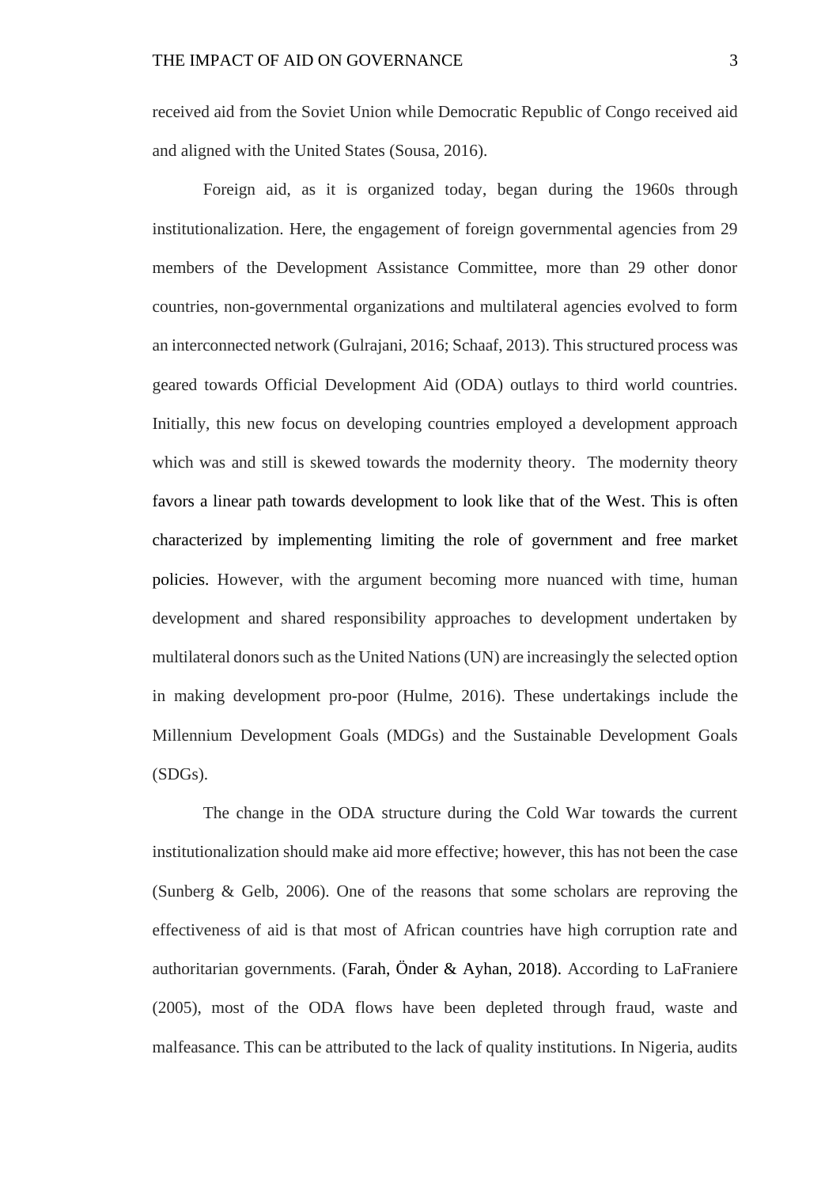received aid from the Soviet Union while Democratic Republic of Congo received aid and aligned with the United States (Sousa, 2016).

Foreign aid, as it is organized today, began during the 1960s through institutionalization. Here, the engagement of foreign governmental agencies from 29 members of the Development Assistance Committee, more than 29 other donor countries, non-governmental organizations and multilateral agencies evolved to form an interconnected network (Gulrajani, 2016; Schaaf, 2013). This structured process was geared towards Official Development Aid (ODA) outlays to third world countries. Initially, this new focus on developing countries employed a development approach which was and still is skewed towards the modernity theory. The modernity theory favors a linear path towards development to look like that of the West. This is often characterized by implementing limiting the role of government and free market policies. However, with the argument becoming more nuanced with time, human development and shared responsibility approaches to development undertaken by multilateral donors such as the United Nations (UN) are increasingly the selected option in making development pro-poor (Hulme, 2016). These undertakings include the Millennium Development Goals (MDGs) and the Sustainable Development Goals (SDGs).

The change in the ODA structure during the Cold War towards the current institutionalization should make aid more effective; however, this has not been the case (Sunberg & Gelb, 2006). One of the reasons that some scholars are reproving the effectiveness of aid is that most of African countries have high corruption rate and authoritarian governments. (Farah, Önder & Ayhan, 2018). According to LaFraniere (2005), most of the ODA flows have been depleted through fraud, waste and malfeasance. This can be attributed to the lack of quality institutions. In Nigeria, audits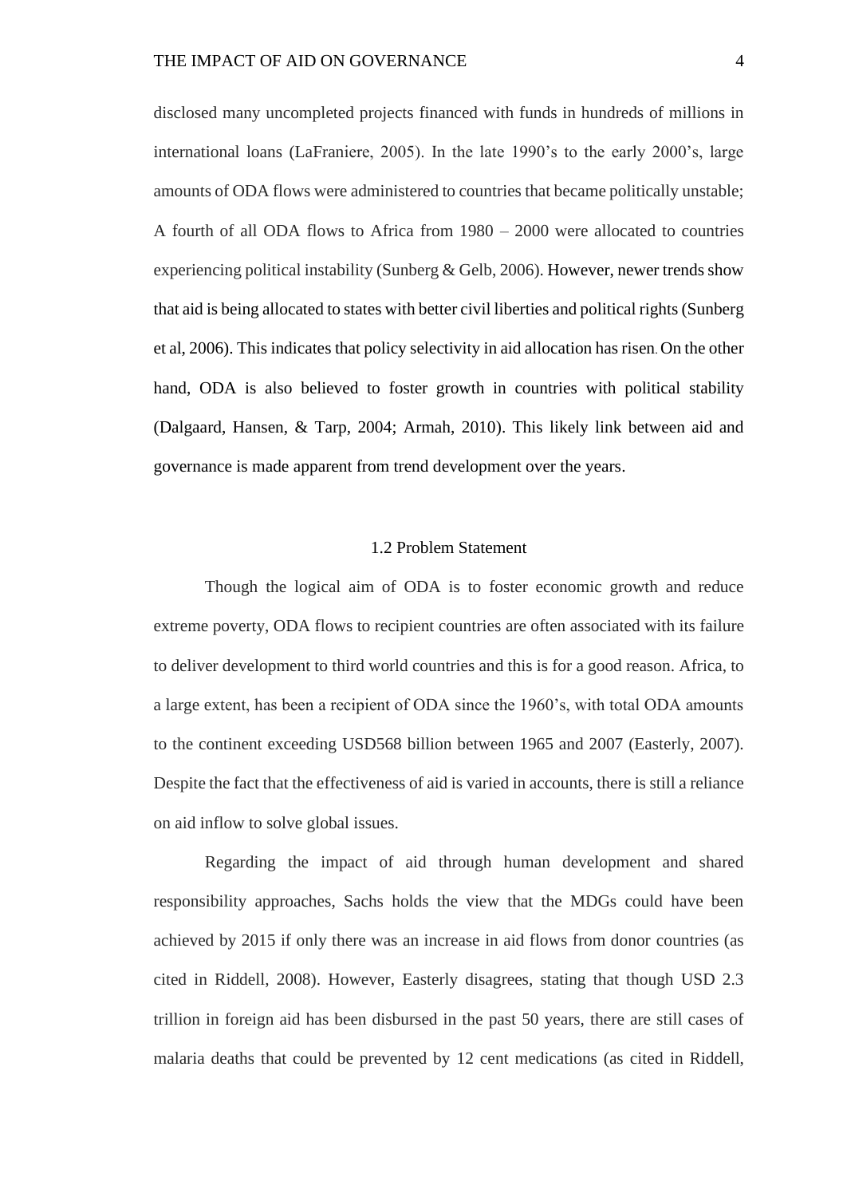disclosed many uncompleted projects financed with funds in hundreds of millions in international loans (LaFraniere, 2005). In the late 1990's to the early 2000's, large amounts of ODA flows were administered to countries that became politically unstable; A fourth of all ODA flows to Africa from 1980 – 2000 were allocated to countries experiencing political instability (Sunberg & Gelb, 2006). However, newer trends show that aid is being allocated to states with better civil liberties and political rights (Sunberg et al, 2006). This indicates that policy selectivity in aid allocation has risen. On the other hand, ODA is also believed to foster growth in countries with political stability (Dalgaard, Hansen, & Tarp, 2004; Armah, 2010). This likely link between aid and governance is made apparent from trend development over the years.

## 1.2 Problem Statement

Though the logical aim of ODA is to foster economic growth and reduce extreme poverty, ODA flows to recipient countries are often associated with its failure to deliver development to third world countries and this is for a good reason. Africa, to a large extent, has been a recipient of ODA since the 1960's, with total ODA amounts to the continent exceeding USD568 billion between 1965 and 2007 (Easterly, 2007). Despite the fact that the effectiveness of aid is varied in accounts, there is still a reliance on aid inflow to solve global issues.

Regarding the impact of aid through human development and shared responsibility approaches, Sachs holds the view that the MDGs could have been achieved by 2015 if only there was an increase in aid flows from donor countries (as cited in Riddell, 2008). However, Easterly disagrees, stating that though USD 2.3 trillion in foreign aid has been disbursed in the past 50 years, there are still cases of malaria deaths that could be prevented by 12 cent medications (as cited in Riddell,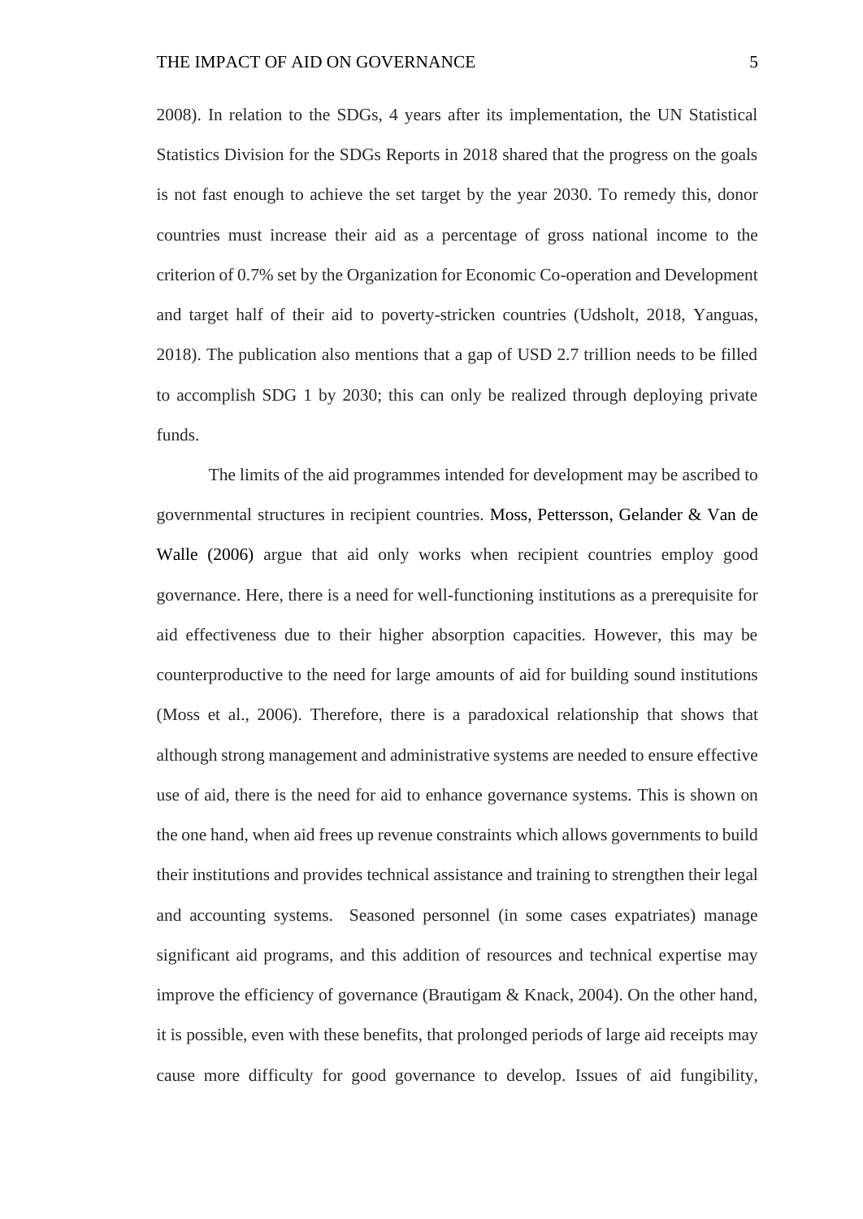2008). In relation to the SDGs, 4 years after its implementation, the UN Statistical Statistics Division for the SDGs Reports in 2018 shared that the progress on the goals is not fast enough to achieve the set target by the year 2030. To remedy this, donor countries must increase their aid as a percentage of gross national income to the criterion of 0.7% set by the Organization for Economic Co-operation and Development and target half of their aid to poverty-stricken countries (Udsholt, 2018, Yanguas, 2018). The publication also mentions that a gap of USD 2.7 trillion needs to be filled to accomplish SDG 1 by 2030; this can only be realized through deploying private funds.

The limits of the aid programmes intended for development may be ascribed to governmental structures in recipient countries. Moss, Pettersson, Gelander & Van de Walle (2006) argue that aid only works when recipient countries employ good governance. Here, there is a need for well-functioning institutions as a prerequisite for aid effectiveness due to their higher absorption capacities. However, this may be counterproductive to the need for large amounts of aid for building sound institutions (Moss et al., 2006). Therefore, there is a paradoxical relationship that shows that although strong management and administrative systems are needed to ensure effective use of aid, there is the need for aid to enhance governance systems. This is shown on the one hand, when aid frees up revenue constraints which allows governments to build their institutions and provides technical assistance and training to strengthen their legal and accounting systems. Seasoned personnel (in some cases expatriates) manage significant aid programs, and this addition of resources and technical expertise may improve the efficiency of governance (Brautigam & Knack, 2004). On the other hand, it is possible, even with these benefits, that prolonged periods of large aid receipts may cause more difficulty for good governance to develop. Issues of aid fungibility,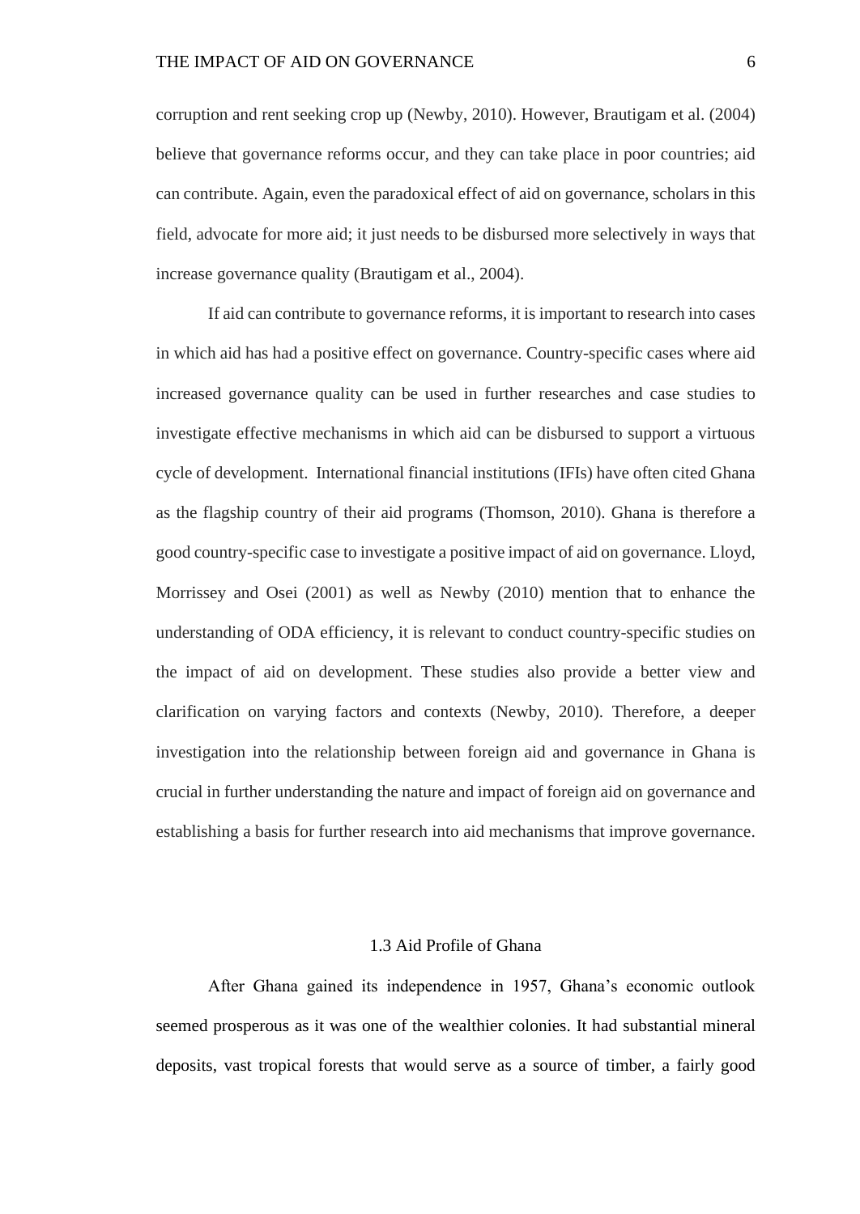corruption and rent seeking crop up (Newby, 2010). However, Brautigam et al. (2004) believe that governance reforms occur, and they can take place in poor countries; aid can contribute. Again, even the paradoxical effect of aid on governance, scholars in this field, advocate for more aid; it just needs to be disbursed more selectively in ways that increase governance quality (Brautigam et al., 2004).

If aid can contribute to governance reforms, it is important to research into cases in which aid has had a positive effect on governance. Country-specific cases where aid increased governance quality can be used in further researches and case studies to investigate effective mechanisms in which aid can be disbursed to support a virtuous cycle of development. International financial institutions (IFIs) have often cited Ghana as the flagship country of their aid programs (Thomson, 2010). Ghana is therefore a good country-specific case to investigate a positive impact of aid on governance. Lloyd, Morrissey and Osei (2001) as well as Newby (2010) mention that to enhance the understanding of ODA efficiency, it is relevant to conduct country-specific studies on the impact of aid on development. These studies also provide a better view and clarification on varying factors and contexts (Newby, 2010). Therefore, a deeper investigation into the relationship between foreign aid and governance in Ghana is crucial in further understanding the nature and impact of foreign aid on governance and establishing a basis for further research into aid mechanisms that improve governance.

## 1.3 Aid Profile of Ghana

After Ghana gained its independence in 1957, Ghana's economic outlook seemed prosperous as it was one of the wealthier colonies. It had substantial mineral deposits, vast tropical forests that would serve as a source of timber, a fairly good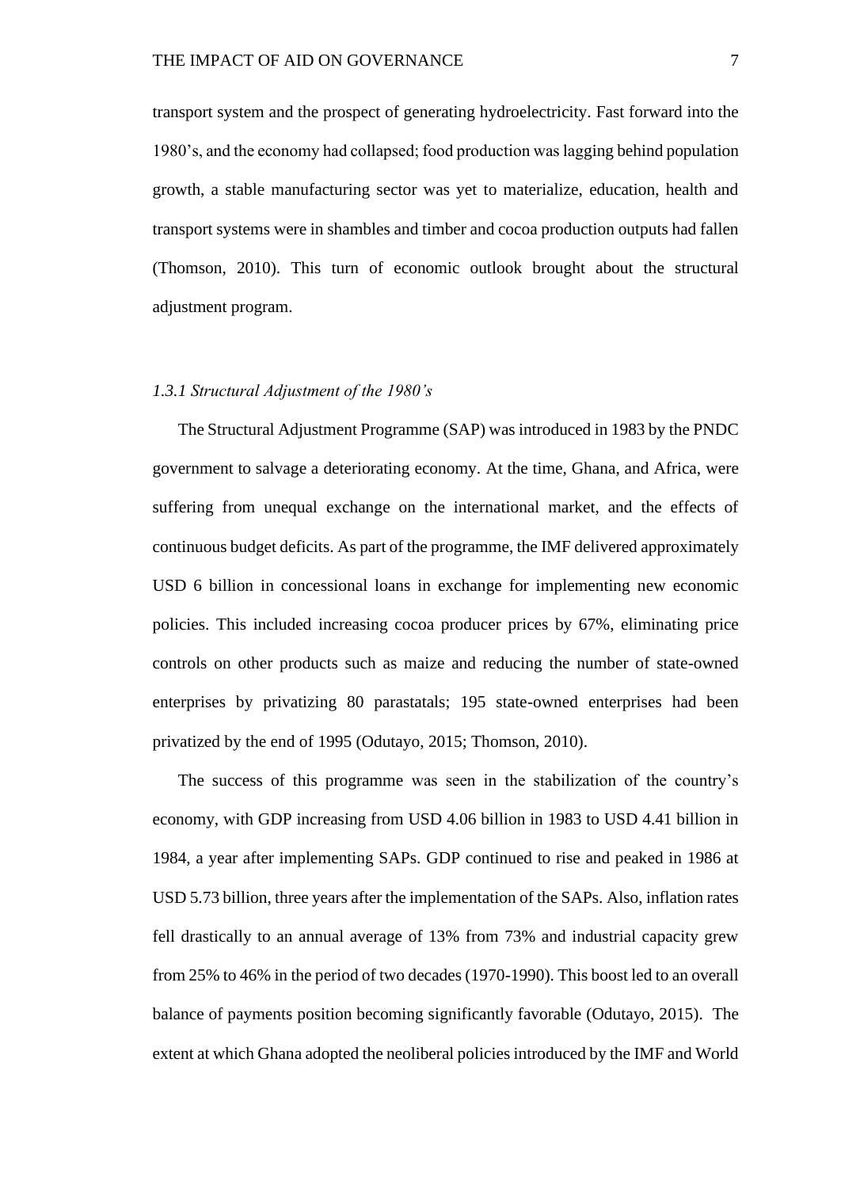transport system and the prospect of generating hydroelectricity. Fast forward into the 1980's, and the economy had collapsed; food production was lagging behind population growth, a stable manufacturing sector was yet to materialize, education, health and transport systems were in shambles and timber and cocoa production outputs had fallen (Thomson, 2010). This turn of economic outlook brought about the structural adjustment program.

### *1.3.1 Structural Adjustment of the 1980's*

The Structural Adjustment Programme (SAP) was introduced in 1983 by the PNDC government to salvage a deteriorating economy. At the time, Ghana, and Africa, were suffering from unequal exchange on the international market, and the effects of continuous budget deficits. As part of the programme, the IMF delivered approximately USD 6 billion in concessional loans in exchange for implementing new economic policies. This included increasing cocoa producer prices by 67%, eliminating price controls on other products such as maize and reducing the number of state-owned enterprises by privatizing 80 parastatals; 195 state-owned enterprises had been privatized by the end of 1995 (Odutayo, 2015; Thomson, 2010).

The success of this programme was seen in the stabilization of the country's economy, with GDP increasing from USD 4.06 billion in 1983 to USD 4.41 billion in 1984, a year after implementing SAPs. GDP continued to rise and peaked in 1986 at USD 5.73 billion, three years after the implementation of the SAPs. Also, inflation rates fell drastically to an annual average of 13% from 73% and industrial capacity grew from 25% to 46% in the period of two decades (1970-1990). This boost led to an overall balance of payments position becoming significantly favorable (Odutayo, 2015). The extent at which Ghana adopted the neoliberal policies introduced by the IMF and World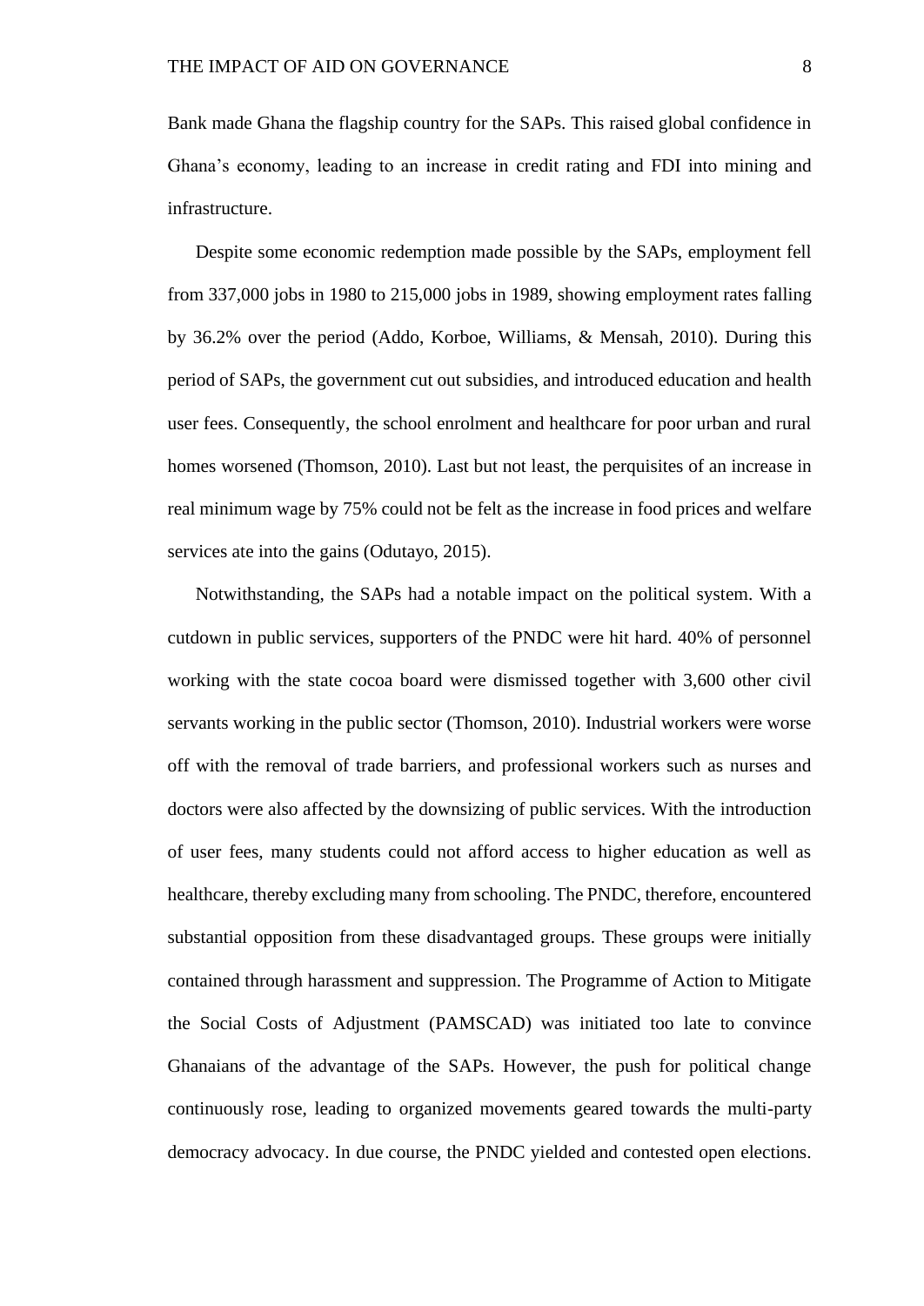Bank made Ghana the flagship country for the SAPs. This raised global confidence in Ghana's economy, leading to an increase in credit rating and FDI into mining and infrastructure.

Despite some economic redemption made possible by the SAPs, employment fell from 337,000 jobs in 1980 to 215,000 jobs in 1989, showing employment rates falling by 36.2% over the period (Addo, Korboe, Williams, & Mensah, 2010). During this period of SAPs, the government cut out subsidies, and introduced education and health user fees. Consequently, the school enrolment and healthcare for poor urban and rural homes worsened (Thomson, 2010). Last but not least, the perquisites of an increase in real minimum wage by 75% could not be felt as the increase in food prices and welfare services ate into the gains (Odutayo, 2015).

Notwithstanding, the SAPs had a notable impact on the political system. With a cutdown in public services, supporters of the PNDC were hit hard. 40% of personnel working with the state cocoa board were dismissed together with 3,600 other civil servants working in the public sector (Thomson, 2010). Industrial workers were worse off with the removal of trade barriers, and professional workers such as nurses and doctors were also affected by the downsizing of public services. With the introduction of user fees, many students could not afford access to higher education as well as healthcare, thereby excluding many from schooling. The PNDC, therefore, encountered substantial opposition from these disadvantaged groups. These groups were initially contained through harassment and suppression. The Programme of Action to Mitigate the Social Costs of Adjustment (PAMSCAD) was initiated too late to convince Ghanaians of the advantage of the SAPs. However, the push for political change continuously rose, leading to organized movements geared towards the multi-party democracy advocacy. In due course, the PNDC yielded and contested open elections.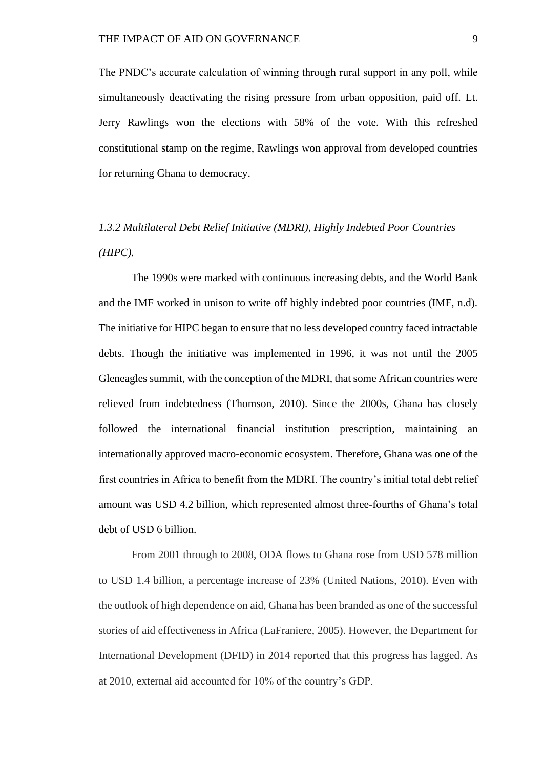The PNDC's accurate calculation of winning through rural support in any poll, while simultaneously deactivating the rising pressure from urban opposition, paid off. Lt. Jerry Rawlings won the elections with 58% of the vote. With this refreshed constitutional stamp on the regime, Rawlings won approval from developed countries for returning Ghana to democracy.

### *1.3.2 Multilateral Debt Relief Initiative (MDRI), Highly Indebted Poor Countries (HIPC).*

The 1990s were marked with continuous increasing debts, and the World Bank and the IMF worked in unison to write off highly indebted poor countries (IMF, n.d). The initiative for HIPC began to ensure that no less developed country faced intractable debts. Though the initiative was implemented in 1996, it was not until the 2005 Gleneagles summit, with the conception of the MDRI, that some African countries were relieved from indebtedness (Thomson, 2010). Since the 2000s, Ghana has closely followed the international financial institution prescription, maintaining an internationally approved macro-economic ecosystem. Therefore, Ghana was one of the first countries in Africa to benefit from the MDRI. The country's initial total debt relief amount was USD 4.2 billion, which represented almost three-fourths of Ghana's total debt of USD 6 billion.

From 2001 through to 2008, ODA flows to Ghana rose from USD 578 million to USD 1.4 billion, a percentage increase of 23% (United Nations, 2010). Even with the outlook of high dependence on aid, Ghana has been branded as one of the successful stories of aid effectiveness in Africa (LaFraniere, 2005). However, the Department for International Development (DFID) in 2014 reported that this progress has lagged. As at 2010, external aid accounted for 10% of the country's GDP.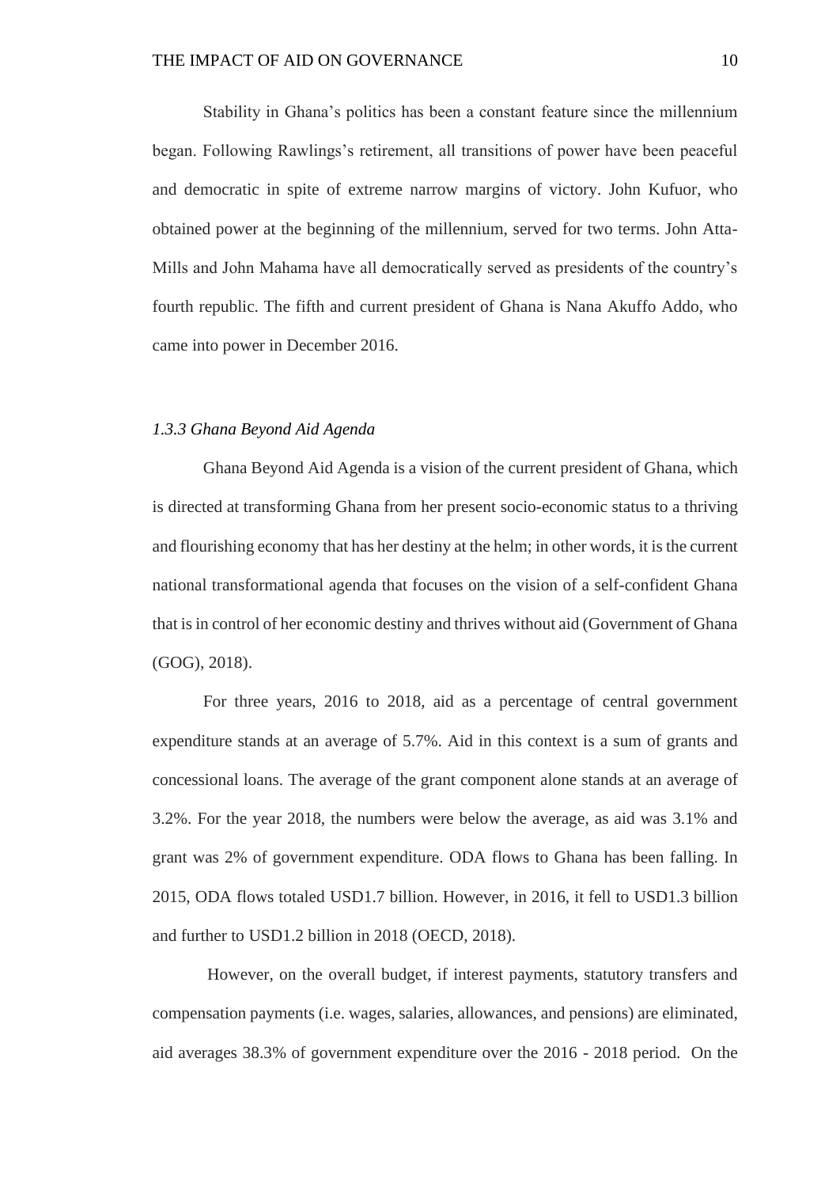Stability in Ghana's politics has been a constant feature since the millennium began. Following Rawlings's retirement, all transitions of power have been peaceful and democratic in spite of extreme narrow margins of victory. John Kufuor, who obtained power at the beginning of the millennium, served for two terms. John Atta-Mills and John Mahama have all democratically served as presidents of the country's fourth republic. The fifth and current president of Ghana is Nana Akuffo Addo, who came into power in December 2016.

### *1.3.3 Ghana Beyond Aid Agenda*

Ghana Beyond Aid Agenda is a vision of the current president of Ghana, which is directed at transforming Ghana from her present socio-economic status to a thriving and flourishing economy that has her destiny at the helm; in other words, it is the current national transformational agenda that focuses on the vision of a self-confident Ghana that is in control of her economic destiny and thrives without aid (Government of Ghana (GOG), 2018).

For three years, 2016 to 2018, aid as a percentage of central government expenditure stands at an average of 5.7%. Aid in this context is a sum of grants and concessional loans. The average of the grant component alone stands at an average of 3.2%. For the year 2018, the numbers were below the average, as aid was 3.1% and grant was 2% of government expenditure. ODA flows to Ghana has been falling. In 2015, ODA flows totaled USD1.7 billion. However, in 2016, it fell to USD1.3 billion and further to USD1.2 billion in 2018 (OECD, 2018).

However, on the overall budget, if interest payments, statutory transfers and compensation payments (i.e. wages, salaries, allowances, and pensions) are eliminated, aid averages 38.3% of government expenditure over the 2016 - 2018 period. On the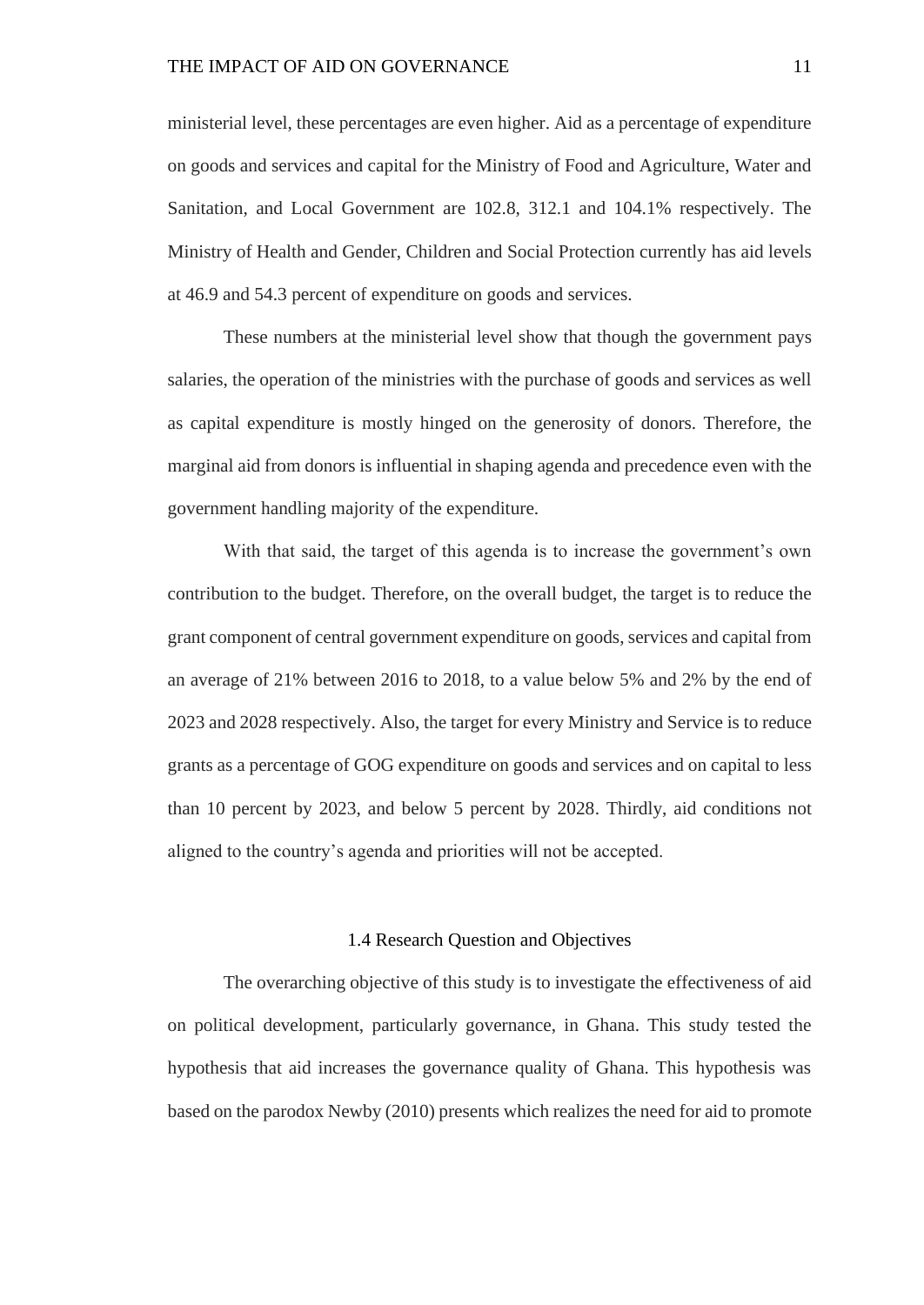ministerial level, these percentages are even higher. Aid as a percentage of expenditure on goods and services and capital for the Ministry of Food and Agriculture, Water and Sanitation, and Local Government are 102.8, 312.1 and 104.1% respectively. The Ministry of Health and Gender, Children and Social Protection currently has aid levels at 46.9 and 54.3 percent of expenditure on goods and services.

These numbers at the ministerial level show that though the government pays salaries, the operation of the ministries with the purchase of goods and services as well as capital expenditure is mostly hinged on the generosity of donors. Therefore, the marginal aid from donors is influential in shaping agenda and precedence even with the government handling majority of the expenditure.

With that said, the target of this agenda is to increase the government's own contribution to the budget. Therefore, on the overall budget, the target is to reduce the grant component of central government expenditure on goods, services and capital from an average of 21% between 2016 to 2018, to a value below 5% and 2% by the end of 2023 and 2028 respectively. Also, the target for every Ministry and Service is to reduce grants as a percentage of GOG expenditure on goods and services and on capital to less than 10 percent by 2023, and below 5 percent by 2028. Thirdly, aid conditions not aligned to the country's agenda and priorities will not be accepted.

### 1.4 Research Question and Objectives

The overarching objective of this study is to investigate the effectiveness of aid on political development, particularly governance, in Ghana. This study tested the hypothesis that aid increases the governance quality of Ghana. This hypothesis was based on the parodox Newby (2010) presents which realizes the need for aid to promote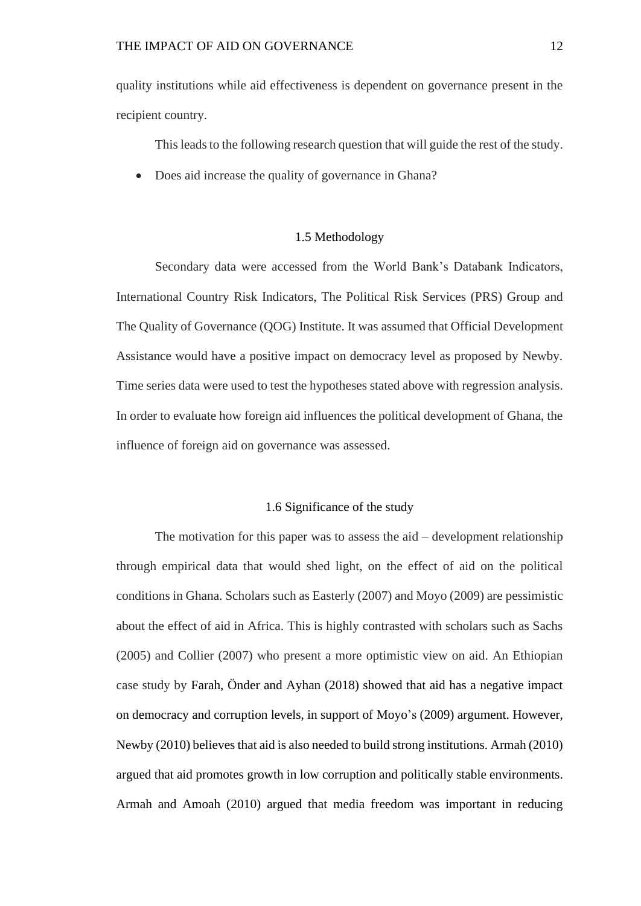quality institutions while aid effectiveness is dependent on governance present in the recipient country.

This leads to the following research question that will guide the rest of the study.

- Does aid increase the quality of governance in Ghana?

## 1.5 Methodology

Secondary data were accessed from the World Bank's Databank Indicators, International Country Risk Indicators, The Political Risk Services (PRS) Group and The Quality of Governance (QOG) Institute. It was assumed that Official Development Assistance would have a positive impact on democracy level as proposed by Newby. Time series data were used to test the hypotheses stated above with regression analysis. In order to evaluate how foreign aid influences the political development of Ghana, the influence of foreign aid on governance was assessed.

## 1.6 Significance of the study

The motivation for this paper was to assess the aid – development relationship through empirical data that would shed light, on the effect of aid on the political conditions in Ghana. Scholars such as Easterly (2007) and Moyo (2009) are pessimistic about the effect of aid in Africa. This is highly contrasted with scholars such as Sachs (2005) and Collier (2007) who present a more optimistic view on aid. An Ethiopian case study by Farah, Önder and Ayhan (2018) showed that aid has a negative impact on democracy and corruption levels, in support of Moyo's (2009) argument. However, Newby (2010) believes that aid is also needed to build strong institutions. Armah (2010) argued that aid promotes growth in low corruption and politically stable environments. Armah and Amoah (2010) argued that media freedom was important in reducing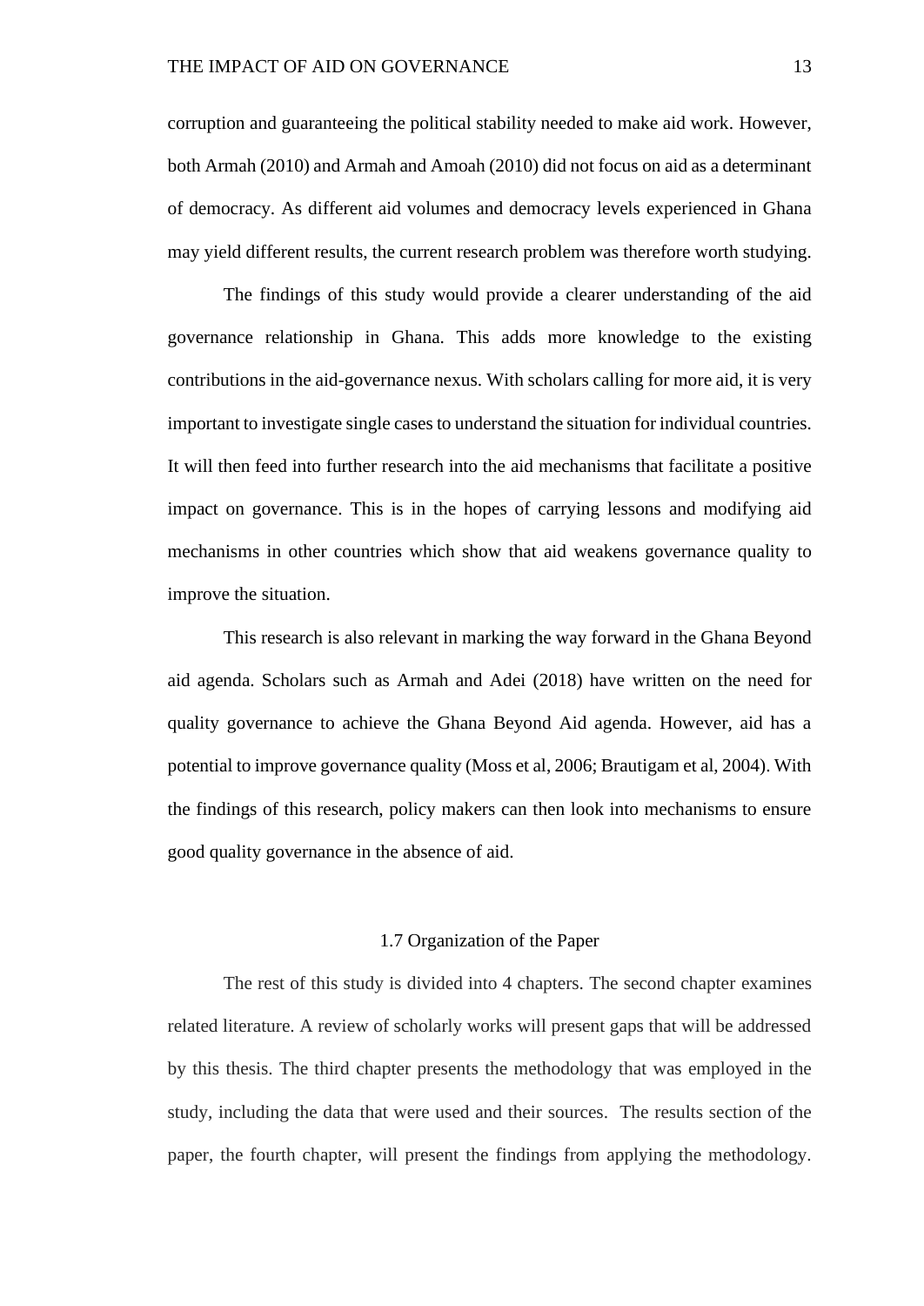corruption and guaranteeing the political stability needed to make aid work. However, both Armah (2010) and Armah and Amoah (2010) did not focus on aid as a determinant of democracy. As different aid volumes and democracy levels experienced in Ghana may yield different results, the current research problem was therefore worth studying.

The findings of this study would provide a clearer understanding of the aid governance relationship in Ghana. This adds more knowledge to the existing contributions in the aid-governance nexus. With scholars calling for more aid, it is very important to investigate single cases to understand the situation for individual countries. It will then feed into further research into the aid mechanisms that facilitate a positive impact on governance. This is in the hopes of carrying lessons and modifying aid mechanisms in other countries which show that aid weakens governance quality to improve the situation.

This research is also relevant in marking the way forward in the Ghana Beyond aid agenda. Scholars such as Armah and Adei (2018) have written on the need for quality governance to achieve the Ghana Beyond Aid agenda. However, aid has a potential to improve governance quality (Moss et al, 2006; Brautigam et al, 2004). With the findings of this research, policy makers can then look into mechanisms to ensure good quality governance in the absence of aid.

## 1.7 Organization of the Paper

The rest of this study is divided into 4 chapters. The second chapter examines related literature. A review of scholarly works will present gaps that will be addressed by this thesis. The third chapter presents the methodology that was employed in the study, including the data that were used and their sources. The results section of the paper, the fourth chapter, will present the findings from applying the methodology.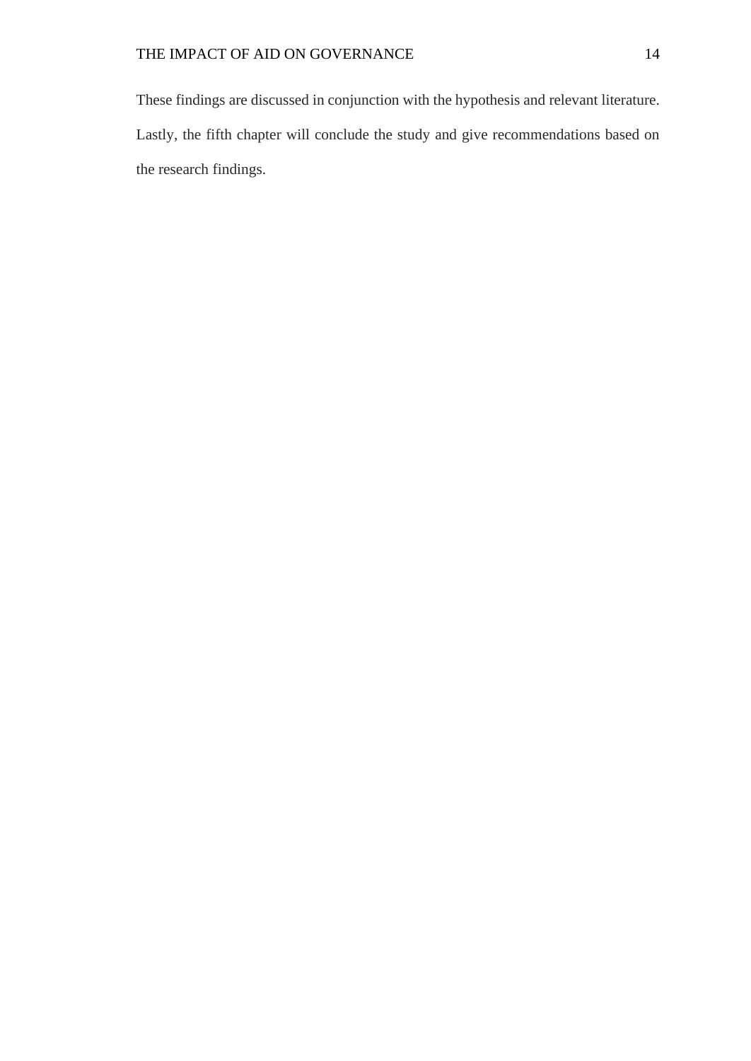These findings are discussed in conjunction with the hypothesis and relevant literature. Lastly, the fifth chapter will conclude the study and give recommendations based on the research findings.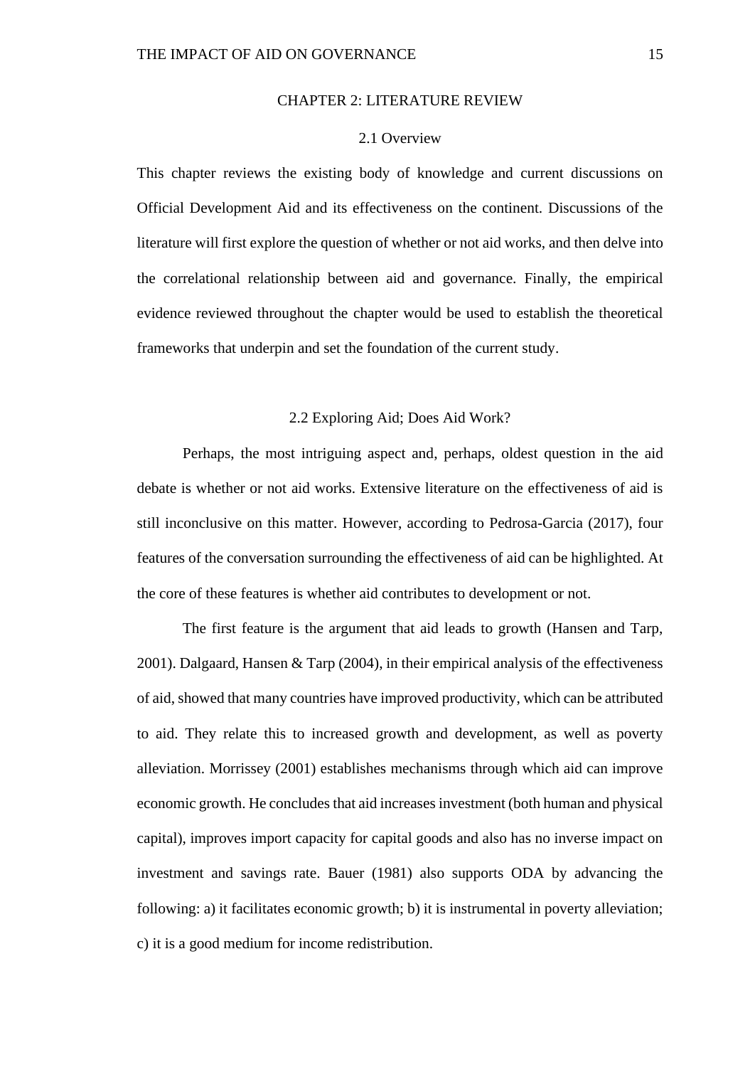# CHAPTER 2: LITERATURE REVIEW

## 2.1 Overview

This chapter reviews the existing body of knowledge and current discussions on Official Development Aid and its effectiveness on the continent. Discussions of the literature will first explore the question of whether or not aid works, and then delve into the correlational relationship between aid and governance. Finally, the empirical evidence reviewed throughout the chapter would be used to establish the theoretical frameworks that underpin and set the foundation of the current study.

## 2.2 Exploring Aid; Does Aid Work?

Perhaps, the most intriguing aspect and, perhaps, oldest question in the aid debate is whether or not aid works. Extensive literature on the effectiveness of aid is still inconclusive on this matter. However, according to Pedrosa-Garcia (2017), four features of the conversation surrounding the effectiveness of aid can be highlighted. At the core of these features is whether aid contributes to development or not.

The first feature is the argument that aid leads to growth (Hansen and Tarp, 2001). Dalgaard, Hansen & Tarp (2004), in their empirical analysis of the effectiveness of aid, showed that many countries have improved productivity, which can be attributed to aid. They relate this to increased growth and development, as well as poverty alleviation. Morrissey (2001) establishes mechanisms through which aid can improve economic growth. He concludes that aid increases investment (both human and physical capital), improves import capacity for capital goods and also has no inverse impact on investment and savings rate. Bauer (1981) also supports ODA by advancing the following: a) it facilitates economic growth; b) it is instrumental in poverty alleviation; c) it is a good medium for income redistribution.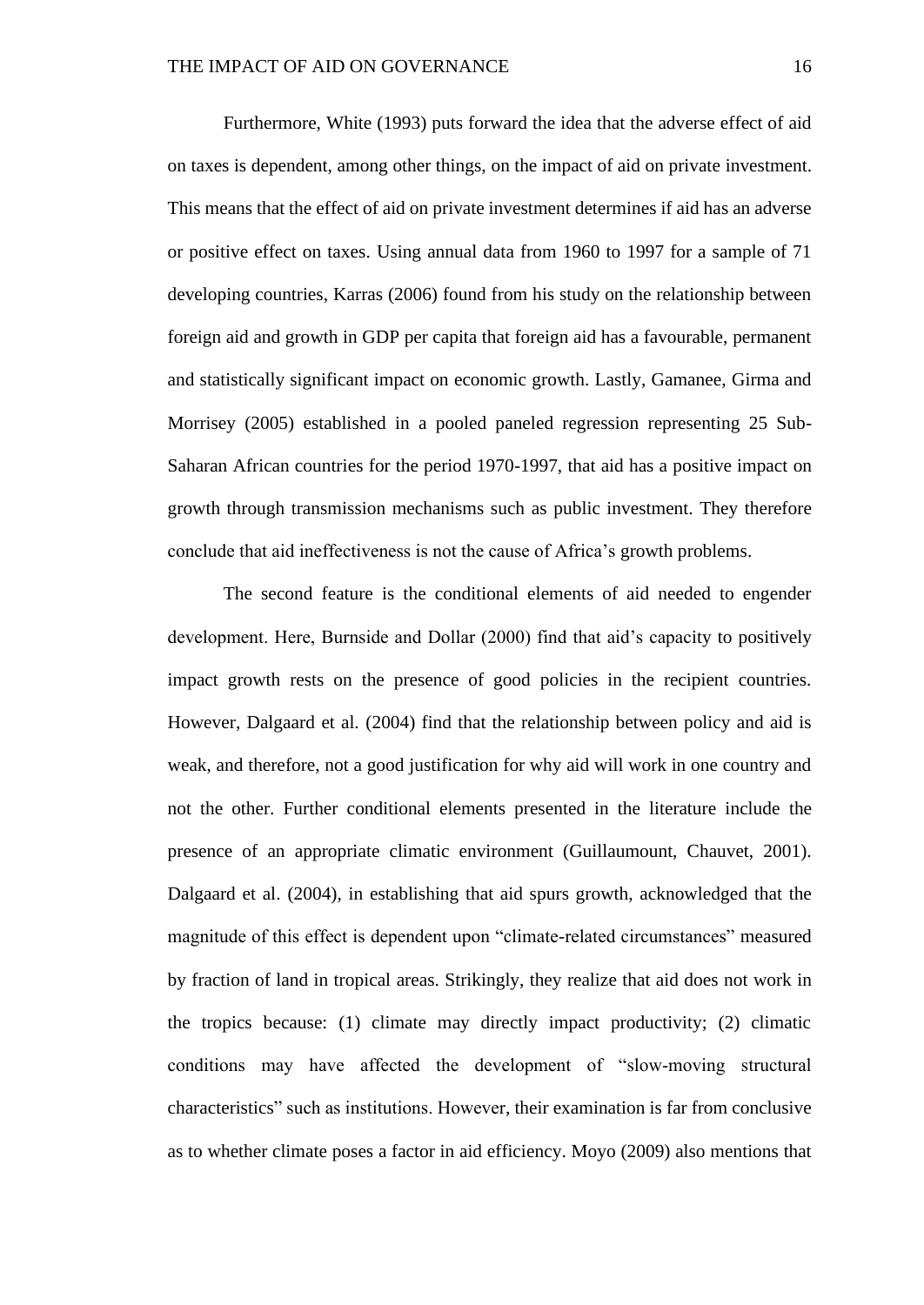Furthermore, White (1993) puts forward the idea that the adverse effect of aid on taxes is dependent, among other things, on the impact of aid on private investment. This means that the effect of aid on private investment determines if aid has an adverse or positive effect on taxes. Using annual data from 1960 to 1997 for a sample of 71 developing countries, Karras (2006) found from his study on the relationship between foreign aid and growth in GDP per capita that foreign aid has a favourable, permanent and statistically significant impact on economic growth. Lastly, Gamanee, Girma and Morrisey (2005) established in a pooled paneled regression representing 25 Sub-Saharan African countries for the period 1970-1997, that aid has a positive impact on growth through transmission mechanisms such as public investment. They therefore conclude that aid ineffectiveness is not the cause of Africa's growth problems.

The second feature is the conditional elements of aid needed to engender development. Here, Burnside and Dollar (2000) find that aid's capacity to positively impact growth rests on the presence of good policies in the recipient countries. However, Dalgaard et al. (2004) find that the relationship between policy and aid is weak, and therefore, not a good justification for why aid will work in one country and not the other. Further conditional elements presented in the literature include the presence of an appropriate climatic environment (Guillaumount, Chauvet, 2001). Dalgaard et al. (2004), in establishing that aid spurs growth, acknowledged that the magnitude of this effect is dependent upon "climate-related circumstances" measured by fraction of land in tropical areas. Strikingly, they realize that aid does not work in the tropics because: (1) climate may directly impact productivity; (2) climatic conditions may have affected the development of "slow-moving structural characteristics" such as institutions. However, their examination is far from conclusive as to whether climate poses a factor in aid efficiency. Moyo (2009) also mentions that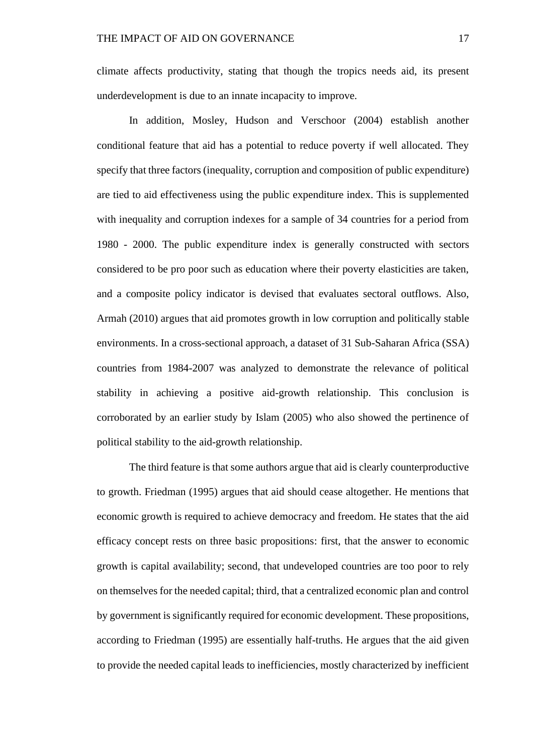climate affects productivity, stating that though the tropics needs aid, its present underdevelopment is due to an innate incapacity to improve.

In addition, Mosley, Hudson and Verschoor (2004) establish another conditional feature that aid has a potential to reduce poverty if well allocated. They specify that three factors (inequality, corruption and composition of public expenditure) are tied to aid effectiveness using the public expenditure index. This is supplemented with inequality and corruption indexes for a sample of 34 countries for a period from 1980 - 2000. The public expenditure index is generally constructed with sectors considered to be pro poor such as education where their poverty elasticities are taken, and a composite policy indicator is devised that evaluates sectoral outflows. Also, Armah (2010) argues that aid promotes growth in low corruption and politically stable environments. In a cross-sectional approach, a dataset of 31 Sub-Saharan Africa (SSA) countries from 1984-2007 was analyzed to demonstrate the relevance of political stability in achieving a positive aid-growth relationship. This conclusion is corroborated by an earlier study by Islam (2005) who also showed the pertinence of political stability to the aid-growth relationship.

The third feature is that some authors argue that aid is clearly counterproductive to growth. Friedman (1995) argues that aid should cease altogether. He mentions that economic growth is required to achieve democracy and freedom. He states that the aid efficacy concept rests on three basic propositions: first, that the answer to economic growth is capital availability; second, that undeveloped countries are too poor to rely on themselves for the needed capital; third, that a centralized economic plan and control by government is significantly required for economic development. These propositions, according to Friedman (1995) are essentially half-truths. He argues that the aid given to provide the needed capital leads to inefficiencies, mostly characterized by inefficient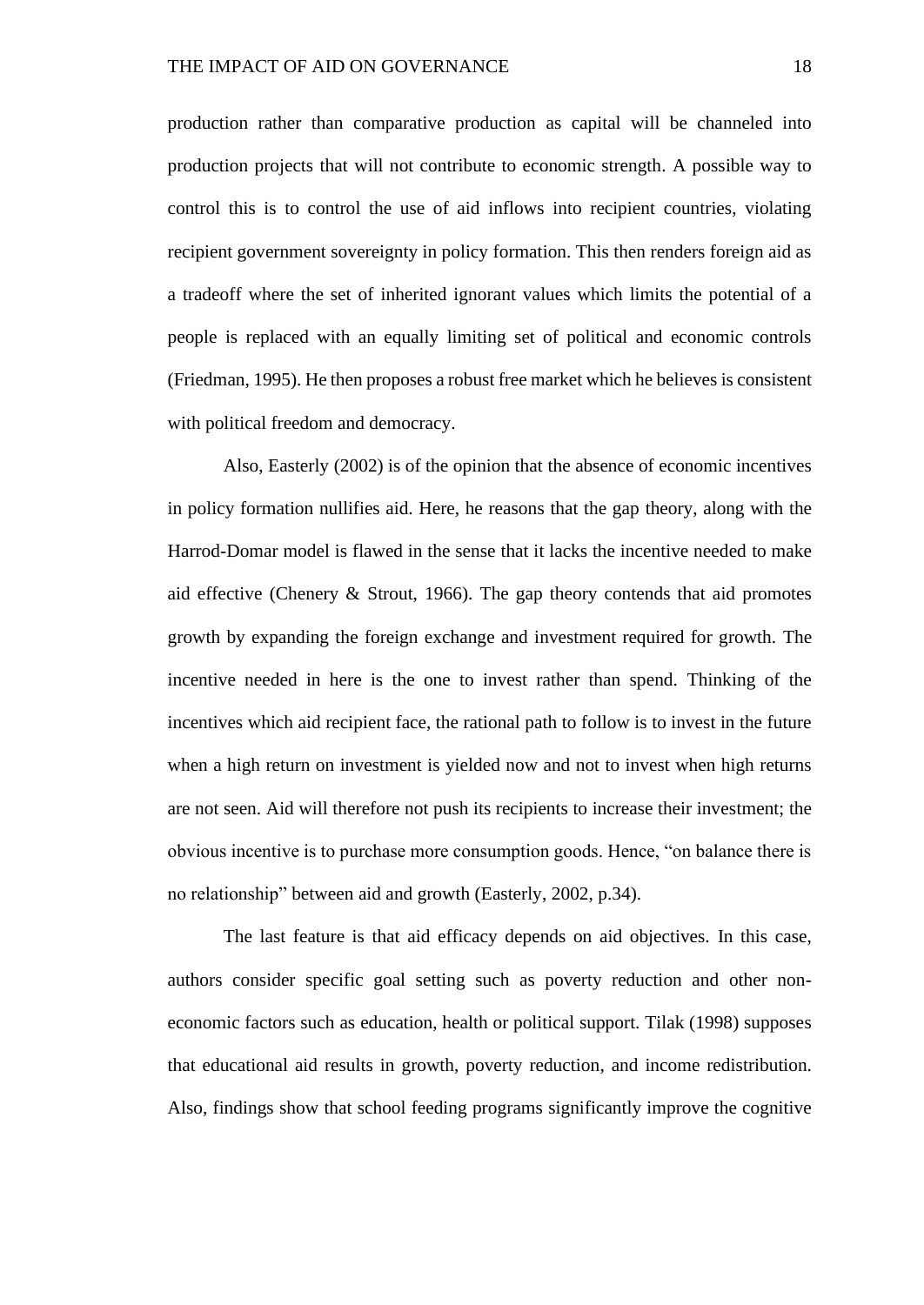production rather than comparative production as capital will be channeled into production projects that will not contribute to economic strength. A possible way to control this is to control the use of aid inflows into recipient countries, violating recipient government sovereignty in policy formation. This then renders foreign aid as a tradeoff where the set of inherited ignorant values which limits the potential of a people is replaced with an equally limiting set of political and economic controls (Friedman, 1995). He then proposes a robust free market which he believes is consistent with political freedom and democracy.

Also, Easterly (2002) is of the opinion that the absence of economic incentives in policy formation nullifies aid. Here, he reasons that the gap theory, along with the Harrod-Domar model is flawed in the sense that it lacks the incentive needed to make aid effective (Chenery & Strout, 1966). The gap theory contends that aid promotes growth by expanding the foreign exchange and investment required for growth. The incentive needed in here is the one to invest rather than spend. Thinking of the incentives which aid recipient face, the rational path to follow is to invest in the future when a high return on investment is yielded now and not to invest when high returns are not seen. Aid will therefore not push its recipients to increase their investment; the obvious incentive is to purchase more consumption goods. Hence, "on balance there is no relationship" between aid and growth (Easterly, 2002, p.34).

The last feature is that aid efficacy depends on aid objectives. In this case, authors consider specific goal setting such as poverty reduction and other non-economic factors such as education, health or political support. Tilak (1998) supposes that educational aid results in growth, poverty reduction, and income redistribution. Also, findings show that school feeding programs significantly improve the cognitive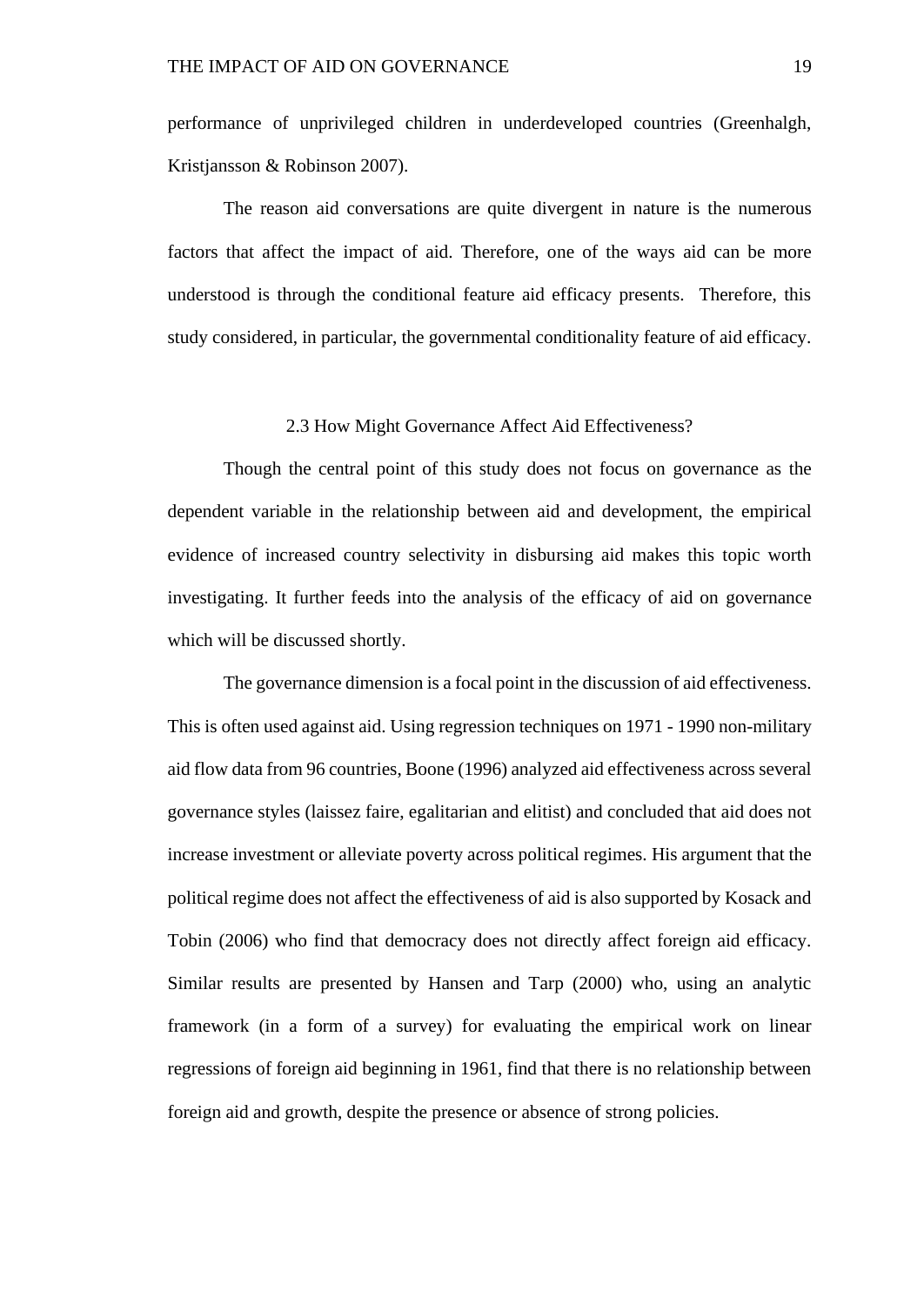performance of unprivileged children in underdeveloped countries (Greenhalgh, Kristjansson & Robinson 2007).

The reason aid conversations are quite divergent in nature is the numerous factors that affect the impact of aid. Therefore, one of the ways aid can be more understood is through the conditional feature aid efficacy presents. Therefore, this study considered, in particular, the governmental conditionality feature of aid efficacy.

## 2.3 How Might Governance Affect Aid Effectiveness?

Though the central point of this study does not focus on governance as the dependent variable in the relationship between aid and development, the empirical evidence of increased country selectivity in disbursing aid makes this topic worth investigating. It further feeds into the analysis of the efficacy of aid on governance which will be discussed shortly.

The governance dimension is a focal point in the discussion of aid effectiveness. This is often used against aid. Using regression techniques on 1971 - 1990 non-military aid flow data from 96 countries, Boone (1996) analyzed aid effectiveness across several governance styles (laissez faire, egalitarian and elitist) and concluded that aid does not increase investment or alleviate poverty across political regimes. His argument that the political regime does not affect the effectiveness of aid is also supported by Kosack and Tobin (2006) who find that democracy does not directly affect foreign aid efficacy. Similar results are presented by Hansen and Tarp (2000) who, using an analytic framework (in a form of a survey) for evaluating the empirical work on linear regressions of foreign aid beginning in 1961, find that there is no relationship between foreign aid and growth, despite the presence or absence of strong policies.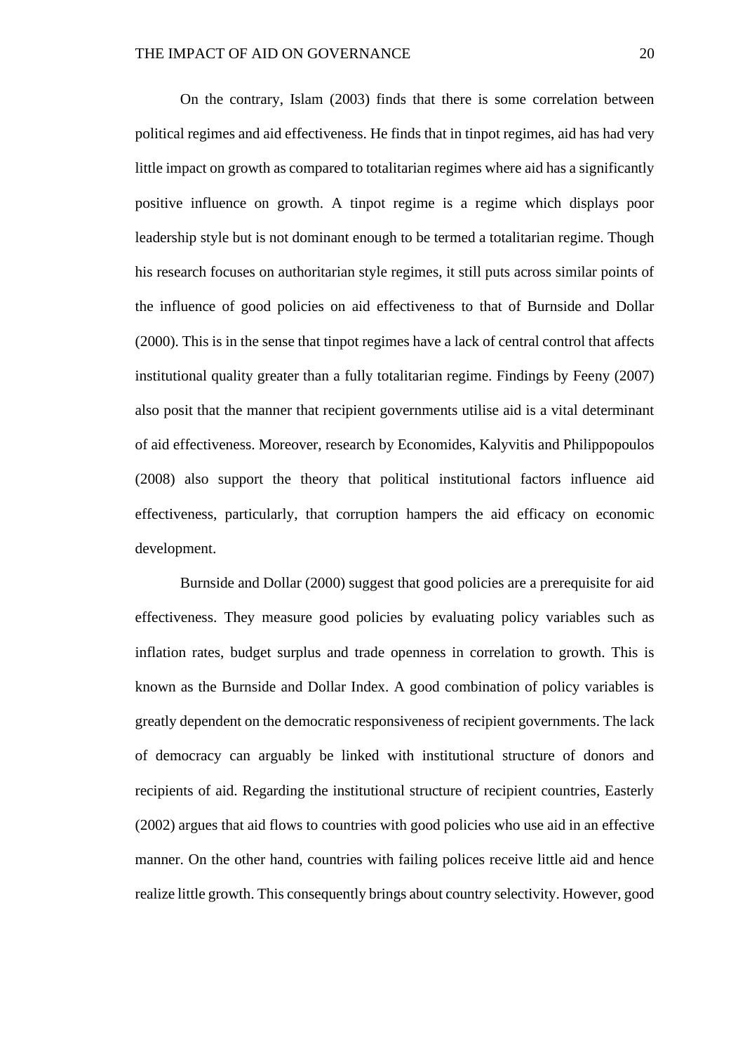On the contrary, Islam (2003) finds that there is some correlation between political regimes and aid effectiveness. He finds that in tinpot regimes, aid has had very little impact on growth as compared to totalitarian regimes where aid has a significantly positive influence on growth. A tinpot regime is a regime which displays poor leadership style but is not dominant enough to be termed a totalitarian regime. Though his research focuses on authoritarian style regimes, it still puts across similar points of the influence of good policies on aid effectiveness to that of Burnside and Dollar (2000). This is in the sense that tinpot regimes have a lack of central control that affects institutional quality greater than a fully totalitarian regime. Findings by Feeny (2007) also posit that the manner that recipient governments utilise aid is a vital determinant of aid effectiveness. Moreover, research by Economides, Kalyvitis and Philippopoulos (2008) also support the theory that political institutional factors influence aid effectiveness, particularly, that corruption hampers the aid efficacy on economic development.

Burnside and Dollar (2000) suggest that good policies are a prerequisite for aid effectiveness. They measure good policies by evaluating policy variables such as inflation rates, budget surplus and trade openness in correlation to growth. This is known as the Burnside and Dollar Index. A good combination of policy variables is greatly dependent on the democratic responsiveness of recipient governments. The lack of democracy can arguably be linked with institutional structure of donors and recipients of aid. Regarding the institutional structure of recipient countries, Easterly (2002) argues that aid flows to countries with good policies who use aid in an effective manner. On the other hand, countries with failing polices receive little aid and hence realize little growth. This consequently brings about country selectivity. However, good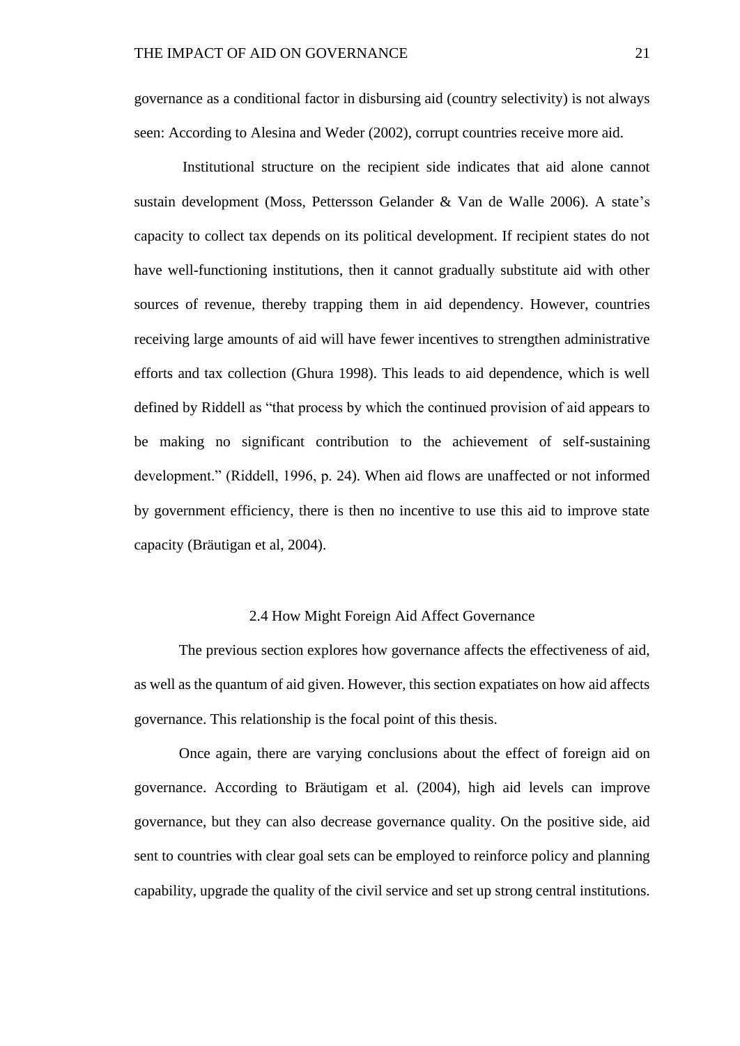governance as a conditional factor in disbursing aid (country selectivity) is not always seen: According to Alesina and Weder (2002), corrupt countries receive more aid.

Institutional structure on the recipient side indicates that aid alone cannot sustain development (Moss, Pettersson Gelander & Van de Walle 2006). A state's capacity to collect tax depends on its political development. If recipient states do not have well-functioning institutions, then it cannot gradually substitute aid with other sources of revenue, thereby trapping them in aid dependency. However, countries receiving large amounts of aid will have fewer incentives to strengthen administrative efforts and tax collection (Ghura 1998). This leads to aid dependence, which is well defined by Riddell as "that process by which the continued provision of aid appears to be making no significant contribution to the achievement of self-sustaining development." (Riddell, 1996, p. 24). When aid flows are unaffected or not informed by government efficiency, there is then no incentive to use this aid to improve state capacity (Bräutigan et al, 2004).

## 2.4 How Might Foreign Aid Affect Governance

The previous section explores how governance affects the effectiveness of aid, as well as the quantum of aid given. However, this section expatiates on how aid affects governance. This relationship is the focal point of this thesis.

Once again, there are varying conclusions about the effect of foreign aid on governance. According to Bräutigam et al. (2004), high aid levels can improve governance, but they can also decrease governance quality. On the positive side, aid sent to countries with clear goal sets can be employed to reinforce policy and planning capability, upgrade the quality of the civil service and set up strong central institutions.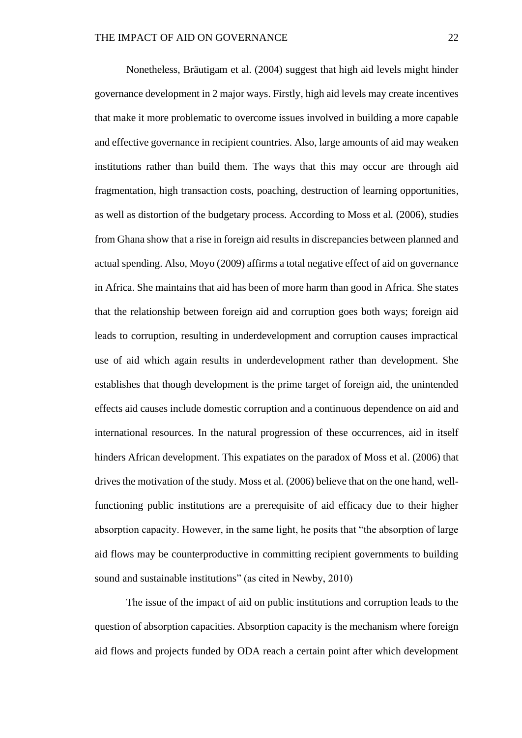Nonetheless, Bräutigam et al. (2004) suggest that high aid levels might hinder governance development in 2 major ways. Firstly, high aid levels may create incentives that make it more problematic to overcome issues involved in building a more capable and effective governance in recipient countries. Also, large amounts of aid may weaken institutions rather than build them. The ways that this may occur are through aid fragmentation, high transaction costs, poaching, destruction of learning opportunities, as well as distortion of the budgetary process. According to Moss et al. (2006), studies from Ghana show that a rise in foreign aid results in discrepancies between planned and actual spending. Also, Moyo (2009) affirms a total negative effect of aid on governance in Africa. She maintains that aid has been of more harm than good in Africa. She states that the relationship between foreign aid and corruption goes both ways; foreign aid leads to corruption, resulting in underdevelopment and corruption causes impractical use of aid which again results in underdevelopment rather than development. She establishes that though development is the prime target of foreign aid, the unintended effects aid causes include domestic corruption and a continuous dependence on aid and international resources. In the natural progression of these occurrences, aid in itself hinders African development. This expatiates on the paradox of Moss et al. (2006) that drives the motivation of the study. Moss et al. (2006) believe that on the one hand, well-functioning public institutions are a prerequisite of aid efficacy due to their higher absorption capacity. However, in the same light, he posits that "the absorption of large aid flows may be counterproductive in committing recipient governments to building sound and sustainable institutions" (as cited in Newby, 2010)

The issue of the impact of aid on public institutions and corruption leads to the question of absorption capacities. Absorption capacity is the mechanism where foreign aid flows and projects funded by ODA reach a certain point after which development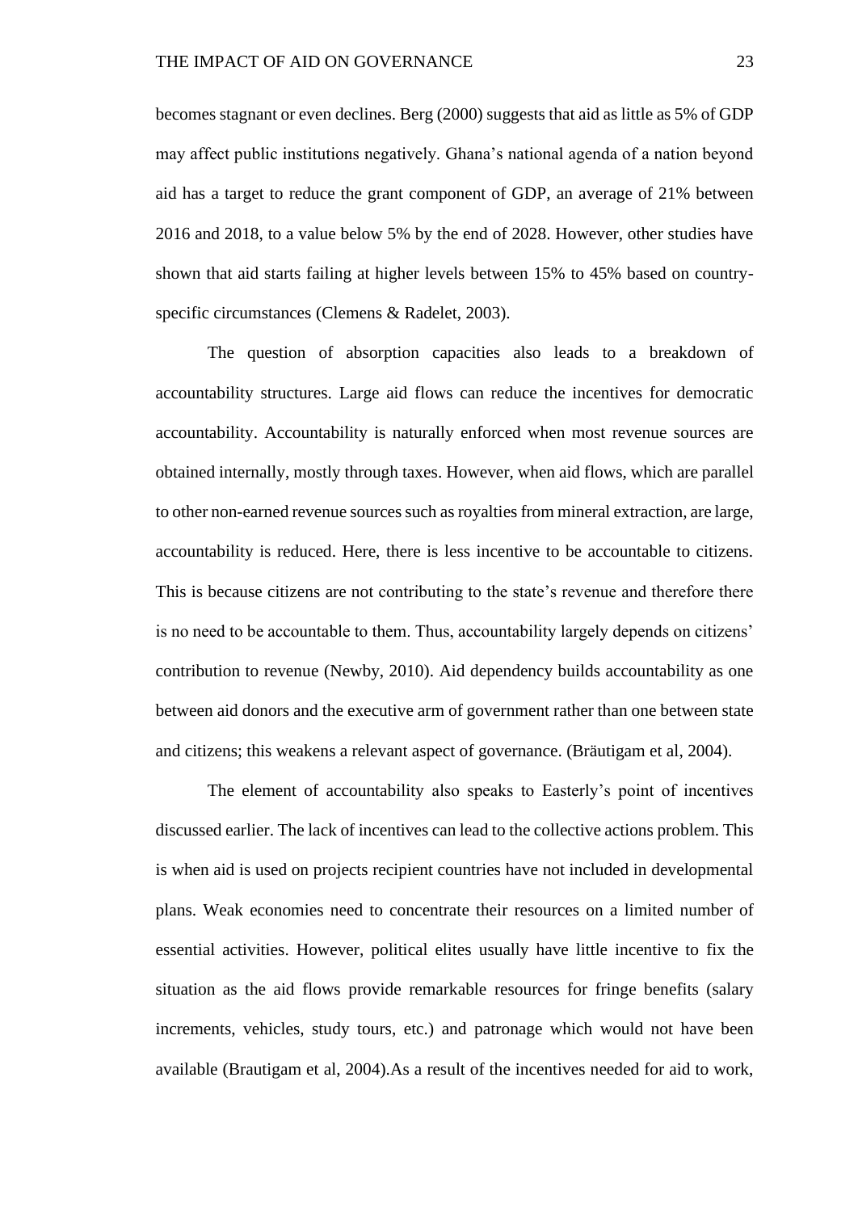becomes stagnant or even declines. Berg (2000) suggests that aid as little as 5% of GDP may affect public institutions negatively. Ghana's national agenda of a nation beyond aid has a target to reduce the grant component of GDP, an average of 21% between 2016 and 2018, to a value below 5% by the end of 2028. However, other studies have shown that aid starts failing at higher levels between 15% to 45% based on country-specific circumstances (Clemens & Radelet, 2003).

The question of absorption capacities also leads to a breakdown of accountability structures. Large aid flows can reduce the incentives for democratic accountability. Accountability is naturally enforced when most revenue sources are obtained internally, mostly through taxes. However, when aid flows, which are parallel to other non-earned revenue sources such as royalties from mineral extraction, are large, accountability is reduced. Here, there is less incentive to be accountable to citizens. This is because citizens are not contributing to the state's revenue and therefore there is no need to be accountable to them. Thus, accountability largely depends on citizens' contribution to revenue (Newby, 2010). Aid dependency builds accountability as one between aid donors and the executive arm of government rather than one between state and citizens; this weakens a relevant aspect of governance. (Bräutigam et al, 2004).

The element of accountability also speaks to Easterly's point of incentives discussed earlier. The lack of incentives can lead to the collective actions problem. This is when aid is used on projects recipient countries have not included in developmental plans. Weak economies need to concentrate their resources on a limited number of essential activities. However, political elites usually have little incentive to fix the situation as the aid flows provide remarkable resources for fringe benefits (salary increments, vehicles, study tours, etc.) and patronage which would not have been available (Brautigam et al, 2004).As a result of the incentives needed for aid to work,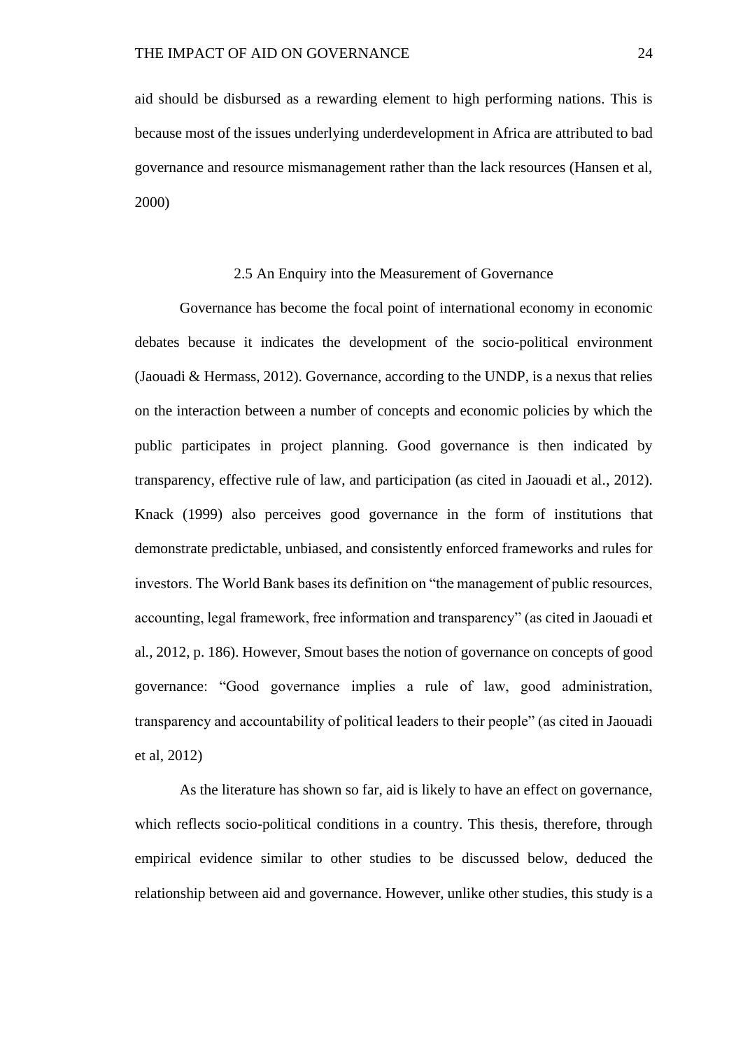aid should be disbursed as a rewarding element to high performing nations. This is because most of the issues underlying underdevelopment in Africa are attributed to bad governance and resource mismanagement rather than the lack resources (Hansen et al, 2000)

## 2.5 An Enquiry into the Measurement of Governance

Governance has become the focal point of international economy in economic debates because it indicates the development of the socio-political environment (Jaouadi & Hermass, 2012). Governance, according to the UNDP, is a nexus that relies on the interaction between a number of concepts and economic policies by which the public participates in project planning. Good governance is then indicated by transparency, effective rule of law, and participation (as cited in Jaouadi et al., 2012). Knack (1999) also perceives good governance in the form of institutions that demonstrate predictable, unbiased, and consistently enforced frameworks and rules for investors. The World Bank bases its definition on "the management of public resources, accounting, legal framework, free information and transparency" (as cited in Jaouadi et al., 2012, p. 186). However, Smout bases the notion of governance on concepts of good governance: "Good governance implies a rule of law, good administration, transparency and accountability of political leaders to their people" (as cited in Jaouadi et al, 2012)

As the literature has shown so far, aid is likely to have an effect on governance, which reflects socio-political conditions in a country. This thesis, therefore, through empirical evidence similar to other studies to be discussed below, deduced the relationship between aid and governance. However, unlike other studies, this study is a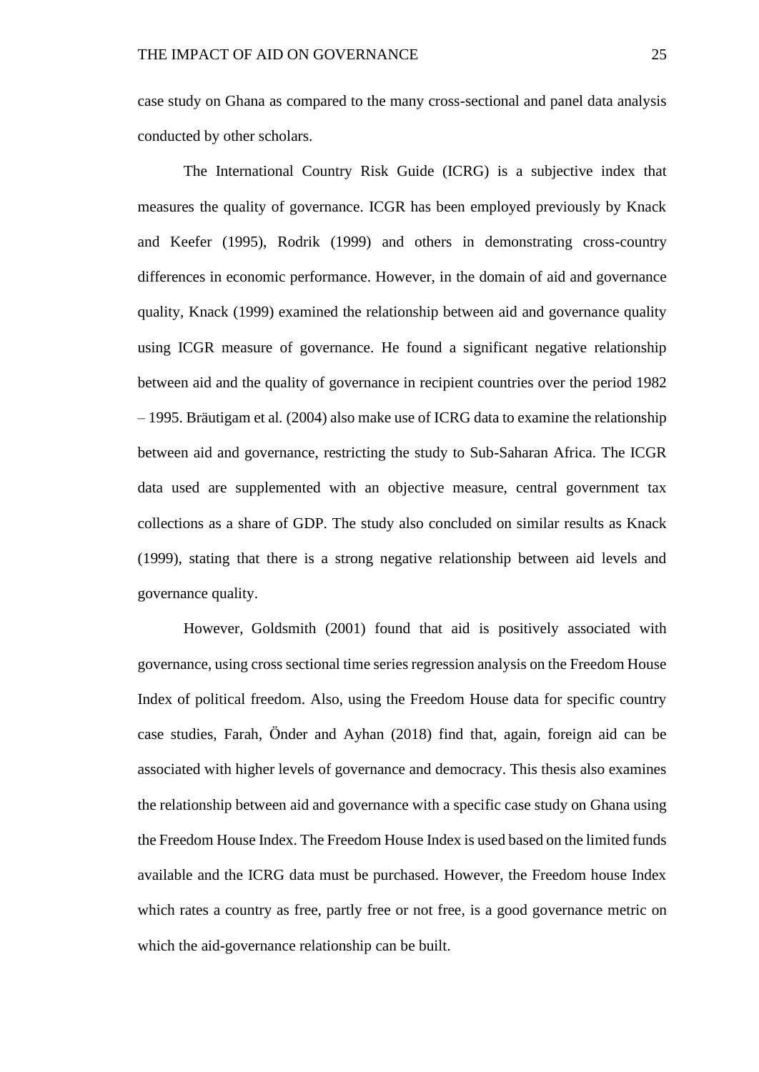case study on Ghana as compared to the many cross-sectional and panel data analysis conducted by other scholars.

The International Country Risk Guide (ICRG) is a subjective index that measures the quality of governance. ICGR has been employed previously by Knack and Keefer (1995), Rodrik (1999) and others in demonstrating cross-country differences in economic performance. However, in the domain of aid and governance quality, Knack (1999) examined the relationship between aid and governance quality using ICGR measure of governance. He found a significant negative relationship between aid and the quality of governance in recipient countries over the period 1982 – 1995. Bräutigam et al. (2004) also make use of ICRG data to examine the relationship between aid and governance, restricting the study to Sub-Saharan Africa. The ICGR data used are supplemented with an objective measure, central government tax collections as a share of GDP. The study also concluded on similar results as Knack (1999), stating that there is a strong negative relationship between aid levels and governance quality.

However, Goldsmith (2001) found that aid is positively associated with governance, using cross sectional time series regression analysis on the Freedom House Index of political freedom. Also, using the Freedom House data for specific country case studies, Farah, Önder and Ayhan (2018) find that, again, foreign aid can be associated with higher levels of governance and democracy. This thesis also examines the relationship between aid and governance with a specific case study on Ghana using the Freedom House Index. The Freedom House Index is used based on the limited funds available and the ICRG data must be purchased. However, the Freedom house Index which rates a country as free, partly free or not free, is a good governance metric on which the aid-governance relationship can be built.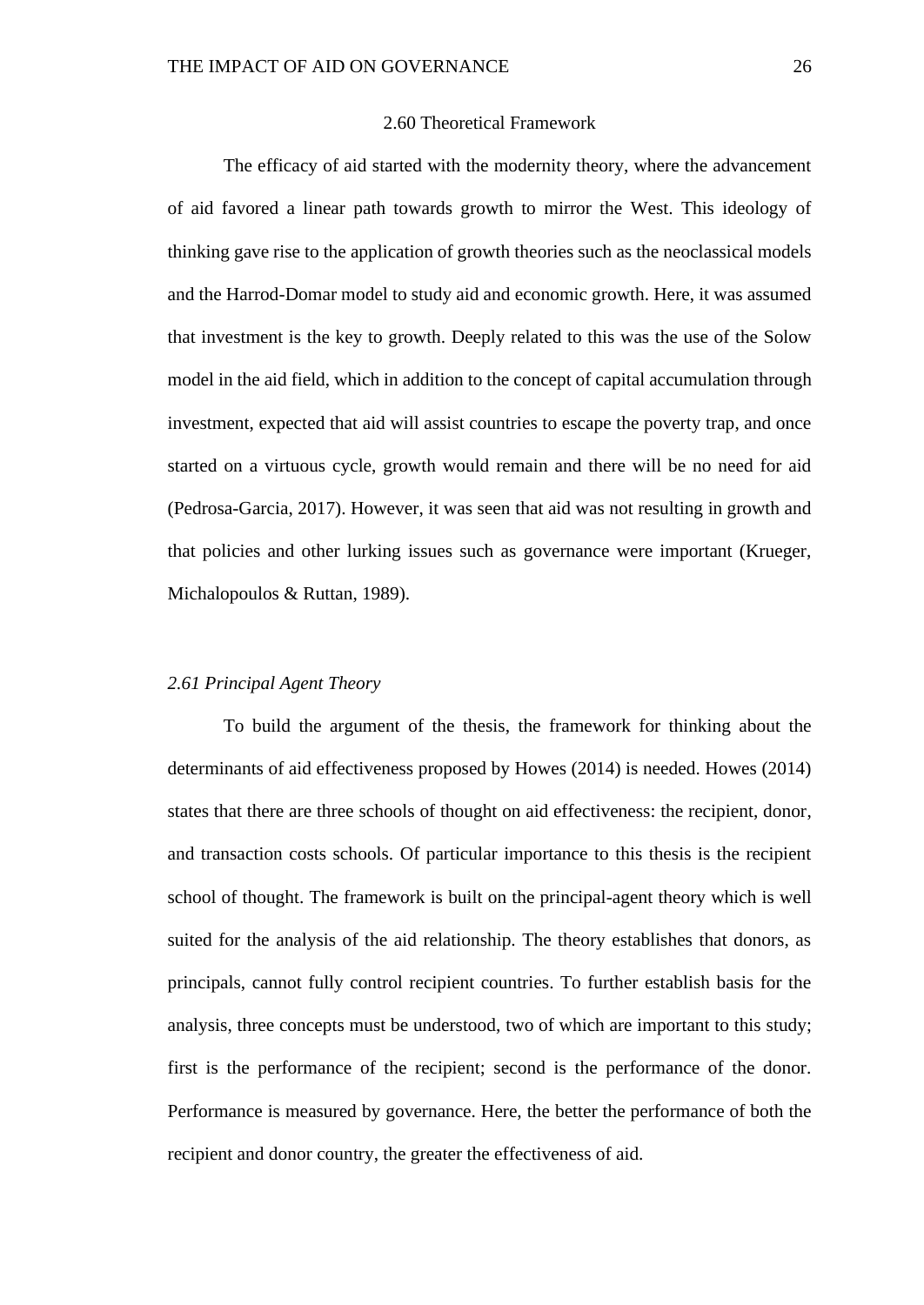## 2.60 Theoretical Framework

The efficacy of aid started with the modernity theory, where the advancement of aid favored a linear path towards growth to mirror the West. This ideology of thinking gave rise to the application of growth theories such as the neoclassical models and the Harrod-Domar model to study aid and economic growth. Here, it was assumed that investment is the key to growth. Deeply related to this was the use of the Solow model in the aid field, which in addition to the concept of capital accumulation through investment, expected that aid will assist countries to escape the poverty trap, and once started on a virtuous cycle, growth would remain and there will be no need for aid (Pedrosa-Garcia, 2017). However, it was seen that aid was not resulting in growth and that policies and other lurking issues such as governance were important (Krueger, Michalopoulos & Ruttan, 1989).

### *2.61 Principal Agent Theory*

To build the argument of the thesis, the framework for thinking about the determinants of aid effectiveness proposed by Howes (2014) is needed. Howes (2014) states that there are three schools of thought on aid effectiveness: the recipient, donor, and transaction costs schools. Of particular importance to this thesis is the recipient school of thought. The framework is built on the principal-agent theory which is well suited for the analysis of the aid relationship. The theory establishes that donors, as principals, cannot fully control recipient countries. To further establish basis for the analysis, three concepts must be understood, two of which are important to this study; first is the performance of the recipient; second is the performance of the donor. Performance is measured by governance. Here, the better the performance of both the recipient and donor country, the greater the effectiveness of aid.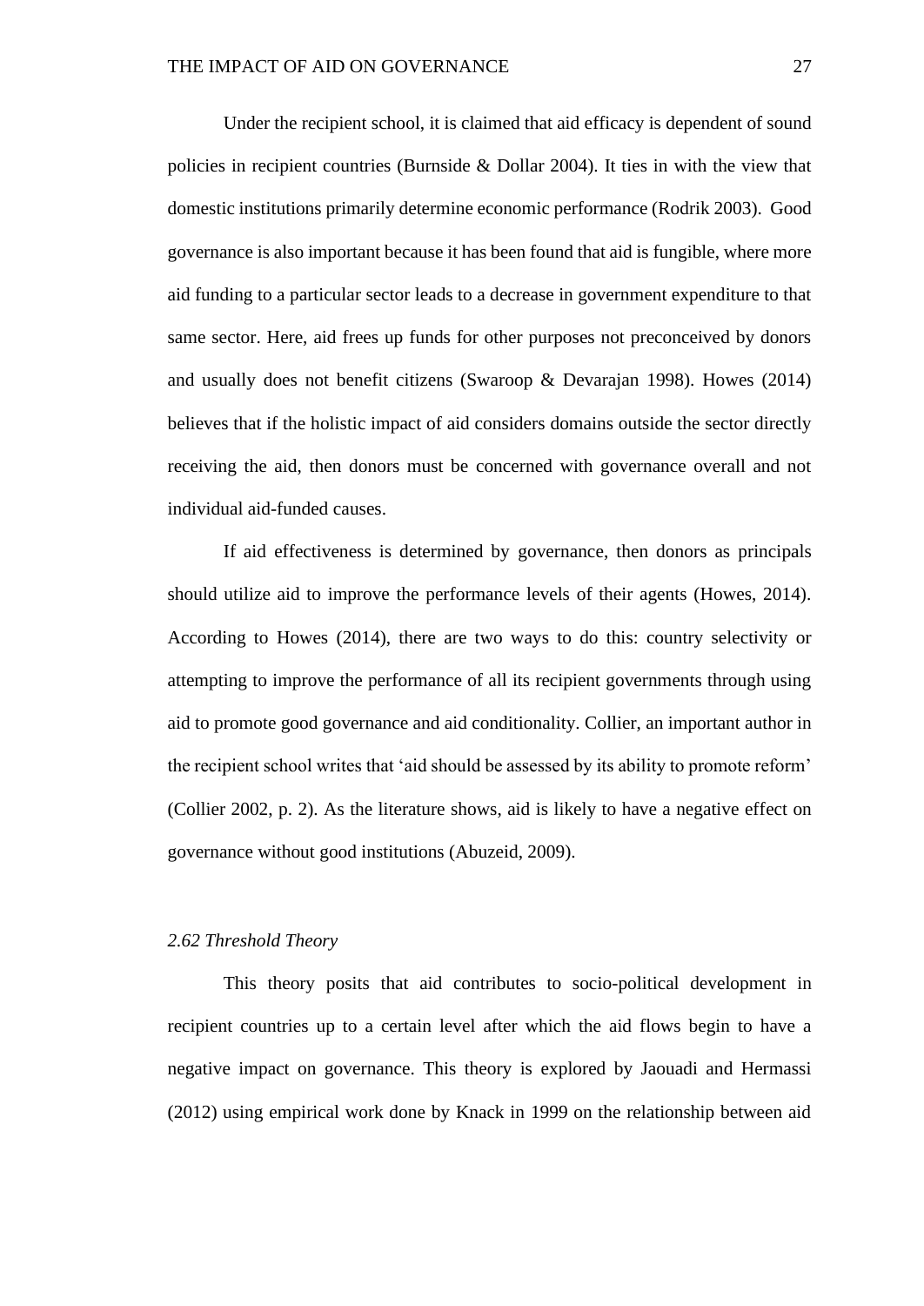Under the recipient school, it is claimed that aid efficacy is dependent of sound policies in recipient countries (Burnside & Dollar 2004). It ties in with the view that domestic institutions primarily determine economic performance (Rodrik 2003). Good governance is also important because it has been found that aid is fungible, where more aid funding to a particular sector leads to a decrease in government expenditure to that same sector. Here, aid frees up funds for other purposes not preconceived by donors and usually does not benefit citizens (Swaroop & Devarajan 1998). Howes (2014) believes that if the holistic impact of aid considers domains outside the sector directly receiving the aid, then donors must be concerned with governance overall and not individual aid-funded causes.

If aid effectiveness is determined by governance, then donors as principals should utilize aid to improve the performance levels of their agents (Howes, 2014). According to Howes (2014), there are two ways to do this: country selectivity or attempting to improve the performance of all its recipient governments through using aid to promote good governance and aid conditionality. Collier, an important author in the recipient school writes that 'aid should be assessed by its ability to promote reform' (Collier 2002, p. 2). As the literature shows, aid is likely to have a negative effect on governance without good institutions (Abuzeid, 2009).

*2.62 Threshold Theory*

This theory posits that aid contributes to socio-political development in recipient countries up to a certain level after which the aid flows begin to have a negative impact on governance. This theory is explored by Jaouadi and Hermassi (2012) using empirical work done by Knack in 1999 on the relationship between aid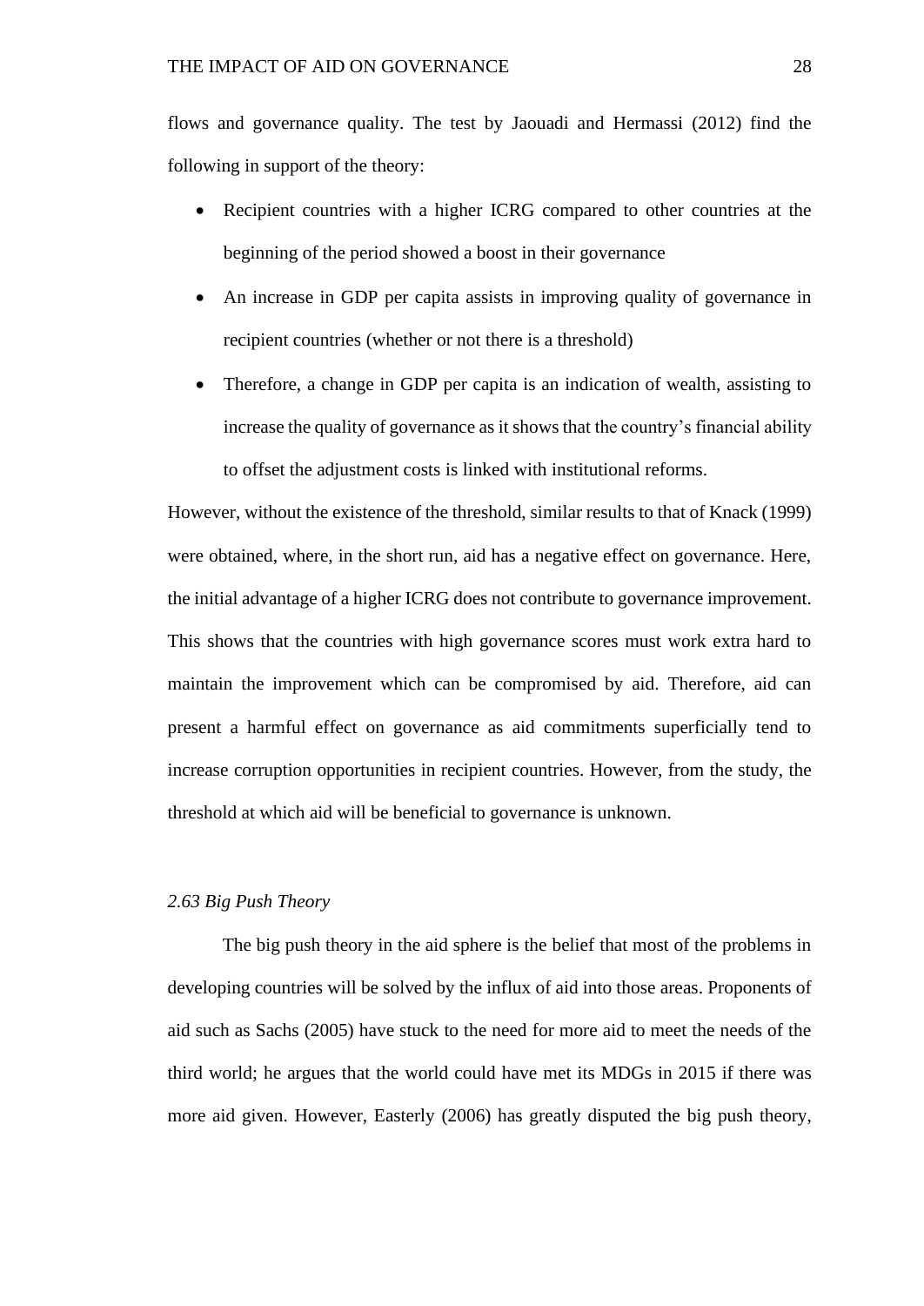flows and governance quality. The test by Jaouadi and Hermassi (2012) find the following in support of the theory:

- Recipient countries with a higher ICRG compared to other countries at the beginning of the period showed a boost in their governance
- An increase in GDP per capita assists in improving quality of governance in recipient countries (whether or not there is a threshold)
- Therefore, a change in GDP per capita is an indication of wealth, assisting to increase the quality of governance as it shows that the country's financial ability to offset the adjustment costs is linked with institutional reforms.

However, without the existence of the threshold, similar results to that of Knack (1999) were obtained, where, in the short run, aid has a negative effect on governance. Here, the initial advantage of a higher ICRG does not contribute to governance improvement. This shows that the countries with high governance scores must work extra hard to maintain the improvement which can be compromised by aid. Therefore, aid can present a harmful effect on governance as aid commitments superficially tend to increase corruption opportunities in recipient countries. However, from the study, the threshold at which aid will be beneficial to governance is unknown.

### *2.63 Big Push Theory*

The big push theory in the aid sphere is the belief that most of the problems in developing countries will be solved by the influx of aid into those areas. Proponents of aid such as Sachs (2005) have stuck to the need for more aid to meet the needs of the third world; he argues that the world could have met its MDGs in 2015 if there was more aid given. However, Easterly (2006) has greatly disputed the big push theory,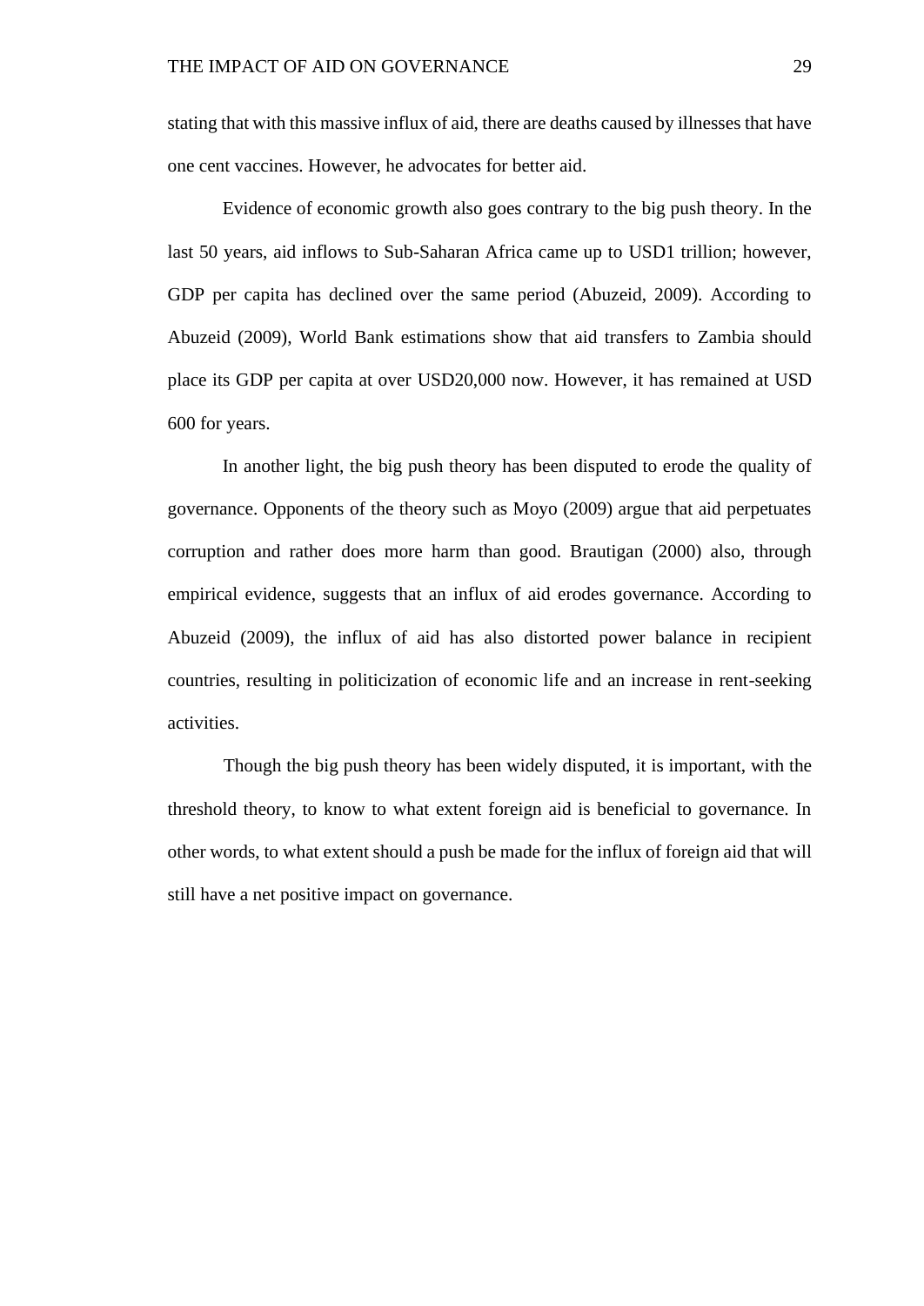stating that with this massive influx of aid, there are deaths caused by illnesses that have one cent vaccines. However, he advocates for better aid.

Evidence of economic growth also goes contrary to the big push theory. In the last 50 years, aid inflows to Sub-Saharan Africa came up to USD1 trillion; however, GDP per capita has declined over the same period (Abuzeid, 2009). According to Abuzeid (2009), World Bank estimations show that aid transfers to Zambia should place its GDP per capita at over USD20,000 now. However, it has remained at USD 600 for years.

In another light, the big push theory has been disputed to erode the quality of governance. Opponents of the theory such as Moyo (2009) argue that aid perpetuates corruption and rather does more harm than good. Brautigan (2000) also, through empirical evidence, suggests that an influx of aid erodes governance. According to Abuzeid (2009), the influx of aid has also distorted power balance in recipient countries, resulting in politicization of economic life and an increase in rent-seeking activities.

Though the big push theory has been widely disputed, it is important, with the threshold theory, to know to what extent foreign aid is beneficial to governance. In other words, to what extent should a push be made for the influx of foreign aid that will still have a net positive impact on governance.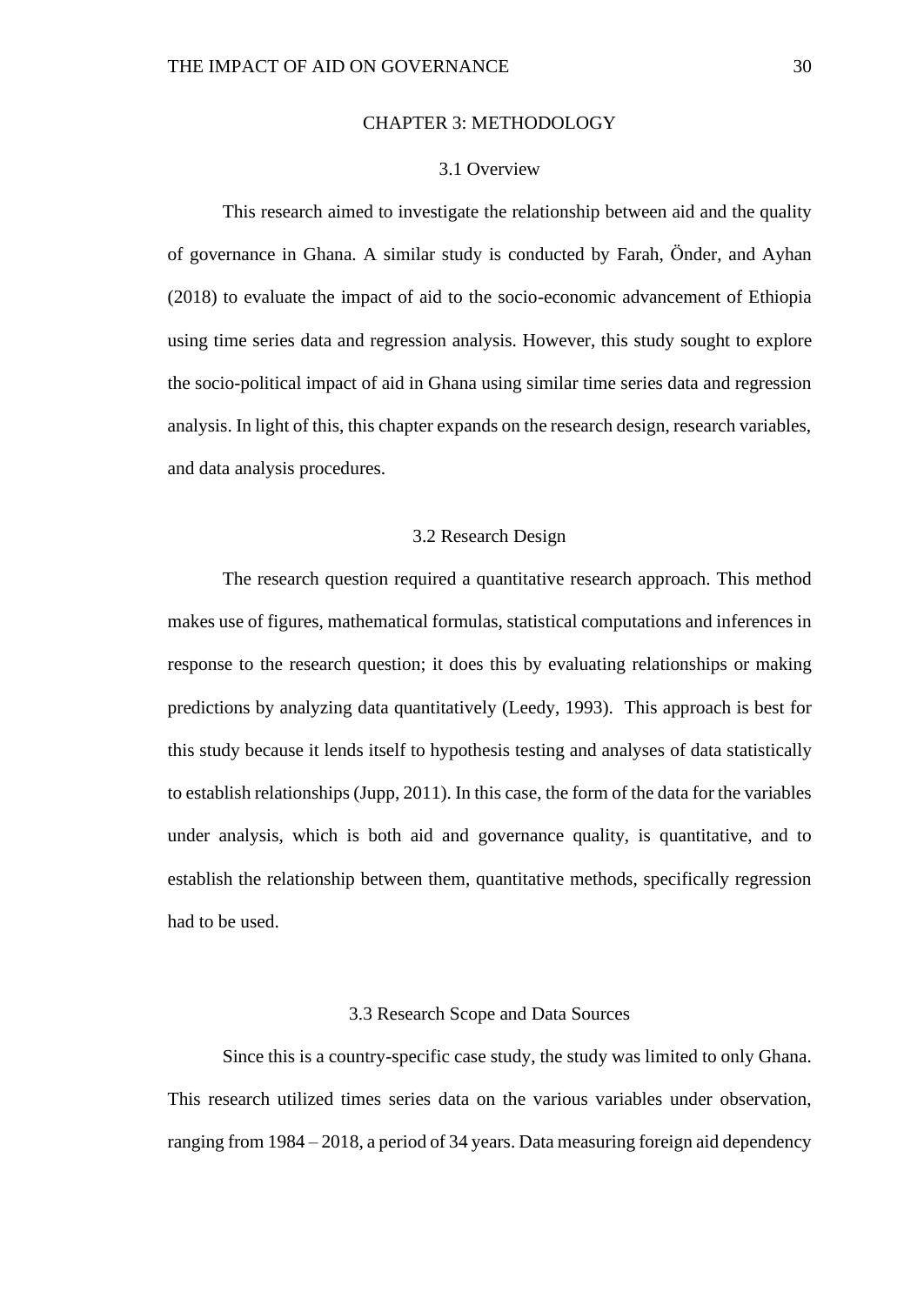# CHAPTER 3: METHODOLOGY

## 3.1 Overview

This research aimed to investigate the relationship between aid and the quality of governance in Ghana. A similar study is conducted by Farah, Önder, and Ayhan (2018) to evaluate the impact of aid to the socio-economic advancement of Ethiopia using time series data and regression analysis. However, this study sought to explore the socio-political impact of aid in Ghana using similar time series data and regression analysis. In light of this, this chapter expands on the research design, research variables, and data analysis procedures.

## 3.2 Research Design

The research question required a quantitative research approach. This method makes use of figures, mathematical formulas, statistical computations and inferences in response to the research question; it does this by evaluating relationships or making predictions by analyzing data quantitatively (Leedy, 1993). This approach is best for this study because it lends itself to hypothesis testing and analyses of data statistically to establish relationships (Jupp, 2011). In this case, the form of the data for the variables under analysis, which is both aid and governance quality, is quantitative, and to establish the relationship between them, quantitative methods, specifically regression had to be used.

## 3.3 Research Scope and Data Sources

Since this is a country-specific case study, the study was limited to only Ghana. This research utilized times series data on the various variables under observation, ranging from 1984 – 2018, a period of 34 years. Data measuring foreign aid dependency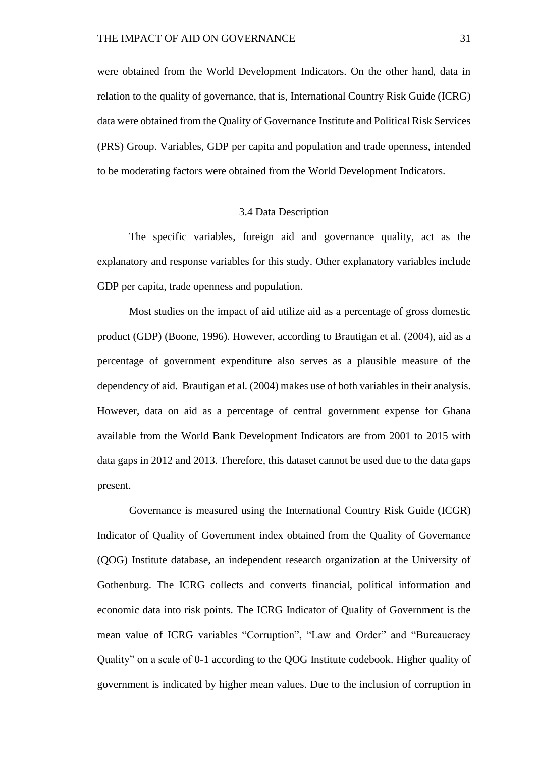were obtained from the World Development Indicators. On the other hand, data in relation to the quality of governance, that is, International Country Risk Guide (ICRG) data were obtained from the Quality of Governance Institute and Political Risk Services (PRS) Group. Variables, GDP per capita and population and trade openness, intended to be moderating factors were obtained from the World Development Indicators.

## 3.4 Data Description

The specific variables, foreign aid and governance quality, act as the explanatory and response variables for this study. Other explanatory variables include GDP per capita, trade openness and population.

Most studies on the impact of aid utilize aid as a percentage of gross domestic product (GDP) (Boone, 1996). However, according to Brautigan et al*.* (2004), aid as a percentage of government expenditure also serves as a plausible measure of the dependency of aid. Brautigan et al*.* (2004) makes use of both variables in their analysis. However, data on aid as a percentage of central government expense for Ghana available from the World Bank Development Indicators are from 2001 to 2015 with data gaps in 2012 and 2013. Therefore, this dataset cannot be used due to the data gaps present.

Governance is measured using the International Country Risk Guide (ICGR) Indicator of Quality of Government index obtained from the Quality of Governance (QOG) Institute database, an independent research organization at the University of Gothenburg. The ICRG collects and converts financial, political information and economic data into risk points. The ICRG Indicator of Quality of Government is the mean value of ICRG variables "Corruption", "Law and Order" and "Bureaucracy Quality" on a scale of 0-1 according to the QOG Institute codebook. Higher quality of government is indicated by higher mean values. Due to the inclusion of corruption in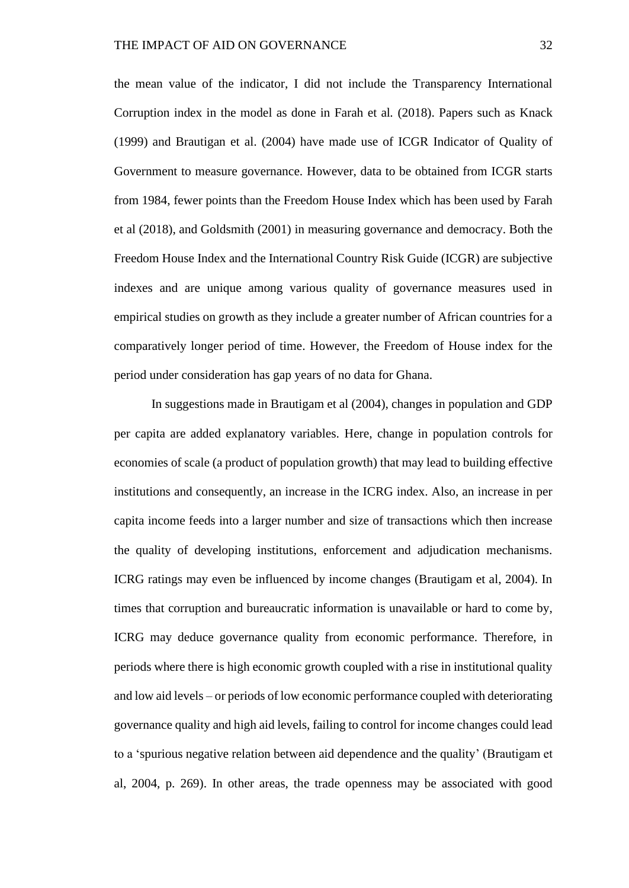the mean value of the indicator, I did not include the Transparency International Corruption index in the model as done in Farah et al. (2018). Papers such as Knack (1999) and Brautigan et al. (2004) have made use of ICGR Indicator of Quality of Government to measure governance. However, data to be obtained from ICGR starts from 1984, fewer points than the Freedom House Index which has been used by Farah et al (2018), and Goldsmith (2001) in measuring governance and democracy. Both the Freedom House Index and the International Country Risk Guide (ICGR) are subjective indexes and are unique among various quality of governance measures used in empirical studies on growth as they include a greater number of African countries for a comparatively longer period of time. However, the Freedom of House index for the period under consideration has gap years of no data for Ghana.

In suggestions made in Brautigam et al (2004), changes in population and GDP per capita are added explanatory variables. Here, change in population controls for economies of scale (a product of population growth) that may lead to building effective institutions and consequently, an increase in the ICRG index. Also, an increase in per capita income feeds into a larger number and size of transactions which then increase the quality of developing institutions, enforcement and adjudication mechanisms. ICRG ratings may even be influenced by income changes (Brautigam et al, 2004). In times that corruption and bureaucratic information is unavailable or hard to come by, ICRG may deduce governance quality from economic performance. Therefore, in periods where there is high economic growth coupled with a rise in institutional quality and low aid levels – or periods of low economic performance coupled with deteriorating governance quality and high aid levels, failing to control for income changes could lead to a 'spurious negative relation between aid dependence and the quality' (Brautigam et al, 2004, p. 269). In other areas, the trade openness may be associated with good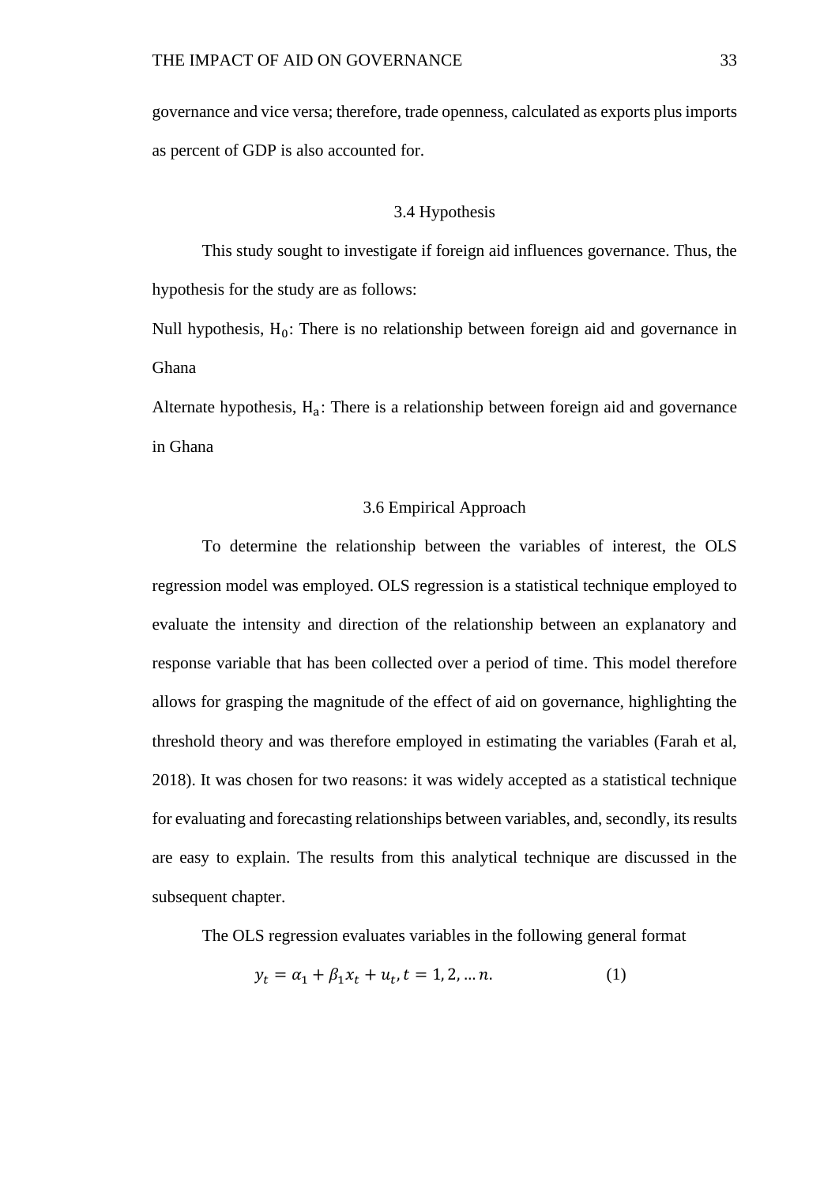governance and vice versa; therefore, trade openness, calculated as exports plus imports as percent of GDP is also accounted for.

## 3.4 Hypothesis

This study sought to investigate if foreign aid influences governance. Thus, the hypothesis for the study are as follows:

Null hypothesis, $\mathrm{H_0}$: There is no relationship between foreign aid and governance in Ghana

Alternate hypothesis, $\mathrm{H_a}$: There is a relationship between foreign aid and governance in Ghana

## 3.6 Empirical Approach

To determine the relationship between the variables of interest, the OLS regression model was employed. OLS regression is a statistical technique employed to evaluate the intensity and direction of the relationship between an explanatory and response variable that has been collected over a period of time. This model therefore allows for grasping the magnitude of the effect of aid on governance, highlighting the threshold theory and was therefore employed in estimating the variables (Farah et al, 2018). It was chosen for two reasons: it was widely accepted as a statistical technique for evaluating and forecasting relationships between variables, and, secondly, its results are easy to explain. The results from this analytical technique are discussed in the subsequent chapter.

The OLS regression evaluates variables in the following general format

$$y_t = \alpha_1 + \beta_1 x_t + u_t, t = 1, 2, \ldots n. \qquad (1)$$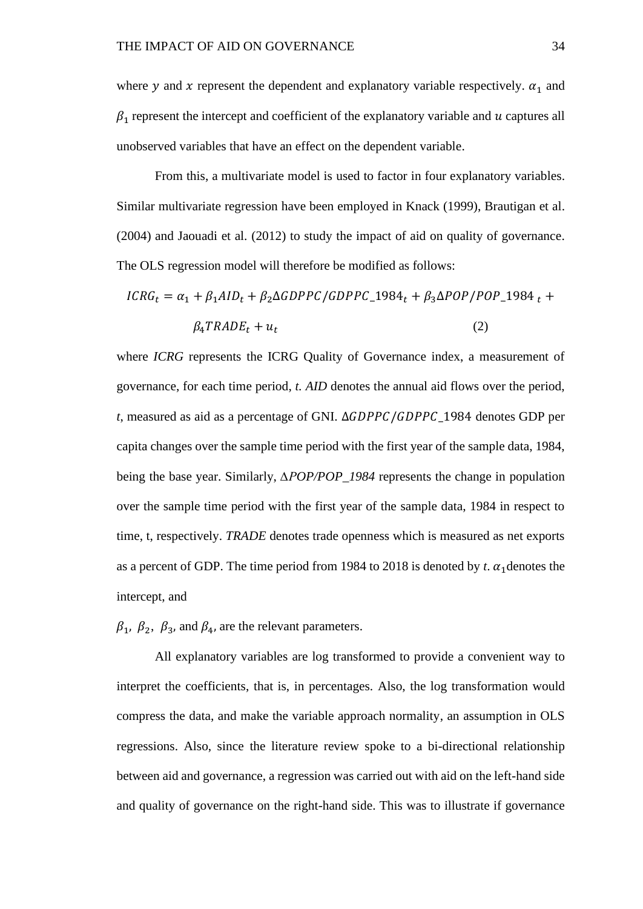where $y$ and $x$ represent the dependent and explanatory variable respectively. $\alpha_1$ and $\beta_1$ represent the intercept and coefficient of the explanatory variable and $u$ captures all unobserved variables that have an effect on the dependent variable.

From this, a multivariate model is used to factor in four explanatory variables. Similar multivariate regression have been employed in Knack (1999), Brautigan et al. (2004) and Jaouadi et al. (2012) to study the impact of aid on quality of governance. The OLS regression model will therefore be modified as follows:

$$ICRG_t = \alpha_1 + \beta_1 AID_t + \beta_2 \Delta GDPPC/GDPPC\_1984_t + \beta_3 \Delta POP/POP\_1984_{\ t} + \beta_4 TRADE_t + u_t \quad (2)$$

where *ICRG* represents the ICRG Quality of Governance index, a measurement of governance, for each time period, *t. AID* denotes the annual aid flows over the period, *t*, measured as aid as a percentage of GNI. $\Delta GDPPC/GDPPC\_1984$ denotes GDP per capita changes over the sample time period with the first year of the sample data, 1984, being the base year. Similarly, *ΔPOP/POP_1984* represents the change in population over the sample time period with the first year of the sample data, 1984 in respect to time, t, respectively. *TRADE* denotes trade openness which is measured as net exports as a percent of GDP. The time period from 1984 to 2018 is denoted by *t*. $\alpha_1$denotes the intercept, and

$\beta_1$, $\beta_2$, $\beta_3$, and $\beta_4$, are the relevant parameters.

All explanatory variables are log transformed to provide a convenient way to interpret the coefficients, that is, in percentages. Also, the log transformation would compress the data, and make the variable approach normality, an assumption in OLS regressions. Also, since the literature review spoke to a bi-directional relationship between aid and governance, a regression was carried out with aid on the left-hand side and quality of governance on the right-hand side. This was to illustrate if governance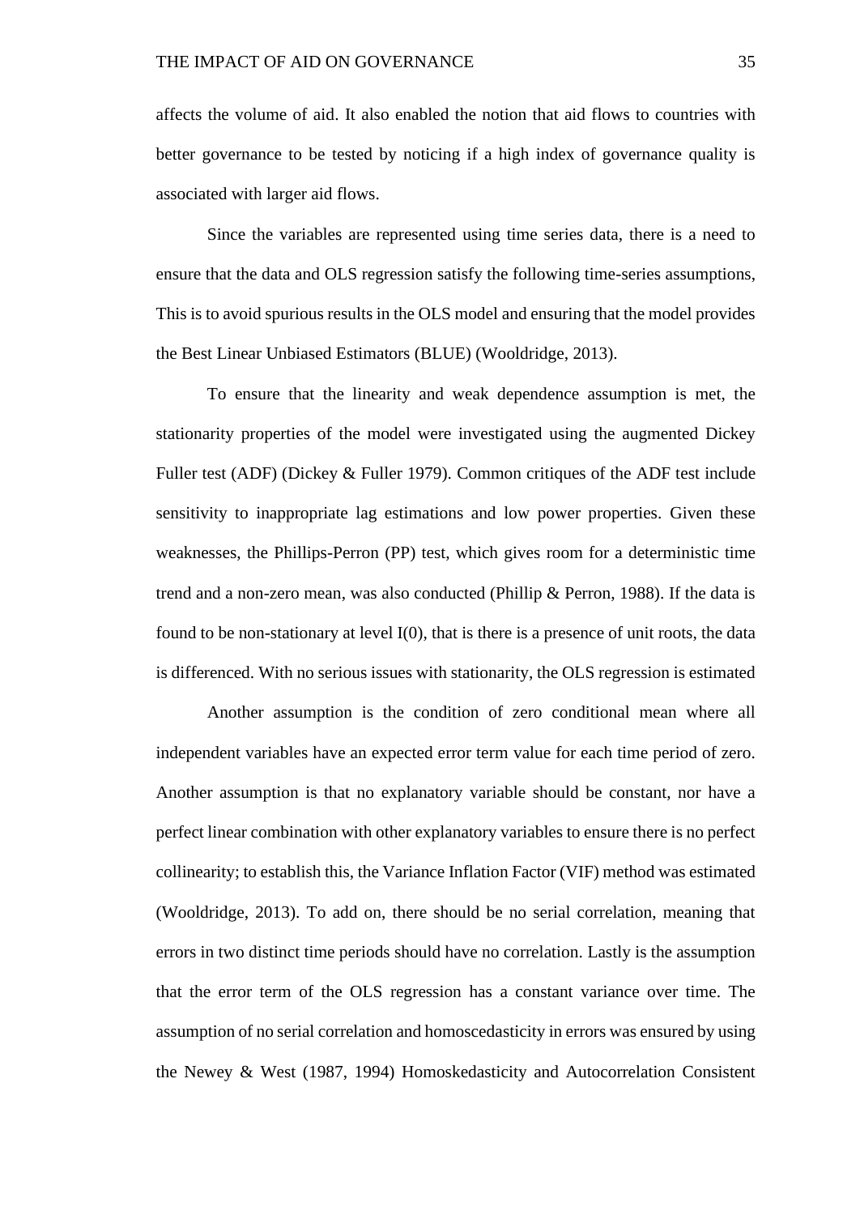affects the volume of aid. It also enabled the notion that aid flows to countries with better governance to be tested by noticing if a high index of governance quality is associated with larger aid flows.

Since the variables are represented using time series data, there is a need to ensure that the data and OLS regression satisfy the following time-series assumptions, This is to avoid spurious results in the OLS model and ensuring that the model provides the Best Linear Unbiased Estimators (BLUE) (Wooldridge, 2013).

To ensure that the linearity and weak dependence assumption is met, the stationarity properties of the model were investigated using the augmented Dickey Fuller test (ADF) (Dickey & Fuller 1979). Common critiques of the ADF test include sensitivity to inappropriate lag estimations and low power properties. Given these weaknesses, the Phillips-Perron (PP) test, which gives room for a deterministic time trend and a non-zero mean, was also conducted (Phillip & Perron, 1988). If the data is found to be non-stationary at level I(0), that is there is a presence of unit roots, the data is differenced. With no serious issues with stationarity, the OLS regression is estimated

Another assumption is the condition of zero conditional mean where all independent variables have an expected error term value for each time period of zero. Another assumption is that no explanatory variable should be constant, nor have a perfect linear combination with other explanatory variables to ensure there is no perfect collinearity; to establish this, the Variance Inflation Factor (VIF) method was estimated (Wooldridge, 2013). To add on, there should be no serial correlation, meaning that errors in two distinct time periods should have no correlation. Lastly is the assumption that the error term of the OLS regression has a constant variance over time. The assumption of no serial correlation and homoscedasticity in errors was ensured by using the Newey & West (1987, 1994) Homoskedasticity and Autocorrelation Consistent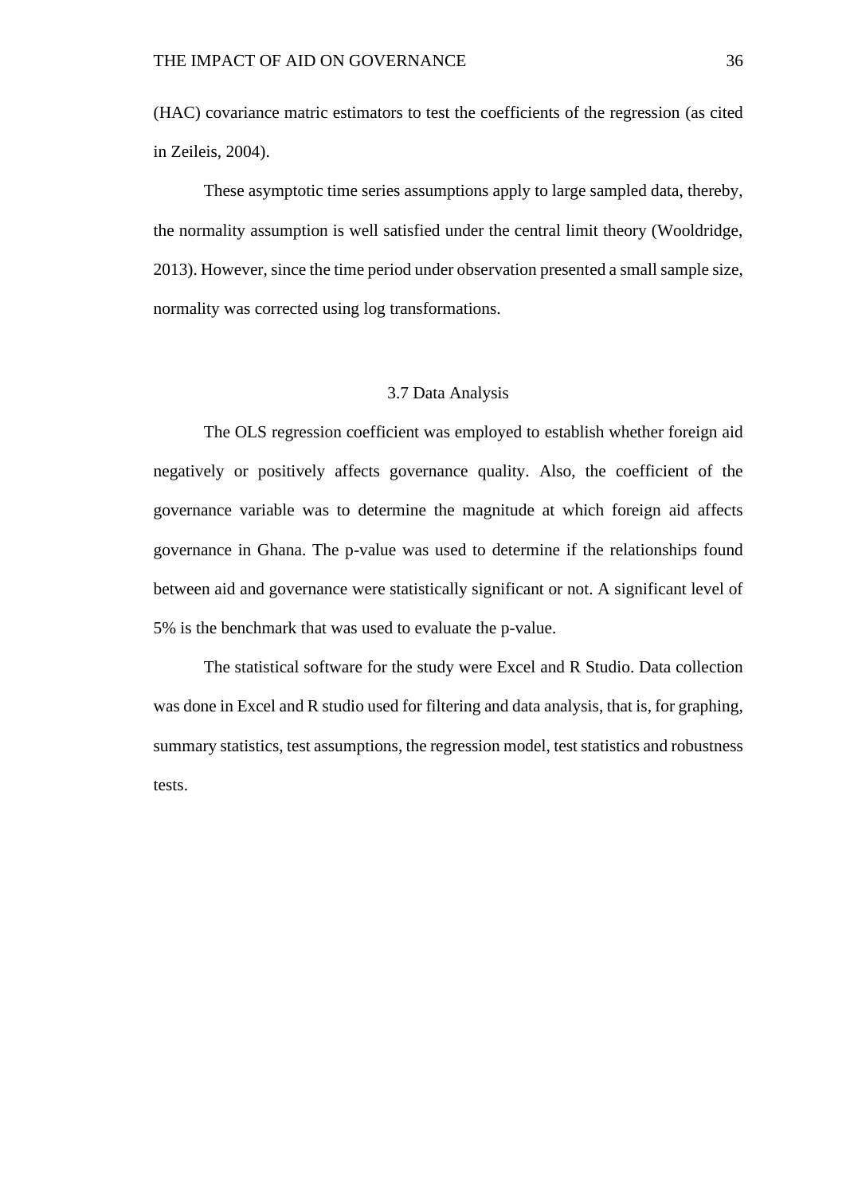(HAC) covariance matric estimators to test the coefficients of the regression (as cited in Zeileis, 2004).

These asymptotic time series assumptions apply to large sampled data, thereby, the normality assumption is well satisfied under the central limit theory (Wooldridge, 2013). However, since the time period under observation presented a small sample size, normality was corrected using log transformations.

### 3.7 Data Analysis

The OLS regression coefficient was employed to establish whether foreign aid negatively or positively affects governance quality. Also, the coefficient of the governance variable was to determine the magnitude at which foreign aid affects governance in Ghana. The p-value was used to determine if the relationships found between aid and governance were statistically significant or not. A significant level of 5% is the benchmark that was used to evaluate the p-value.

The statistical software for the study were Excel and R Studio. Data collection was done in Excel and R studio used for filtering and data analysis, that is, for graphing, summary statistics, test assumptions, the regression model, test statistics and robustness tests.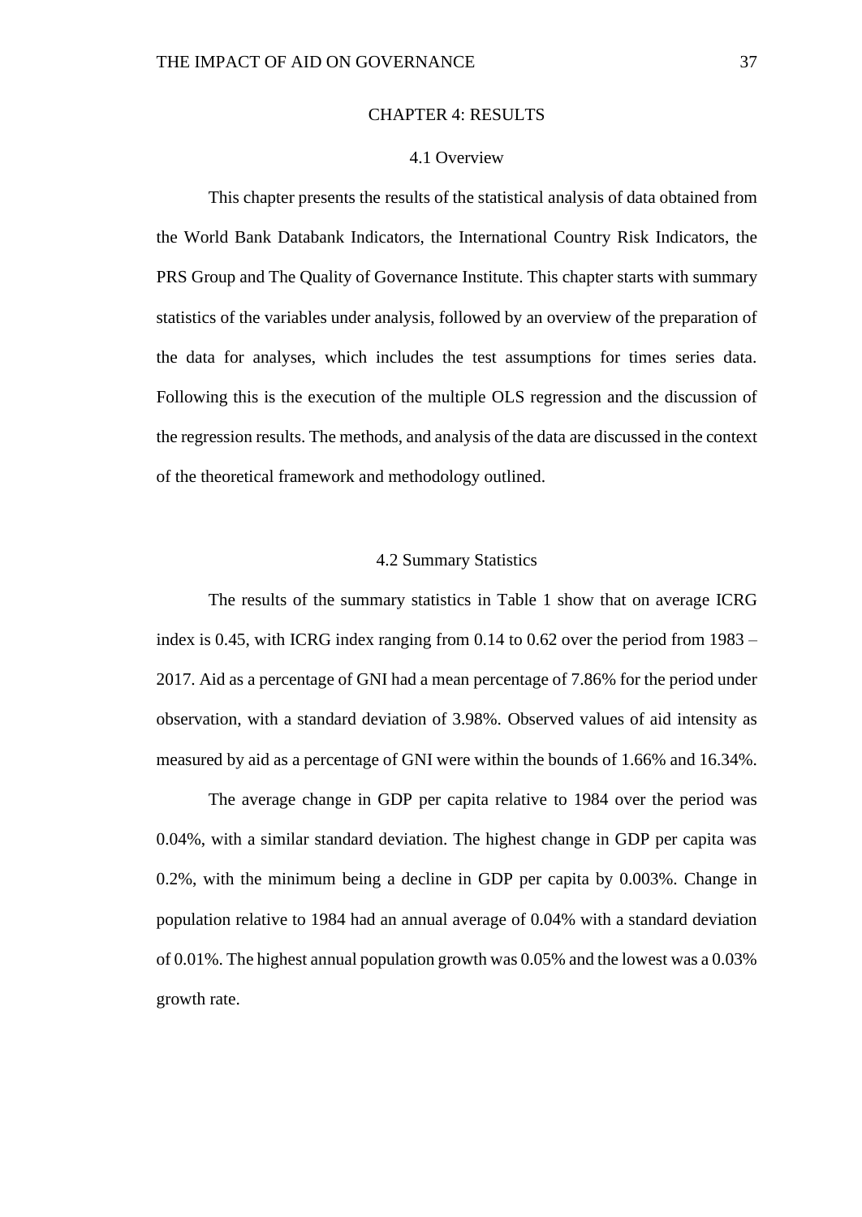# CHAPTER 4: RESULTS

## 4.1 Overview

This chapter presents the results of the statistical analysis of data obtained from the World Bank Databank Indicators, the International Country Risk Indicators, the PRS Group and The Quality of Governance Institute. This chapter starts with summary statistics of the variables under analysis, followed by an overview of the preparation of the data for analyses, which includes the test assumptions for times series data. Following this is the execution of the multiple OLS regression and the discussion of the regression results. The methods, and analysis of the data are discussed in the context of the theoretical framework and methodology outlined.

## 4.2 Summary Statistics

The results of the summary statistics in Table 1 show that on average ICRG index is 0.45, with ICRG index ranging from 0.14 to 0.62 over the period from 1983 – 2017. Aid as a percentage of GNI had a mean percentage of 7.86% for the period under observation, with a standard deviation of 3.98%. Observed values of aid intensity as measured by aid as a percentage of GNI were within the bounds of 1.66% and 16.34%.

The average change in GDP per capita relative to 1984 over the period was 0.04%, with a similar standard deviation. The highest change in GDP per capita was 0.2%, with the minimum being a decline in GDP per capita by 0.003%. Change in population relative to 1984 had an annual average of 0.04% with a standard deviation of 0.01%. The highest annual population growth was 0.05% and the lowest was a 0.03% growth rate.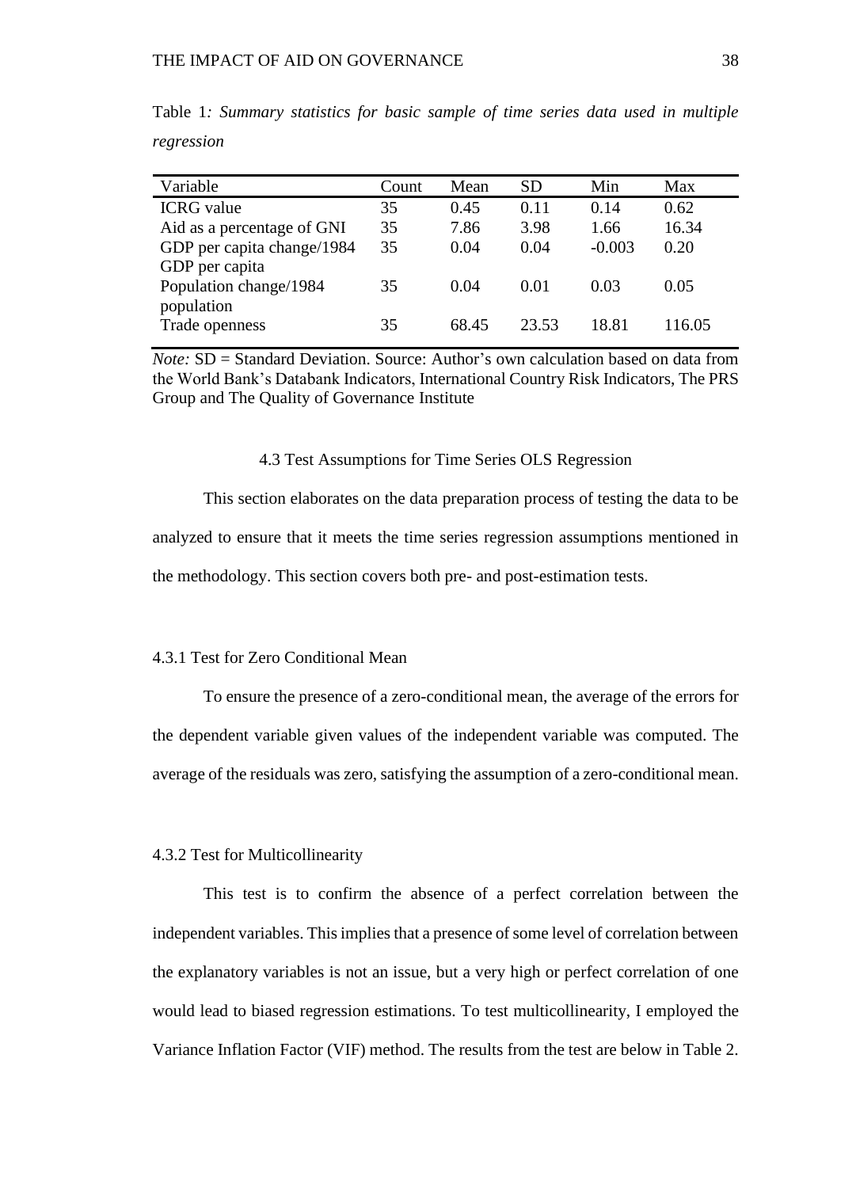Table 1*: Summary statistics for basic sample of time series data used in multiple regression*

| Variable | Count | Mean | SD | Min | Max |
|---|---|---|---|---|---|
| ICRG value | 35 | 0.45 | 0.11 | 0.14 | 0.62 |
| Aid as a percentage of GNI | 35 | 7.86 | 3.98 | 1.66 | 16.34 |
| GDP per capita change/1984 GDP per capita | 35 | 0.04 | 0.04 | -0.003 | 0.20 |
| Population change/1984 population | 35 | 0.04 | 0.01 | 0.03 | 0.05 |
| Trade openness | 35 | 68.45 | 23.53 | 18.81 | 116.05 |

*Note:* SD = Standard Deviation. Source: Author's own calculation based on data from the World Bank's Databank Indicators, International Country Risk Indicators, The PRS Group and The Quality of Governance Institute

## 4.3 Test Assumptions for Time Series OLS Regression

This section elaborates on the data preparation process of testing the data to be analyzed to ensure that it meets the time series regression assumptions mentioned in the methodology. This section covers both pre- and post-estimation tests.

### 4.3.1 Test for Zero Conditional Mean

To ensure the presence of a zero-conditional mean, the average of the errors for the dependent variable given values of the independent variable was computed. The average of the residuals was zero, satisfying the assumption of a zero-conditional mean.

### 4.3.2 Test for Multicollinearity

This test is to confirm the absence of a perfect correlation between the independent variables. This implies that a presence of some level of correlation between the explanatory variables is not an issue, but a very high or perfect correlation of one would lead to biased regression estimations. To test multicollinearity, I employed the Variance Inflation Factor (VIF) method. The results from the test are below in Table 2.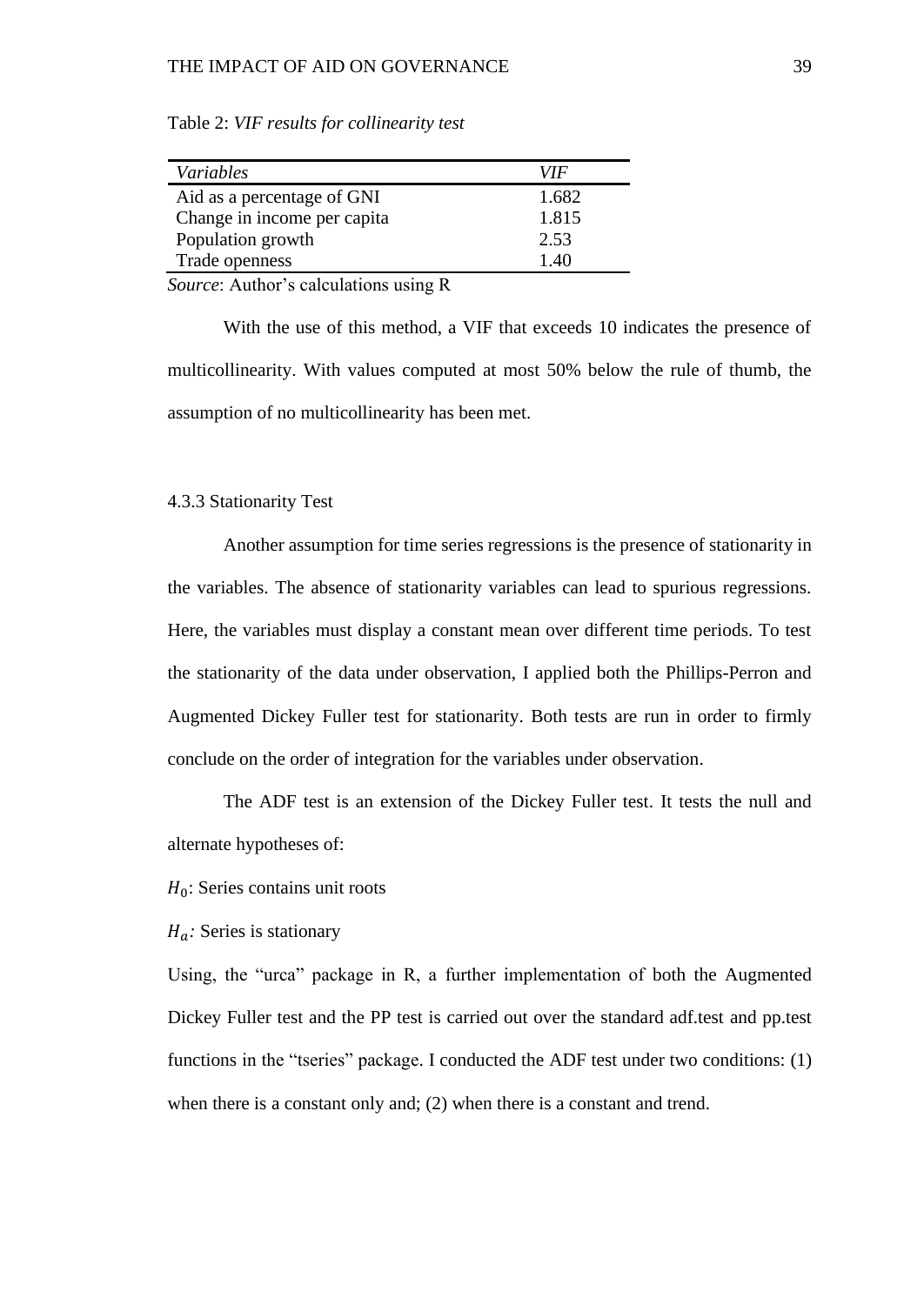Table 2: *VIF results for collinearity test*

| *Variables* | *VIF* |
|---|---|
| Aid as a percentage of GNI | 1.682 |
| Change in income per capita | 1.815 |
| Population growth | 2.53 |
| Trade openness | 1.40 |

*Source*: Author's calculations using R

With the use of this method, a VIF that exceeds 10 indicates the presence of multicollinearity. With values computed at most 50% below the rule of thumb, the assumption of no multicollinearity has been met.

### 4.3.3 Stationarity Test

Another assumption for time series regressions is the presence of stationarity in the variables. The absence of stationarity variables can lead to spurious regressions. Here, the variables must display a constant mean over different time periods. To test the stationarity of the data under observation, I applied both the Phillips-Perron and Augmented Dickey Fuller test for stationarity. Both tests are run in order to firmly conclude on the order of integration for the variables under observation.

The ADF test is an extension of the Dickey Fuller test. It tests the null and alternate hypotheses of:

$H_0$: Series contains unit roots

$H_a$: Series is stationary

Using, the "urca" package in R, a further implementation of both the Augmented Dickey Fuller test and the PP test is carried out over the standard adf.test and pp.test functions in the "tseries" package. I conducted the ADF test under two conditions: (1) when there is a constant only and; (2) when there is a constant and trend.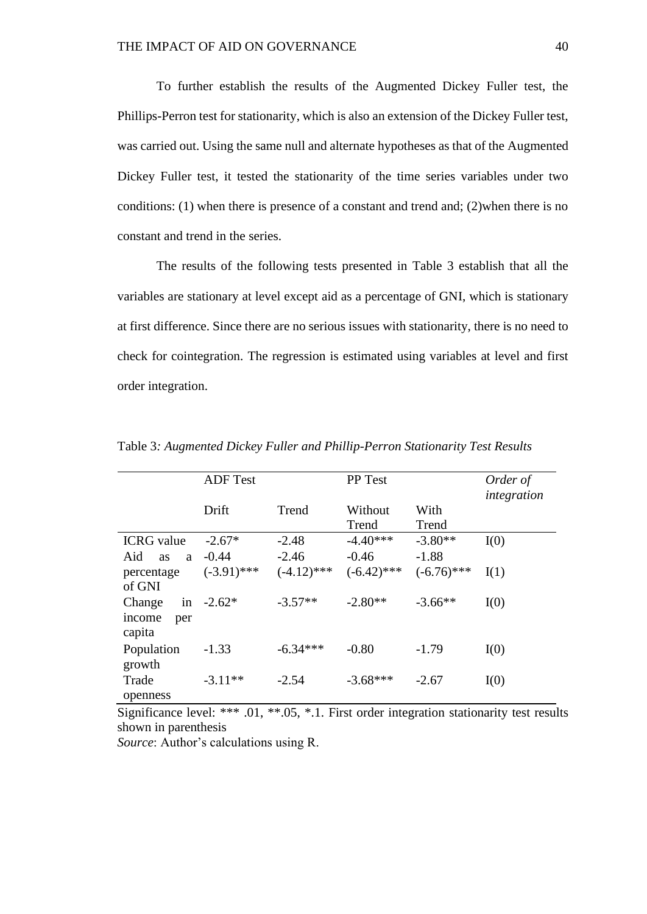To further establish the results of the Augmented Dickey Fuller test, the Phillips-Perron test for stationarity, which is also an extension of the Dickey Fuller test, was carried out. Using the same null and alternate hypotheses as that of the Augmented Dickey Fuller test, it tested the stationarity of the time series variables under two conditions: (1) when there is presence of a constant and trend and; (2)when there is no constant and trend in the series.

The results of the following tests presented in Table 3 establish that all the variables are stationary at level except aid as a percentage of GNI, which is stationary at first difference. Since there are no serious issues with stationarity, there is no need to check for cointegration. The regression is estimated using variables at level and first order integration.

Table 3*: Augmented Dickey Fuller and Phillip-Perron Stationarity Test Results*

| | ADF Test | | PP Test | | *Order of integration* |
|---|---|---|---|---|---|
| | Drift | Trend | Without Trend | With Trend | |
| ICRG value | -2.67* | -2.48 | -4.40*** | -3.80** | I(0) |
| Aid as a percentage of GNI | -0.44 (-3.91)*** | -2.46 (-4.12)*** | -0.46 (-6.42)*** | -1.88 (-6.76)*** | I(1) |
| Change in income per capita | -2.62* | -3.57** | -2.80** | -3.66** | I(0) |
| Population growth | -1.33 | -6.34*** | -0.80 | -1.79 | I(0) |
| Trade openness | -3.11** | -2.54 | -3.68*** | -2.67 | I(0) |

Significance level: *** .01, **.05, *.1. First order integration stationarity test results shown in parenthesis

*Source*: Author's calculations using R.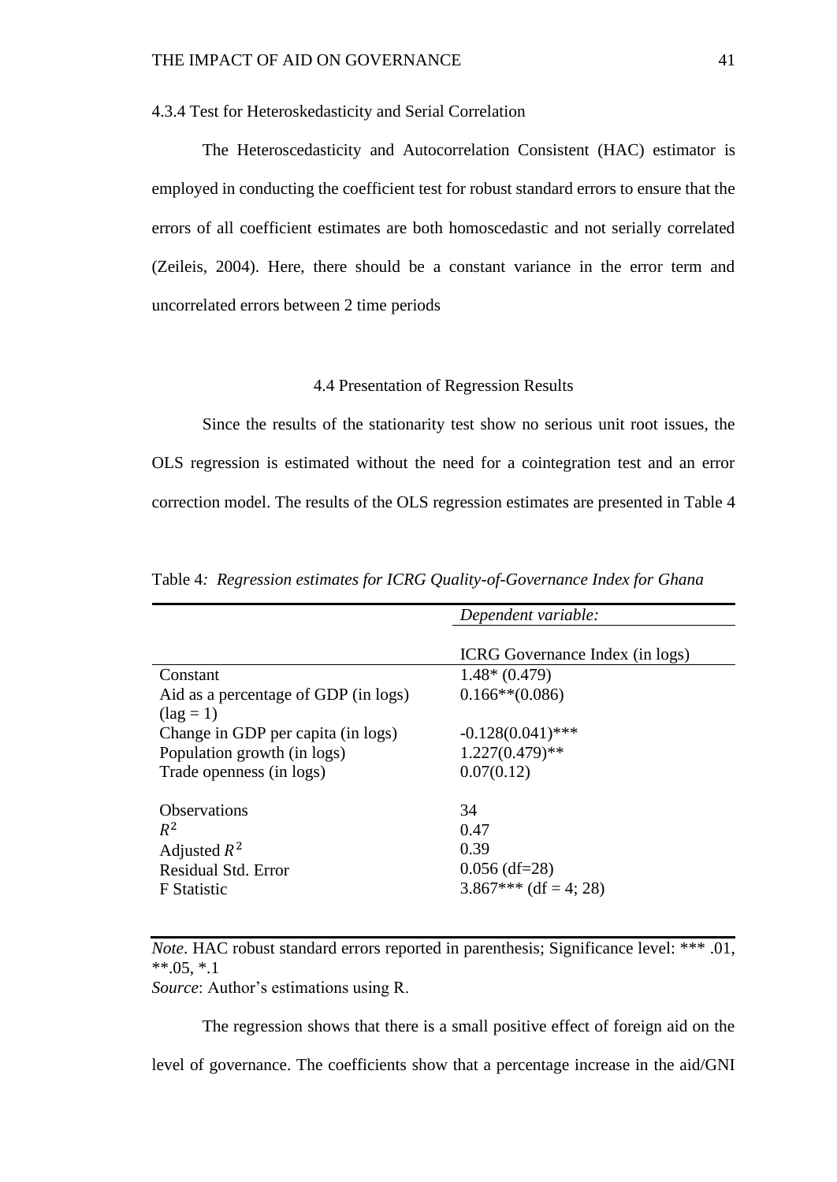4.3.4 Test for Heteroskedasticity and Serial Correlation

The Heteroscedasticity and Autocorrelation Consistent (HAC) estimator is employed in conducting the coefficient test for robust standard errors to ensure that the errors of all coefficient estimates are both homoscedastic and not serially correlated (Zeileis, 2004). Here, there should be a constant variance in the error term and uncorrelated errors between 2 time periods

## 4.4 Presentation of Regression Results

Since the results of the stationarity test show no serious unit root issues, the OLS regression is estimated without the need for a cointegration test and an error correction model. The results of the OLS regression estimates are presented in Table 4

Table 4*: Regression estimates for ICRG Quality-of-Governance Index for Ghana*

| | *Dependent variable:* |
|---|---|
| | ICRG Governance Index (in logs) |
| Constant | 1.48* (0.479) |
| Aid as a percentage of GDP (in logs) (lag = 1) | 0.166**(0.086) |
| Change in GDP per capita (in logs) | -0.128(0.041)*** |
| Population growth (in logs) | 1.227(0.479)** |
| Trade openness (in logs) | 0.07(0.12) |
| Observations | 34 |
| $R^2$ | 0.47 |
| Adjusted $R^2$ | 0.39 |
| Residual Std. Error | 0.056 (df=28) |
| F Statistic | 3.867*** (df = 4; 28) |

*Note*. HAC robust standard errors reported in parenthesis; Significance level: *** .01, **.05, *.1
*Source*: Author's estimations using R.

The regression shows that there is a small positive effect of foreign aid on the level of governance. The coefficients show that a percentage increase in the aid/GNI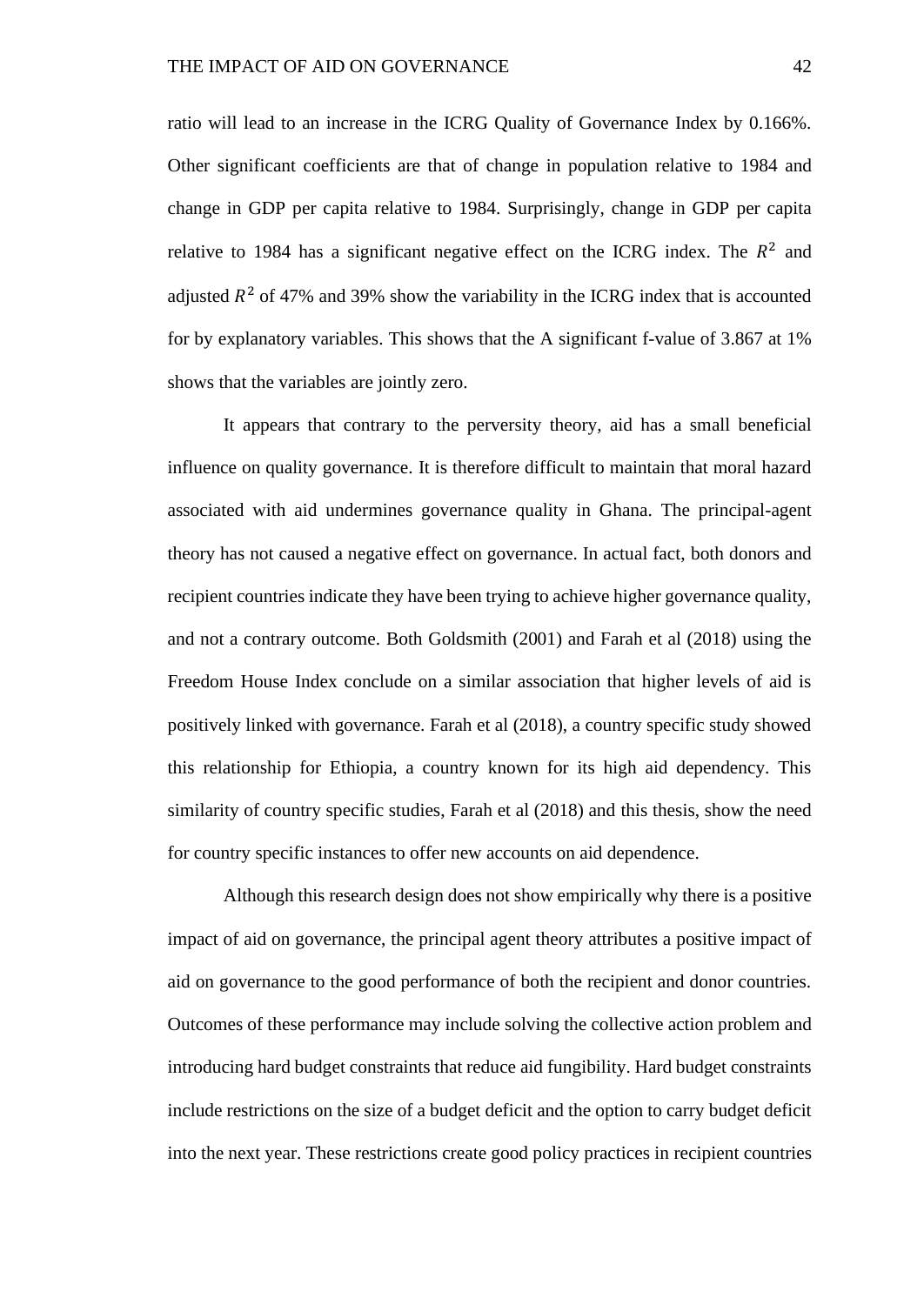ratio will lead to an increase in the ICRG Quality of Governance Index by 0.166%. Other significant coefficients are that of change in population relative to 1984 and change in GDP per capita relative to 1984. Surprisingly, change in GDP per capita relative to 1984 has a significant negative effect on the ICRG index. The $R^2$ and adjusted $R^2$ of 47% and 39% show the variability in the ICRG index that is accounted for by explanatory variables. This shows that the A significant f-value of 3.867 at 1% shows that the variables are jointly zero.

It appears that contrary to the perversity theory, aid has a small beneficial influence on quality governance. It is therefore difficult to maintain that moral hazard associated with aid undermines governance quality in Ghana. The principal-agent theory has not caused a negative effect on governance. In actual fact, both donors and recipient countries indicate they have been trying to achieve higher governance quality, and not a contrary outcome. Both Goldsmith (2001) and Farah et al (2018) using the Freedom House Index conclude on a similar association that higher levels of aid is positively linked with governance. Farah et al (2018), a country specific study showed this relationship for Ethiopia, a country known for its high aid dependency. This similarity of country specific studies, Farah et al (2018) and this thesis, show the need for country specific instances to offer new accounts on aid dependence.

Although this research design does not show empirically why there is a positive impact of aid on governance, the principal agent theory attributes a positive impact of aid on governance to the good performance of both the recipient and donor countries. Outcomes of these performance may include solving the collective action problem and introducing hard budget constraints that reduce aid fungibility. Hard budget constraints include restrictions on the size of a budget deficit and the option to carry budget deficit into the next year. These restrictions create good policy practices in recipient countries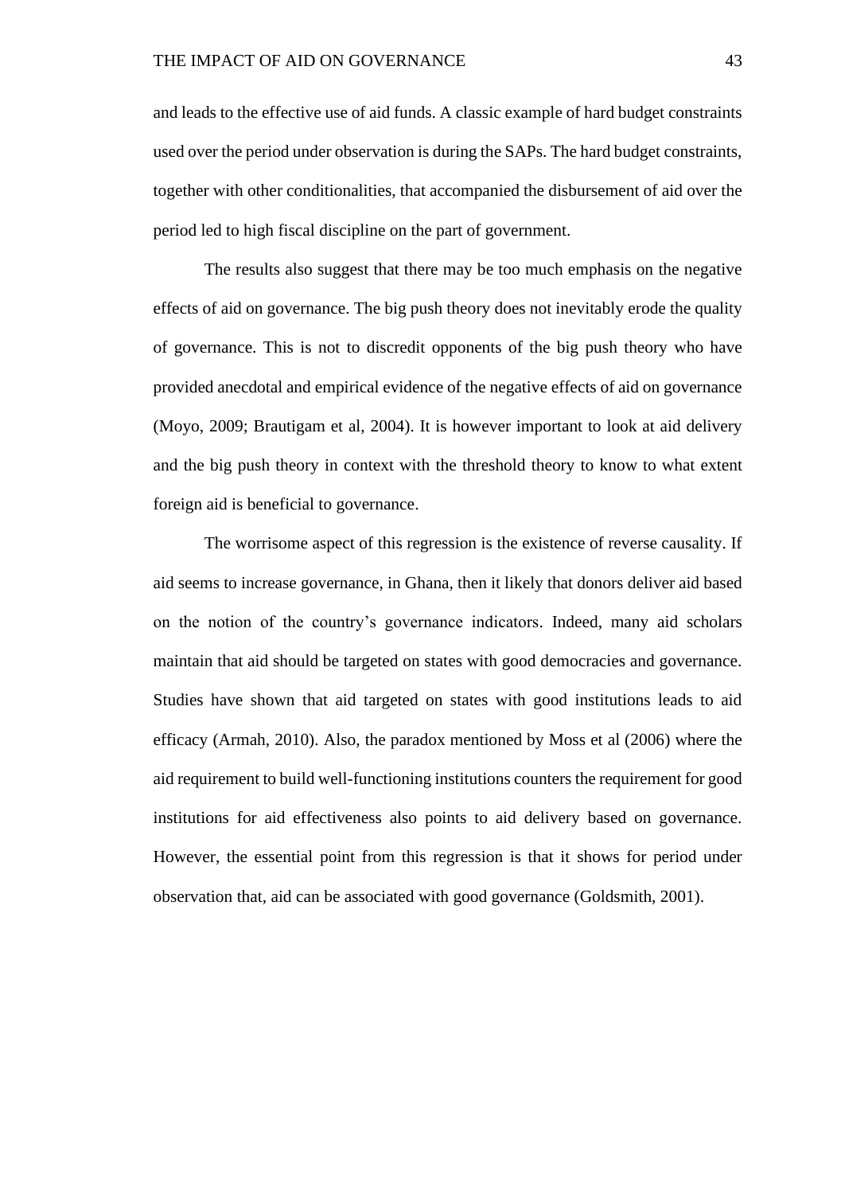and leads to the effective use of aid funds. A classic example of hard budget constraints used over the period under observation is during the SAPs. The hard budget constraints, together with other conditionalities, that accompanied the disbursement of aid over the period led to high fiscal discipline on the part of government.

The results also suggest that there may be too much emphasis on the negative effects of aid on governance. The big push theory does not inevitably erode the quality of governance. This is not to discredit opponents of the big push theory who have provided anecdotal and empirical evidence of the negative effects of aid on governance (Moyo, 2009; Brautigam et al, 2004). It is however important to look at aid delivery and the big push theory in context with the threshold theory to know to what extent foreign aid is beneficial to governance.

The worrisome aspect of this regression is the existence of reverse causality. If aid seems to increase governance, in Ghana, then it likely that donors deliver aid based on the notion of the country's governance indicators. Indeed, many aid scholars maintain that aid should be targeted on states with good democracies and governance. Studies have shown that aid targeted on states with good institutions leads to aid efficacy (Armah, 2010). Also, the paradox mentioned by Moss et al (2006) where the aid requirement to build well-functioning institutions counters the requirement for good institutions for aid effectiveness also points to aid delivery based on governance. However, the essential point from this regression is that it shows for period under observation that, aid can be associated with good governance (Goldsmith, 2001).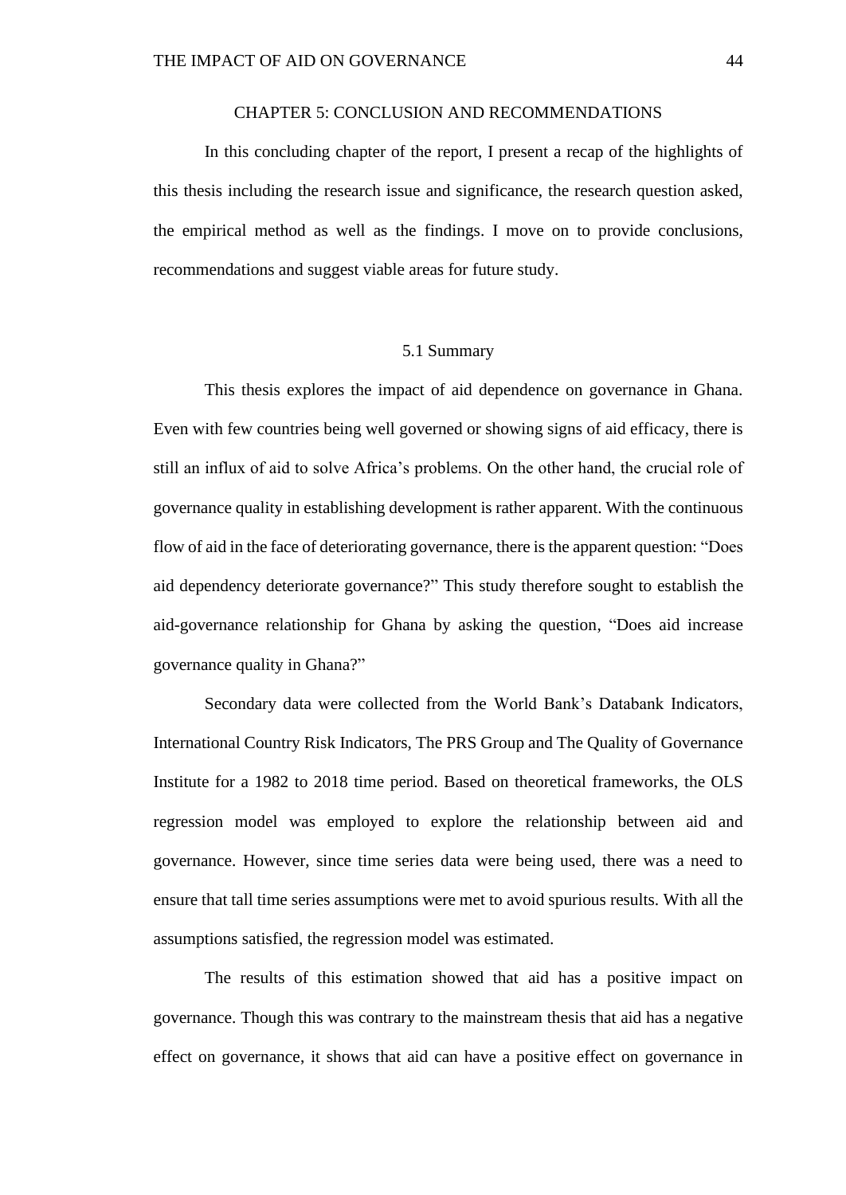# CHAPTER 5: CONCLUSION AND RECOMMENDATIONS

In this concluding chapter of the report, I present a recap of the highlights of this thesis including the research issue and significance, the research question asked, the empirical method as well as the findings. I move on to provide conclusions, recommendations and suggest viable areas for future study.

## 5.1 Summary

This thesis explores the impact of aid dependence on governance in Ghana. Even with few countries being well governed or showing signs of aid efficacy, there is still an influx of aid to solve Africa's problems. On the other hand, the crucial role of governance quality in establishing development is rather apparent. With the continuous flow of aid in the face of deteriorating governance, there is the apparent question: "Does aid dependency deteriorate governance?" This study therefore sought to establish the aid-governance relationship for Ghana by asking the question, "Does aid increase governance quality in Ghana?"

Secondary data were collected from the World Bank's Databank Indicators, International Country Risk Indicators, The PRS Group and The Quality of Governance Institute for a 1982 to 2018 time period. Based on theoretical frameworks, the OLS regression model was employed to explore the relationship between aid and governance. However, since time series data were being used, there was a need to ensure that tall time series assumptions were met to avoid spurious results. With all the assumptions satisfied, the regression model was estimated.

The results of this estimation showed that aid has a positive impact on governance. Though this was contrary to the mainstream thesis that aid has a negative effect on governance, it shows that aid can have a positive effect on governance in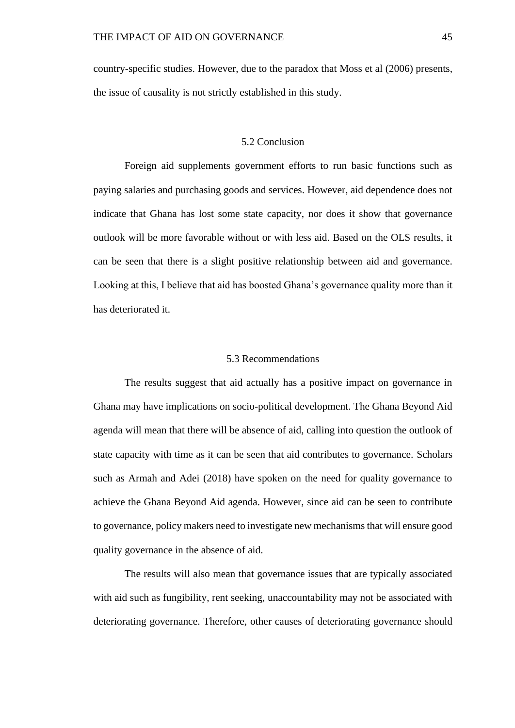country-specific studies. However, due to the paradox that Moss et al (2006) presents, the issue of causality is not strictly established in this study.

## 5.2 Conclusion

Foreign aid supplements government efforts to run basic functions such as paying salaries and purchasing goods and services. However, aid dependence does not indicate that Ghana has lost some state capacity, nor does it show that governance outlook will be more favorable without or with less aid. Based on the OLS results, it can be seen that there is a slight positive relationship between aid and governance. Looking at this, I believe that aid has boosted Ghana's governance quality more than it has deteriorated it.

## 5.3 Recommendations

The results suggest that aid actually has a positive impact on governance in Ghana may have implications on socio-political development. The Ghana Beyond Aid agenda will mean that there will be absence of aid, calling into question the outlook of state capacity with time as it can be seen that aid contributes to governance. Scholars such as Armah and Adei (2018) have spoken on the need for quality governance to achieve the Ghana Beyond Aid agenda. However, since aid can be seen to contribute to governance, policy makers need to investigate new mechanisms that will ensure good quality governance in the absence of aid.

The results will also mean that governance issues that are typically associated with aid such as fungibility, rent seeking, unaccountability may not be associated with deteriorating governance. Therefore, other causes of deteriorating governance should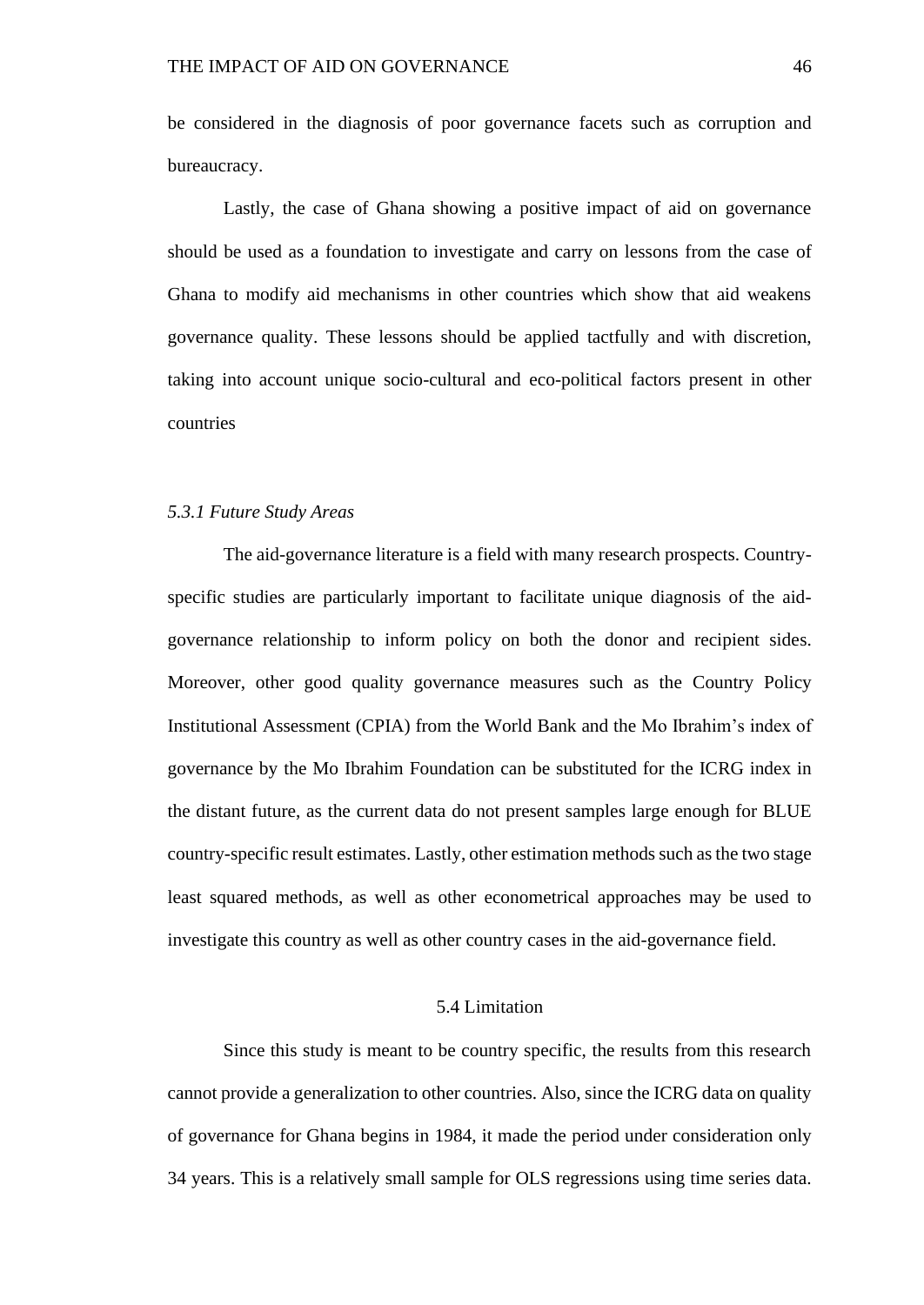be considered in the diagnosis of poor governance facets such as corruption and bureaucracy.

Lastly, the case of Ghana showing a positive impact of aid on governance should be used as a foundation to investigate and carry on lessons from the case of Ghana to modify aid mechanisms in other countries which show that aid weakens governance quality. These lessons should be applied tactfully and with discretion, taking into account unique socio-cultural and eco-political factors present in other countries

### *5.3.1 Future Study Areas*

The aid-governance literature is a field with many research prospects. Country-specific studies are particularly important to facilitate unique diagnosis of the aid-governance relationship to inform policy on both the donor and recipient sides. Moreover, other good quality governance measures such as the Country Policy Institutional Assessment (CPIA) from the World Bank and the Mo Ibrahim's index of governance by the Mo Ibrahim Foundation can be substituted for the ICRG index in the distant future, as the current data do not present samples large enough for BLUE country-specific result estimates. Lastly, other estimation methods such as the two stage least squared methods, as well as other econometrical approaches may be used to investigate this country as well as other country cases in the aid-governance field.

## 5.4 Limitation

Since this study is meant to be country specific, the results from this research cannot provide a generalization to other countries. Also, since the ICRG data on quality of governance for Ghana begins in 1984, it made the period under consideration only 34 years. This is a relatively small sample for OLS regressions using time series data.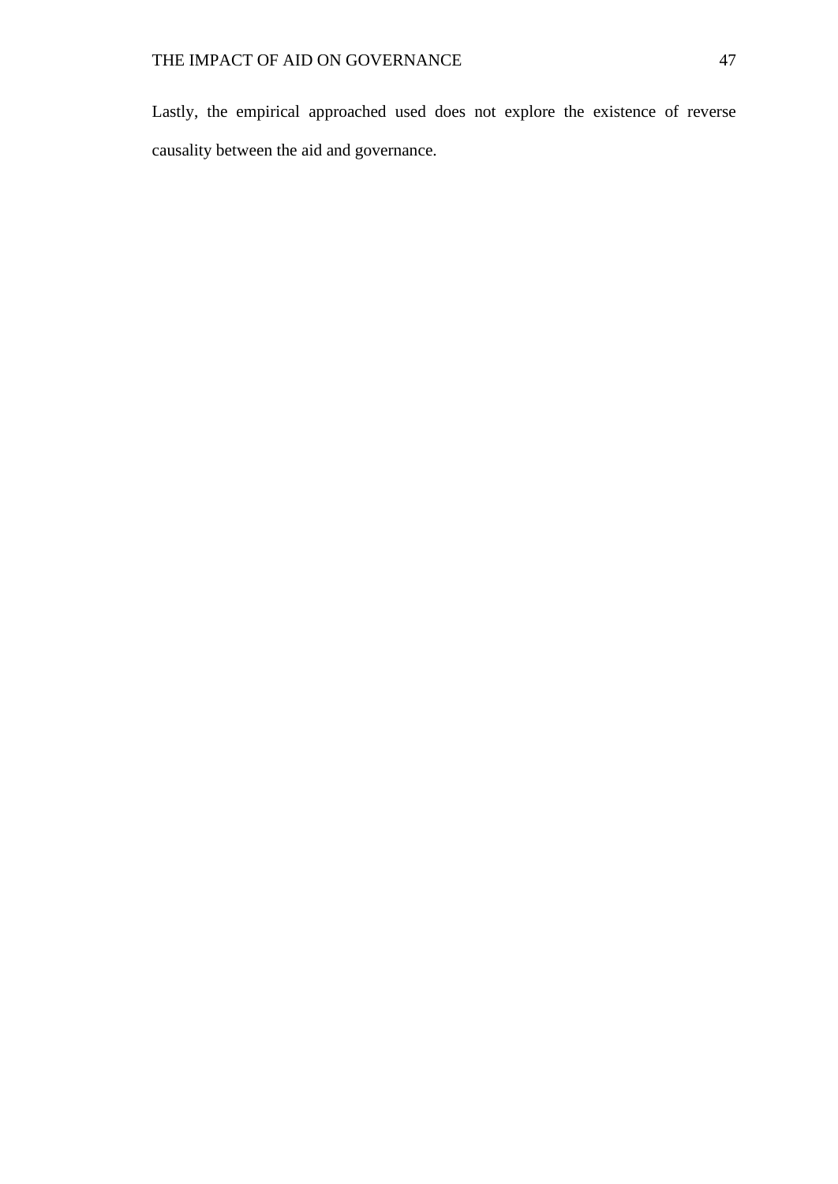Lastly, the empirical approached used does not explore the existence of reverse causality between the aid and governance.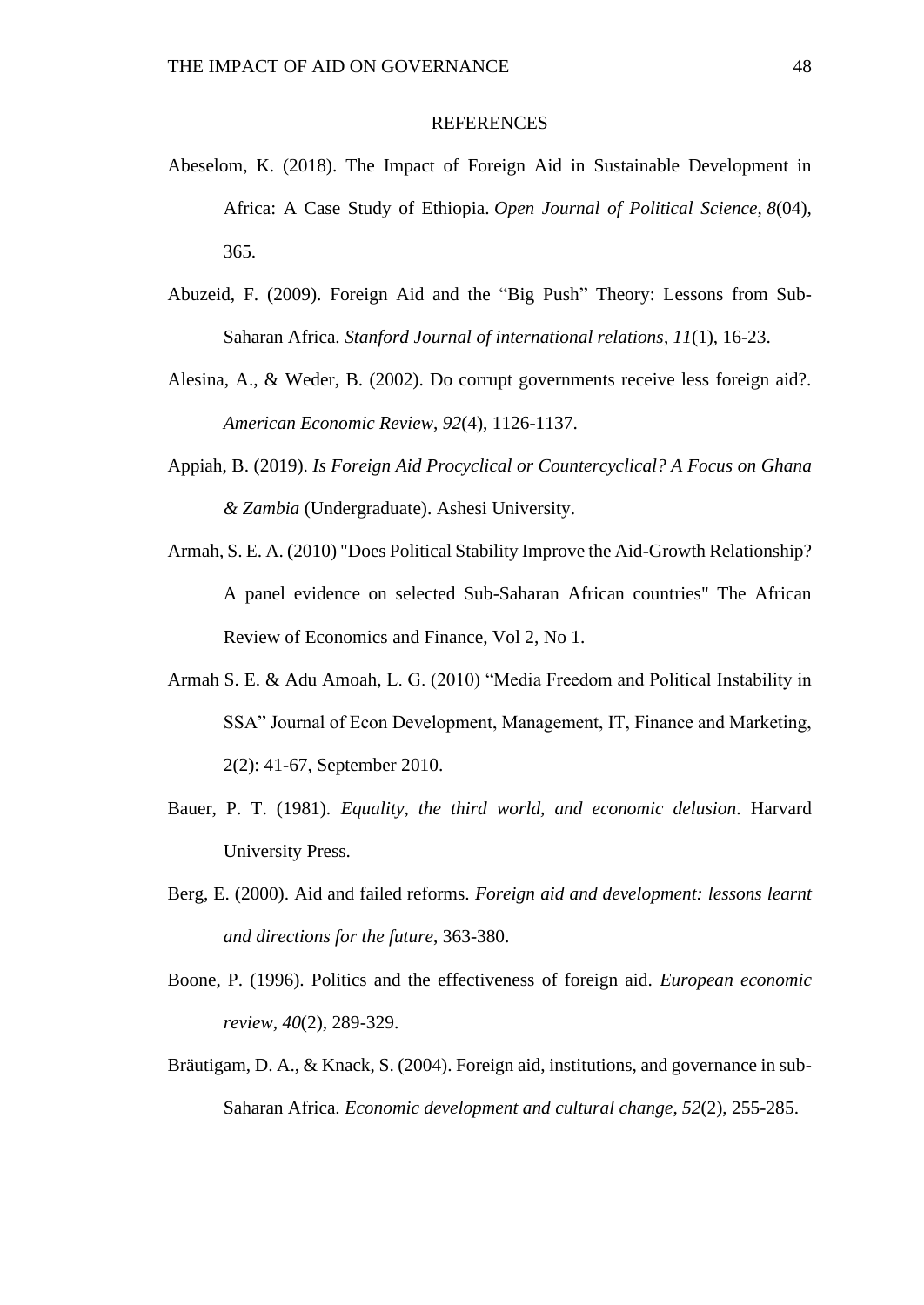# REFERENCES

Abeselom, K. (2018). The Impact of Foreign Aid in Sustainable Development in Africa: A Case Study of Ethiopia. *Open Journal of Political Science*, *8*(04), 365.

Abuzeid, F. (2009). Foreign Aid and the "Big Push" Theory: Lessons from Sub-Saharan Africa. *Stanford Journal of international relations*, *11*(1), 16-23.

Alesina, A., & Weder, B. (2002). Do corrupt governments receive less foreign aid?. *American Economic Review*, *92*(4), 1126-1137.

Appiah, B. (2019). *Is Foreign Aid Procyclical or Countercyclical? A Focus on Ghana & Zambia* (Undergraduate). Ashesi University.

Armah, S. E. A. (2010) "Does Political Stability Improve the Aid-Growth Relationship? A panel evidence on selected Sub-Saharan African countries" The African Review of Economics and Finance, Vol 2, No 1.

Armah S. E. & Adu Amoah, L. G. (2010) "Media Freedom and Political Instability in SSA" Journal of Econ Development, Management, IT, Finance and Marketing, 2(2): 41-67, September 2010.

Bauer, P. T. (1981). *Equality, the third world, and economic delusion*. Harvard University Press.

Berg, E. (2000). Aid and failed reforms. *Foreign aid and development: lessons learnt and directions for the future*, 363-380.

Boone, P. (1996). Politics and the effectiveness of foreign aid. *European economic review*, *40*(2), 289-329.

Bräutigam, D. A., & Knack, S. (2004). Foreign aid, institutions, and governance in sub-Saharan Africa. *Economic development and cultural change*, *52*(2), 255-285.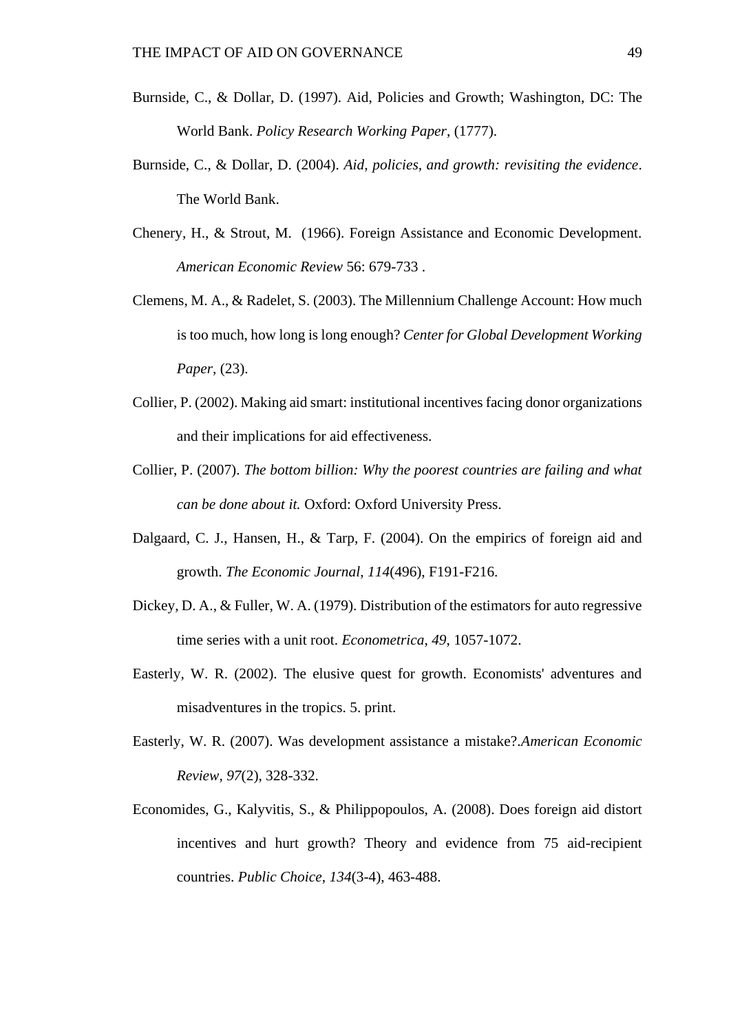Burnside, C., & Dollar, D. (1997). Aid, Policies and Growth; Washington, DC: The World Bank. *Policy Research Working Paper*, (1777).

Burnside, C., & Dollar, D. (2004). *Aid, policies, and growth: revisiting the evidence*. The World Bank.

Chenery, H., & Strout, M. (1966). Foreign Assistance and Economic Development. *American Economic Review* 56: 679-733 .

Clemens, M. A., & Radelet, S. (2003). The Millennium Challenge Account: How much is too much, how long is long enough? *Center for Global Development Working Paper*, (23).

Collier, P. (2002). Making aid smart: institutional incentives facing donor organizations and their implications for aid effectiveness.

Collier, P. (2007). *The bottom billion: Why the poorest countries are failing and what can be done about it.* Oxford: Oxford University Press.

Dalgaard, C. J., Hansen, H., & Tarp, F. (2004). On the empirics of foreign aid and growth. *The Economic Journal*, *114*(496), F191-F216.

Dickey, D. A., & Fuller, W. A. (1979). Distribution of the estimators for auto regressive time series with a unit root. *Econometrica*, *49*, 1057-1072.

Easterly, W. R. (2002). The elusive quest for growth. Economists' adventures and misadventures in the tropics. 5. print.

Easterly, W. R. (2007). Was development assistance a mistake?.*American Economic Review*, *97*(2), 328-332.

Economides, G., Kalyvitis, S., & Philippopoulos, A. (2008). Does foreign aid distort incentives and hurt growth? Theory and evidence from 75 aid-recipient countries. *Public Choice*, *134*(3-4), 463-488.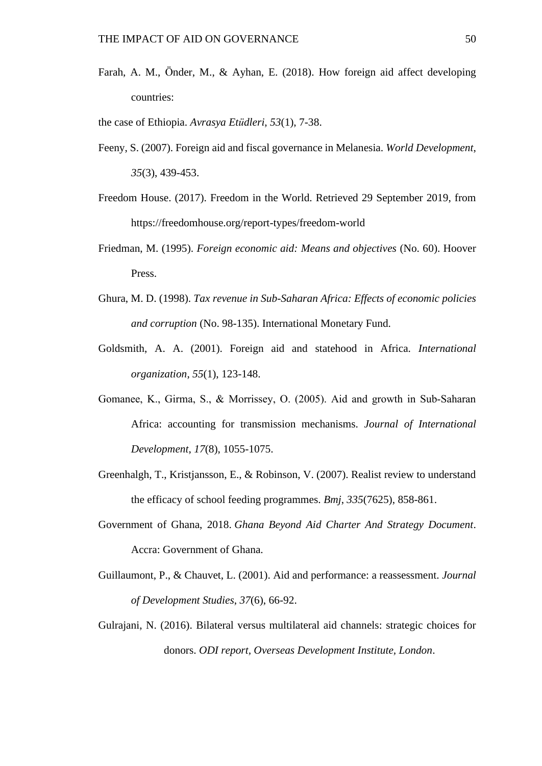Farah, A. M., Önder, M., & Ayhan, E. (2018). How foreign aid affect developing countries:

the case of Ethiopia. *Avrasya Etüdleri*, *53*(1), 7-38.

Feeny, S. (2007). Foreign aid and fiscal governance in Melanesia. *World Development*, *35*(3), 439-453.

Freedom House. (2017). Freedom in the World. Retrieved 29 September 2019, from https://freedomhouse.org/report-types/freedom-world

Friedman, M. (1995). *Foreign economic aid: Means and objectives* (No. 60). Hoover Press.

Ghura, M. D. (1998). *Tax revenue in Sub-Saharan Africa: Effects of economic policies and corruption* (No. 98-135). International Monetary Fund.

Goldsmith, A. A. (2001). Foreign aid and statehood in Africa. *International organization*, *55*(1), 123-148.

Gomanee, K., Girma, S., & Morrissey, O. (2005). Aid and growth in Sub-Saharan Africa: accounting for transmission mechanisms. *Journal of International Development*, *17*(8), 1055-1075.

Greenhalgh, T., Kristjansson, E., & Robinson, V. (2007). Realist review to understand the efficacy of school feeding programmes. *Bmj*, *335*(7625), 858-861.

Government of Ghana, 2018. *Ghana Beyond Aid Charter And Strategy Document*. Accra: Government of Ghana.

Guillaumont, P., & Chauvet, L. (2001). Aid and performance: a reassessment. *Journal of Development Studies*, *37*(6), 66-92.

Gulrajani, N. (2016). Bilateral versus multilateral aid channels: strategic choices for donors. *ODI report, Overseas Development Institute, London*.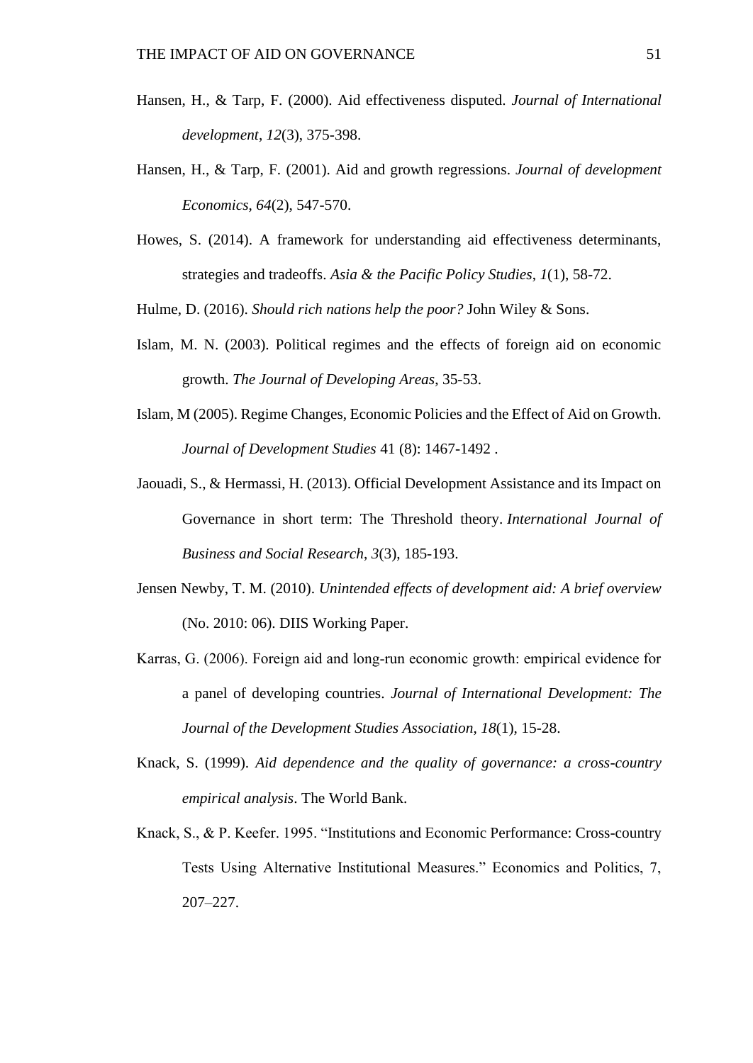Hansen, H., & Tarp, F. (2000). Aid effectiveness disputed. *Journal of International development*, *12*(3), 375-398.

Hansen, H., & Tarp, F. (2001). Aid and growth regressions. *Journal of development Economics*, *64*(2), 547-570.

Howes, S. (2014). A framework for understanding aid effectiveness determinants, strategies and tradeoffs. *Asia & the Pacific Policy Studies*, *1*(1), 58-72.

Hulme, D. (2016). *Should rich nations help the poor?* John Wiley & Sons.

Islam, M. N. (2003). Political regimes and the effects of foreign aid on economic growth. *The Journal of Developing Areas*, 35-53.

Islam, M (2005). Regime Changes, Economic Policies and the Effect of Aid on Growth. *Journal of Development Studies* 41 (8): 1467-1492 .

Jaouadi, S., & Hermassi, H. (2013). Official Development Assistance and its Impact on Governance in short term: The Threshold theory. *International Journal of Business and Social Research*, *3*(3), 185-193.

Jensen Newby, T. M. (2010). *Unintended effects of development aid: A brief overview* (No. 2010: 06). DIIS Working Paper.

Karras, G. (2006). Foreign aid and long-run economic growth: empirical evidence for a panel of developing countries. *Journal of International Development: The Journal of the Development Studies Association*, *18*(1), 15-28.

Knack, S. (1999). *Aid dependence and the quality of governance: a cross-country empirical analysis*. The World Bank.

Knack, S., & P. Keefer. 1995. "Institutions and Economic Performance: Cross-country Tests Using Alternative Institutional Measures." Economics and Politics, 7, 207–227.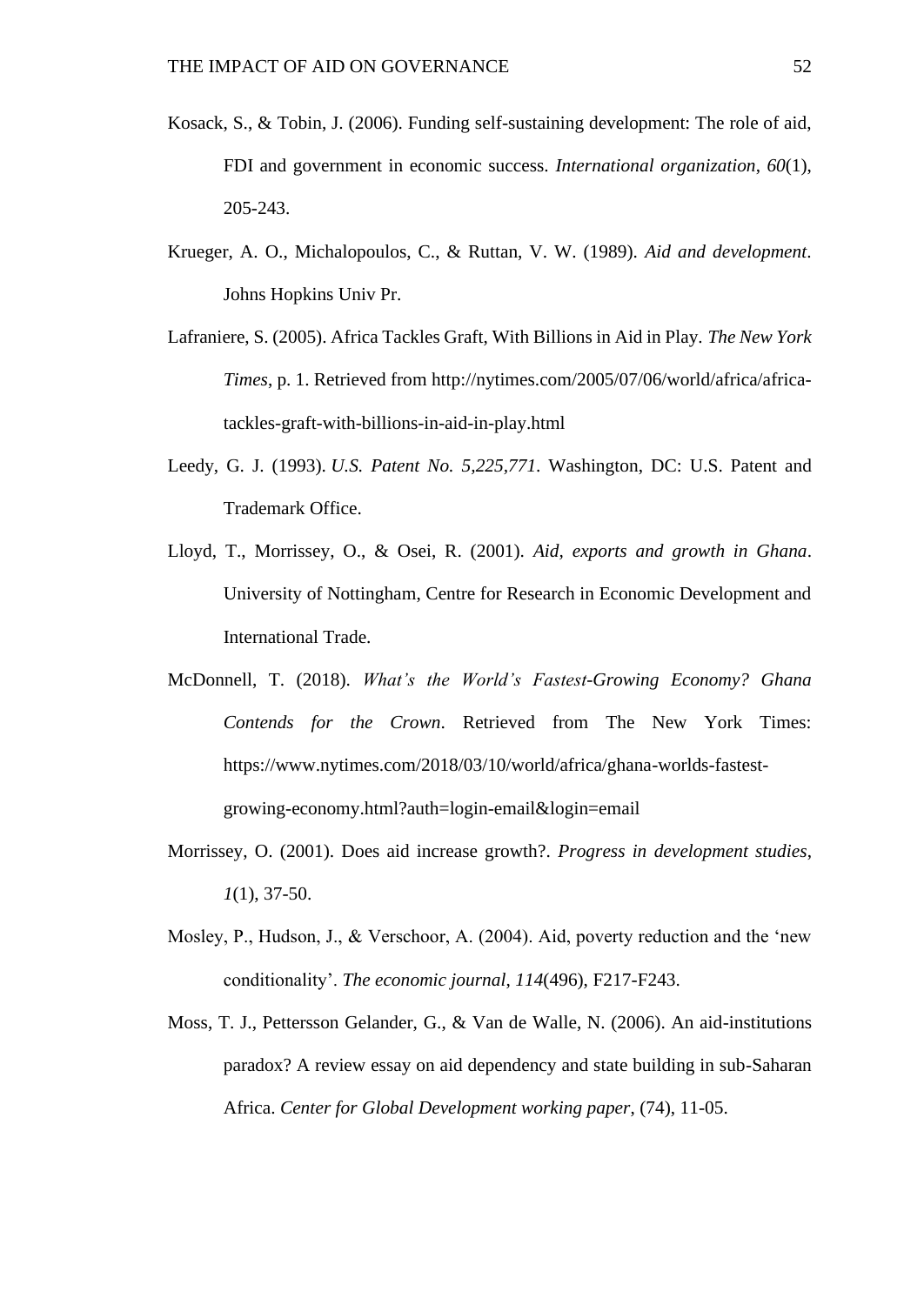Kosack, S., & Tobin, J. (2006). Funding self-sustaining development: The role of aid, FDI and government in economic success. *International organization*, *60*(1), 205-243.

Krueger, A. O., Michalopoulos, C., & Ruttan, V. W. (1989). *Aid and development*. Johns Hopkins Univ Pr.

Lafraniere, S. (2005). Africa Tackles Graft, With Billions in Aid in Play. *The New York Times*, p. 1. Retrieved from http://nytimes.com/2005/07/06/world/africa/africa-tackles-graft-with-billions-in-aid-in-play.html

Leedy, G. J. (1993). *U.S. Patent No. 5,225,771*. Washington, DC: U.S. Patent and Trademark Office.

Lloyd, T., Morrissey, O., & Osei, R. (2001). *Aid, exports and growth in Ghana*. University of Nottingham, Centre for Research in Economic Development and International Trade.

McDonnell, T. (2018). *What's the World's Fastest-Growing Economy? Ghana Contends for the Crown*. Retrieved from The New York Times: https://www.nytimes.com/2018/03/10/world/africa/ghana-worlds-fastest-growing-economy.html?auth=login-email&login=email

Morrissey, O. (2001). Does aid increase growth?. *Progress in development studies*, *1*(1), 37-50.

Mosley, P., Hudson, J., & Verschoor, A. (2004). Aid, poverty reduction and the 'new conditionality'. *The economic journal*, *114*(496), F217-F243.

Moss, T. J., Pettersson Gelander, G., & Van de Walle, N. (2006). An aid-institutions paradox? A review essay on aid dependency and state building in sub-Saharan Africa. *Center for Global Development working paper*, (74), 11-05.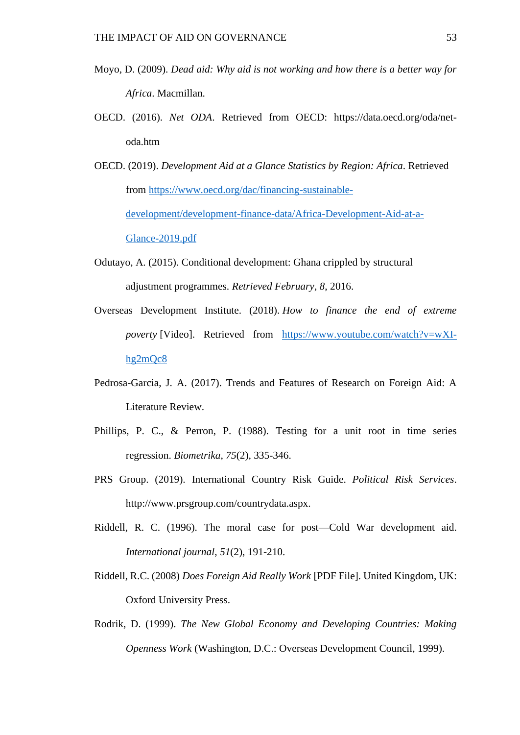Moyo, D. (2009). *Dead aid: Why aid is not working and how there is a better way for Africa*. Macmillan.

OECD. (2016). *Net ODA*. Retrieved from OECD: https://data.oecd.org/oda/net-oda.htm

OECD. (2019). *Development Aid at a Glance Statistics by Region: Africa*. Retrieved from https://www.oecd.org/dac/financing-sustainable-development/development-finance-data/Africa-Development-Aid-at-a-Glance-2019.pdf

Odutayo, A. (2015). Conditional development: Ghana crippled by structural adjustment programmes. *Retrieved February*, *8*, 2016.

Overseas Development Institute. (2018). *How to finance the end of extreme poverty* [Video]. Retrieved from https://www.youtube.com/watch?v=wXI-hg2mQc8

Pedrosa-Garcia, J. A. (2017). Trends and Features of Research on Foreign Aid: A Literature Review.

Phillips, P. C., & Perron, P. (1988). Testing for a unit root in time series regression. *Biometrika*, *75*(2), 335-346.

PRS Group. (2019). International Country Risk Guide. *Political Risk Services*. http://www.prsgroup.com/countrydata.aspx.

Riddell, R. C. (1996). The moral case for post—Cold War development aid. *International journal*, *51*(2), 191-210.

Riddell, R.C. (2008) *Does Foreign Aid Really Work* [PDF File]. United Kingdom, UK: Oxford University Press.

Rodrik, D. (1999). *The New Global Economy and Developing Countries: Making Openness Work* (Washington, D.C.: Overseas Development Council, 1999).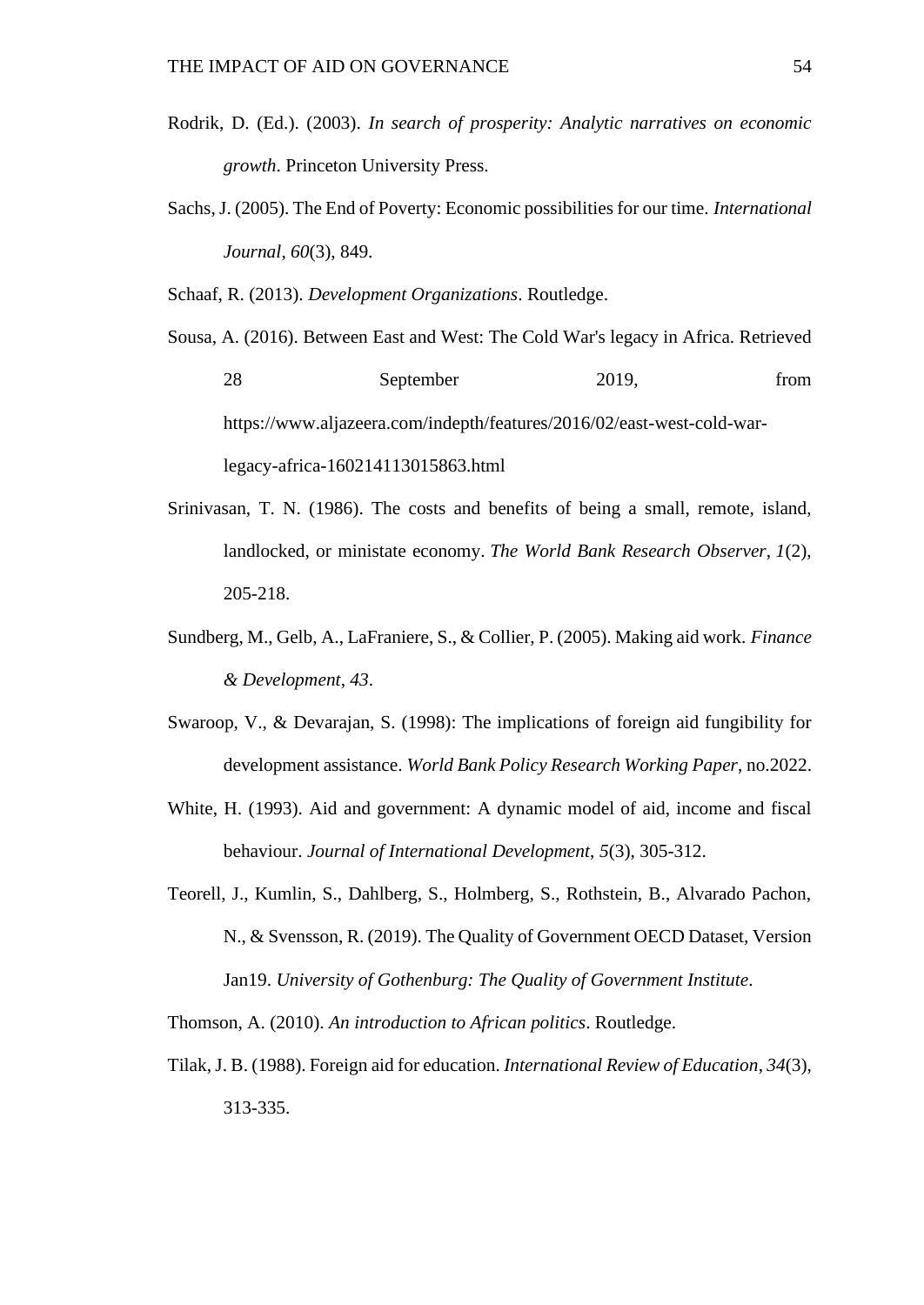Rodrik, D. (Ed.). (2003). *In search of prosperity: Analytic narratives on economic growth*. Princeton University Press.

Sachs, J. (2005). The End of Poverty: Economic possibilities for our time. *International Journal*, *60*(3), 849.

Schaaf, R. (2013). *Development Organizations*. Routledge.

Sousa, A. (2016). Between East and West: The Cold War's legacy in Africa. Retrieved 28 September 2019, from https://www.aljazeera.com/indepth/features/2016/02/east-west-cold-war-legacy-africa-160214113015863.html

Srinivasan, T. N. (1986). The costs and benefits of being a small, remote, island, landlocked, or ministate economy. *The World Bank Research Observer*, *1*(2), 205-218.

Sundberg, M., Gelb, A., LaFraniere, S., & Collier, P. (2005). Making aid work. *Finance & Development*, *43*.

Swaroop, V., & Devarajan, S. (1998): The implications of foreign aid fungibility for development assistance. *World Bank Policy Research Working Paper*, no.2022.

White, H. (1993). Aid and government: A dynamic model of aid, income and fiscal behaviour. *Journal of International Development*, *5*(3), 305-312.

Teorell, J., Kumlin, S., Dahlberg, S., Holmberg, S., Rothstein, B., Alvarado Pachon, N., & Svensson, R. (2019). The Quality of Government OECD Dataset, Version Jan19. *University of Gothenburg: The Quality of Government Institute*.

Thomson, A. (2010). *An introduction to African politics*. Routledge.

Tilak, J. B. (1988). Foreign aid for education. *International Review of Education*, *34*(3), 313-335.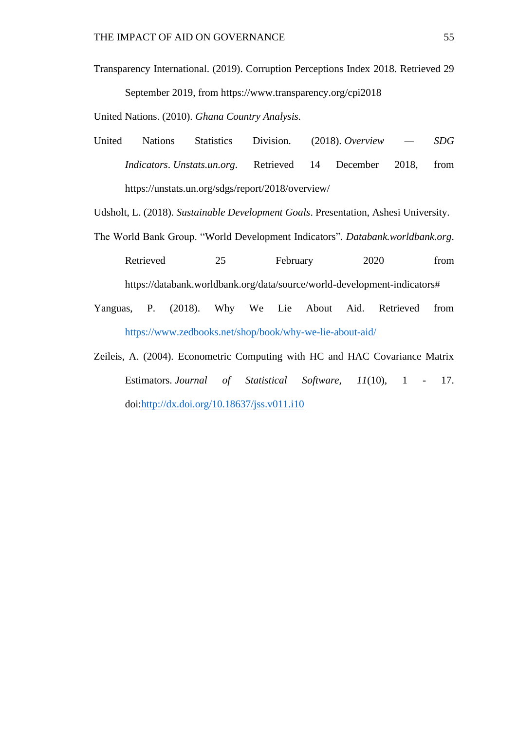Transparency International. (2019). Corruption Perceptions Index 2018. Retrieved 29 September 2019, from https://www.transparency.org/cpi2018

United Nations. (2010). *Ghana Country Analysis.*

United Nations Statistics Division. (2018). *Overview — SDG Indicators*. *Unstats.un.org*. Retrieved 14 December 2018, from https://unstats.un.org/sdgs/report/2018/overview/

Udsholt, L. (2018). *Sustainable Development Goals*. Presentation, Ashesi University.

The World Bank Group. "World Development Indicators". *Databank.worldbank.org*. Retrieved 25 February 2020 from https://databank.worldbank.org/data/source/world-development-indicators#

Yanguas, P. (2018). Why We Lie About Aid. Retrieved from https://www.zedbooks.net/shop/book/why-we-lie-about-aid/

Zeileis, A. (2004). Econometric Computing with HC and HAC Covariance Matrix Estimators. *Journal of Statistical Software*, *11*(10), 1 - 17. doi:http://dx.doi.org/10.18637/jss.v011.i10